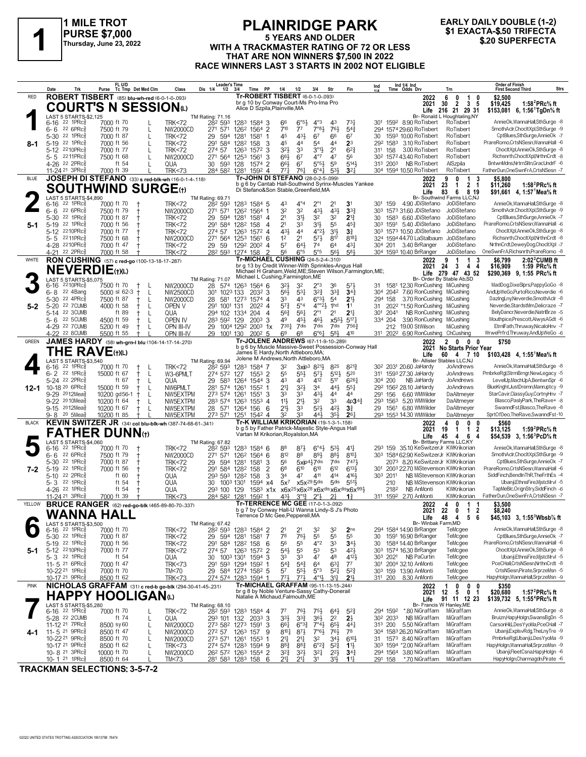# 1 MILE TROT
**PURSE $7,000**
Thursday, June 23, 2022

## PLAINRIDGE PARK
**5 YEARS AND OLDER**
**WITH A TRACKMASTER RATING OF 72 OR LESS**
**THAT ARE NON WINNERS $7,500 IN 2022**
**RACE WINNERS LAST 3 STARTS IN 2002 NOT ELIGIBLE**

**EARLY DAILY DOUBLE (1-2)**
**$1 EXACTA-$.50 TRIFECTA**
**$.20 SUPERFECTA**

---

### 1 — RED — 8-1
**ROBERT TISBERT** (85) blu-wht-red (6-0-1-0-.093)
**COURT'S N SESSION(L)**
Tr-ROBERT TISBERT (6-0-1-0-.093)
br g 10 by Conway Court-Ms Pro-Ima Pro
Alice D Szpila,Plainville,MA
Br- Ronald L Houghtaling,NY
TM Rating: 71.16
LAST 5 STARTS-$2,125

| Year | Starts | Win | Place | Show | Earnings | Record |
|---|---|---|---|---|---|---|
| 2022 | 6 | 0 | 1 | 0 | $2,500 | |
| 2021 | 30 | 2 | 3 | 5 | $19,425 | 1:58²PRc⅝ ft |
| Life | 216 | 21 | 29 | 31 | $153,081 | 6, 1:56¹TgDn⅝ ft |

| Date | Trk | Purse | FL U/D Tc Tmp | Class | Leader's Time 1/4 1/2 3/4 | Time | PP | 1/4 | 1/2 | 3/4 | Str | Fin | Ind Time | Odds Drv | Trn | Order of Finish |
|---|---|---|---|---|---|---|---|---|---|---|---|---|---|---|---|---|
| 6-16 22 | 1PRc⅝ | 7000 | ft 70 L | TRK<72 | 28² 59³ 128³ | 158⁴ | 3 | 6⁶ | 6°⁵½ | 4°³ | 4³ | 7³¼ | 30¹ 159² | 8.90 RoTisbert | RoTisbert | AnnieOk,WannaHall,SthSurge -8 |
| 6- 6 22 | 6PRc⅝ | 7500 | ft 79 L | NW2000CD | 27¹ 57¹ 126² | 156⁴ | 2 | 7¹⁰ | 7⁷ | 7°⁸½ | 7⁶½ | 5⁴¾ | 29⁴ 157⁴ | 29.60 RoTisbert | RoTisbert | SmothAclr,ChocltXpl,SthSurge -9 |
| 5-30 22 | 2PRc⅝ | 7000 | ft 87 L | TRK<72 | 29 59⁴ 128¹ | 158¹ | 1 | 4⁵ | 4³½ | 6⁷ | 6⁶ | 6⁷ | 30 159³ | 10.00 RoTisbert | RoTisbert | CptBlues,SthSurge,AnnieOk -7 |
| 5-19 22 | 1PRc⅝ | 7000 | ft 56 L | TRK<72 | 29¹ 58⁴ 128² | 158 | 3 | 4⁵ | 4⁴ | 5⁴ | 4⁴ | 2³ | 29² 158³ | 3.10 RoTisbert | RoTisbert | PrareRomo,CrtsNSesn,WannaHall -6 |
| 5-12 22 | 10PRc⅝ | 7000 | ft 77 L | TRK<72 | 27⁴ 57 126³ | 157² | 3 | 3²½ | 3³ | 3°¹½ | 2¹ | 6²¾ | 31¹ 158 | 3.00 RoTisbert | RoTisbert | ChocltXpl,AnnieOk,SthSurge -8 |
| 5- 5 22 | 11PRc⅝ | 7500 | ft 68 L | NW2000CD | 27¹ 56⁴ 125³ | 156¹ | 3 | 6⁶½ | 6⁷ | 4°⁷ | 4⁷ | 5⁶ | 30² 157² | 43.40 RoTisbert | RoTisbert | Richsnrth,ChocltXpl,NrthnCrdt -8 |
| 4-26 22 | 2PRc⅝ | | ft 54 L | QUA | 30 59³ 128 | 157⁴ | 2 | 6⁶½ | 6⁷ | 5°⁵½ | 5⁹ | 5¹⁴½ | 31³ 200³ | NB RoTisbert | AlSzpila | BntwnMdns,NrtrnSttn,GracUndrF -6 |
| 11-24 21 | 3PRc⅝ | 7000 | ft 39 | TRK<73 | 28⁴ 58² 128¹ | 159² | 4 | 7⁷½ | 7⁶½ | 6°⁴¼ | 5³½ | 3²½ | 30⁴ 159⁴ | 10.50 RoTisbert | RoTisbert | FatherDun,OneSwnFrA,CrtsNSesn -7 |

### 2 — BLUE — 5-1
**JOSEPH DI STEFANO** (33) s red-blk-wh (16-0-1-4-.118)
**SOUTHWIND SURGE(†)**
Tr-JOHN DI STEFANO (28-0-2-5-.099)
b g 6 by Cantab Hall-Southwind Syrinx-Muscles Yankee
Di Stefano&Son Stable,Greenfield,MA
Br- Southwind Farms LLC,NJ
TM Rating: 69.71
LAST 5 STARTS-$4,890

| Year | Starts | Win | Place | Show | Earnings | Record |
|---|---|---|---|---|---|---|
| 2022 | 9 | 0 | 1 | 3 | $5,800 | |
| 2021 | 23 | 1 | 2 | 1 | $11,260 | 1:58²PRc⅝ ft |
| Life | 83 | 6 | 8 | 19 | $91,661 | 4, 1:57¹Mea⅝ ft |

| Date | Trk | Purse | FL U/D Tc Tmp | Class | Leader's Time 1/4 1/2 3/4 | Time | PP | 1/4 | 1/2 | 3/4 | Str | Fin | Ind Time | Odds Drv | Trn | Order of Finish |
|---|---|---|---|---|---|---|---|---|---|---|---|---|---|---|---|---|
| 6-16 22 | 1PRc⅝ | 7000 | ft 70 † | TRK<72 | 28² 59³ 128³ | 158⁴ | 5 | 4³ | 4°⁴ | 2°¹ | 2¹ | 3¹ | 30¹ 159 | 4.90 JDiStefano | JoDiStefano | AnnieOk,WannaHall,SthSurge -8 |
| 6- 6 22 | 6PRc⅝ | 7500 | ft 79 † | NW2000CD | 27¹ 57¹ 126² | 156⁴ | 1 | 3² | 3² | 4³½ | 4³½ | 3³¾ | 30³ 157³ | 31.60 JDiStefano | JoDiStefano | SmothAclr,ChocltXpl,SthSurge -9 |
| 5-30 22 | 2PRc⅝ | 7000 | ft 87 † | TRK<72 | 29 59⁴ 128¹ | 158¹ | 4 | 2¹ | 3¹½ | 3² | 3² | 2¹¾ | 30 158³ | 6.60 JDiStefano | JoDiStefano | CptBlues,SthSurge,AnnieOk -7 |
| 5-19 22 | 1PRc⅝ | 7000 | ft 56 † | TRK<72 | 29¹ 58⁴ 128² | 158 | 4 | 2¹ | 3³ | 3¹½ | 5⁵ | 4⁵¾ | 30³ 159¹ | 5.40 JDiStefano | JoDiStefano | PrareRomo,CrtsNSesn,WannaHall -6 |
| 5-12 22 | 10PRc⅝ | 7000 | ft 77 † | TRK<72 | 27⁴ 57 126³ | 157² | 4 | 4³½ | 4⁴ | 4°²½ | 3¹½ | 3¾ | 30³ 157³ | 10.50 JDiStefano | JoDiStefano | ChocltXpl,AnnieOk,SthSurge -8 |
| 5- 5 22 | 11PRc⅝ | 7500 | ft 68 † | NW2000CD | 27¹ 56⁴ 125³ | 156¹ | 6 | 1² | 2¹ | 5⁷½ | 8¹⁷ | 8¹⁸½ | 32⁴ 159⁴ | 44.70 LaStalbaum | JoDiStefano | Richsnrth,ChocltXpl,NrthnCrdt -8 |
| 4-28 22 | 10PRc⅝ | 7000 | ft 47 † | TRK<72 | 29 59 129² | 200² | 4 | 5⁷ | 6⁴½ | 7⁴ | 6⁴ | 4³¼ | 30⁴ 201 | 3.40 BrRanger | JoDiStefano | NrthnCrdt,DeweyDog,ChocltXpl -7 |
| 4-21 22 | 2PRc⅝ | 7000 | ft 58 † | TRK<72 | 28² 59³ 127⁴ | 158 | 2 | 5⁶ | 6°⁶ | 5°⁵ | 5⁶½ | 5⁸½ | 30⁴ 159³ | 10.40 BrRanger | JoDiStefano | OneSwnFrA,Richsnrth,PrareRomo -8 |

### 3 — WHITE — 5-2
**RON CUSHING** (57) c red-go (100-13-18-17-.287)
**NEVERDIE(†)(L)**
Tr-MICHAEL CUSHING (24-5-2-4-.310)
br g 13 by Credit Winner-With Sprinkles-Angus Hall
Michael H Graham,Weld,ME;Steven Wilson,Farmington,ME;
Michael L Cushing,Farmington,ME
Br- Order By Stable Ab,SD
TM Rating: 71.07
LAST 5 STARTS-$5,075

| Year | Starts | Win | Place | Show | Earnings | Record |
|---|---|---|---|---|---|---|
| 2022 | 9 | 1 | 1 | 3 | $6,799 | 2:02²CUMB ft |
| 2021 | 24 | 3 | 4 | 4 | $16,909 | 1:59 PRc⅝ ft |
| Life | 279 | 47 | 43 | 52 | $290,369 | 9, 1:55 PRc⅝ ft |

| Date | Trk | Purse | FL U/D Tc Tmp | Class | Leader's Time 1/4 1/2 3/4 | Time | PP | 1/4 | 1/2 | 3/4 | Str | Fin | Ind Time | Odds Drv | Trn | Order of Finish |
|---|---|---|---|---|---|---|---|---|---|---|---|---|---|---|---|---|
| 6-16 22 | 10PRc⅝ | 7500 | ft 70 † L | NW2000CD | 28 57⁴ 126³ | 156⁴ | 6 | 3²½ | 3² | 2°³ | 3⁶ | 5⁷½ | 31 158¹ | 12.30 RonCushing | MiCushing | MadDog,DixeSlprs,PappyGoGo -8 |
| 6- 8 22 | 4Bang | 5000 | sl 62-3 † L | NW2500CD | 30¹ 102³ 133 | 203² | 3 | 5⁶½ | 5³½ | 3²¾ | 3³¾ | 3⁴¾ | 30⁴ 204² | 7.60 RonCushing | MiCushing | AndUpWeGo,PurtoRico,Neverdie -6 |
| 5-30 22 | 4PRc⅝ | 7500 | ft 87 † L | NW2000CD | 28 58¹ 127³ | 157⁴ | 4 | 3³ | 4³ | 6°³½ | 5⁴ | 2¹½ | 29⁴ 158 | 3.70 RonCushing | MiCushing | DazlngLny,Neverdie,SmothAclr -8 |
| 5-20 22 | 7CUMB | 4000 | ft 58 † L | OPEN V | 29¹ 100¹ 131 | 202² | 4 | 5⁷½ | 5°⁴ | 4°°2½ | 1hd | 1¹ | 31 202² | *1.50 RonCushing | MiCushing | Neverdie,StardstMm,Delicraze -7 |
| 5-14 22 | 3CUMB | | ft 89 † L | QUA | 29⁴ 102 133⁴ | 204 | 4 | 5⁶½ | 5⁶½ | 2°¹ | 2¹ | 2¹½ | 30¹ 204¹ | NB RonCushing | MiCushing | BelyDancr,Neverdie,NatrlBrze -5 |
| 5- 6 22 | 5CUMB | 4500 | ft 59 † L | OPEN IV | 28³ 59² 129 | 200³ | 3 | 4⁹ | 4⁵½ | 4⁶½ | x5⁵½ | 5¹⁷¼ | 33⁴ 204 | 3.90 RonCushing | MiCushing | Mouthpice,Prescott,AlwysAGdt -6 |
| 4-29 22 | 7CUMB | 5200 | ft 49 † L | OPN III-IV | 29 100⁴ 129² | 200³ | 1x | 7³⁰½ | 7dis | 7dis | 7dis | 7⁵⁶¾ | 212 | 19.00 StWilson | MiCushing | EtrnlFath,Thruway,NicaloHnv -7 |
| 4-22 22 | 8CUMB | 5500 | ft 55 † L | OPN III-IV | 29 100¹ 130 | 200² | 5 | 6⁹ | 6⁸ | 6°⁶½ | 5⁸½ | 4¹⁰ | 31¹ 202² | 6.90 RonCushing | ChCushing | WrwePrfrd,Thruway,AndUpWeGo -6 |

### 4 — GREEN — 12-1
**JAMES HARDY** (58) wh-grn-l blu (104-14-17-14-.270)
**THE RAVE(†)(L)**
Tr-JOLENE ANDREWS (67-11-9-10-.289)
b g 6 by Muscle Massive-Sweet Possession-Conway Hall
James E Hardy,North Attleboro,MA;
Jolene M Andrews,North Attleboro,MA
Br- Allister Stables LLC,NJ
TM Rating: 69.94
LAST 5 STARTS-$3,540

| Year | Starts | Win | Place | Show | Earnings | Record |
|---|---|---|---|---|---|---|
| 2022 | 2 | 0 | 0 | 0 | $750 | |
| 2021 | No Starts Prior Year | | | | | |
| Life | 60 | 4 | 7 | 10 | $103,428 | 4, 1:55¹Mea⅝ ft |

| Date | Trk | Purse | FL U/D Tc Tmp | Class | Leader's Time 1/4 1/2 3/4 | Time | PP | 1/4 | 1/2 | 3/4 | Str | Fin | Ind Time | Odds Drv | Trn | Order of Finish |
|---|---|---|---|---|---|---|---|---|---|---|---|---|---|---|---|---|
| 6-16 22 | 1PRc⅝ | 7000 | ft 70 † L | TRK<72 | 28² 59³ 128³ | 158⁴ | 7 | 3² | 3xip³ | 8²¹½ | 8²⁵ | 8²¹¾ | 30² 203¹ | 20.60 JaHardy | JoAndrews | AnnieOk,WannaHall,SthSurge -8 |
| 6- 2 22 | 1PRc⅝ | 15000 | ft 67 † L | W3-6PMLT | 27⁴ 57² 127 | 155³ | 2 | 5⁵ | 5⁵½ | 5⁷½ | 5¹²½ | 5²⁰ | 31¹ 159³ | 27.30 JaHardy | JoAndrews | PmbrkeRgl,StrmBrngr,NewLegacy -5 |
| 5-24 22 | 2PRc⅝ | | ft 67 † L | QUA | 29 58³ 126⁴ | 154⁴ | 3 | 4³ | 4³ | 4¹² | 5¹⁷ | 6²⁶½ | 30⁴ 200 | NB JaHardy | JoAndrews | LevelUp,MachUpA,BentwnSpr -6 |
| 10-18 20 | 6PRc⅝ | 15000 | ft 59 † L | NW6PMLT | 28¹ 57⁴ 126¹ | 155² | 1 | 2¹½ | 3²½ | 3⁴ | 4⁴½ | 5⁵¼ | 29² 156² | 28.10 JaHardy | JoAndrews | BlueKnght,JustDremn,Manruptcy -9 |
| 9-29 20 | 12Mea⅝ | 10200 | gd56-1 † L | NW5EXTPM | 27³ 57⁴ 126¹ | 155¹ | 3 | 3³ | 3³ | 4³½ | 4⁴ | 4⁴ | 29¹ 156 | 6.60 WMWilder | DaAltmeyer | StarCavir,ClassyGuy,CortnyHnv -7 |
| 9-22 20 | 10Mea⅝ | 10200 | ft 64 † L | NW5EXTPM | 28³ 57⁴ 126³ | 155³ | 4 | 1¹½ | 2¹½ | 3² | 3³ | 4p3⁴¾ | 29³ 156³ | 5.20 WMWilder | DaAltmeyer | Blasco,PaslyPark,TheRave+ -8 |
| 9-15 20 | 12Mea⅝ | 10200 | ft 67 † L | NW5EXTPM | 28 57¹ 126⁴ | 156 | 6 | 2¹½ | 3³ | 5²½ | 4²½ | 3¾ | 29 156¹ | 6.80 WMWilder | DaAltmeyer | SwanndFst,Blasco,TheRave -8 |
| 9- 8 20 | 5Mea⅝ | 10200 | ft 85 † L | NW5EXTPM | 27³ 57¹ 125¹ | 154² | 4 | 3² | 3³ | 4⁴½ | 3⁵½ | 2⁶¼ | 29³ 155³ | 14.30 WMWilder | DaAltmeyer | SprtOfDeo,TheRave,SwanndFst-10 |

### 5 — BLACK — 7-2
**KEVIN SWITZER JR** (34) col blu-blk-wh (387-74-68-61-.341)
**FATHER DUNN(†)**
Tr-K WILLIAM KRIKORIAN (19-1-3-1-.158)
b g 5 by Father Patrick-Majestic Style-Angus Hall
Vartan M Krikorian,Royalston,MA
Br- Brittany Farms LLC,KY
TM Rating: 67.82
LAST 5 STARTS-$4,060

| Year | Starts | Win | Place | Show | Earnings | Record |
|---|---|---|---|---|---|---|
| 2022 | 4 | 0 | 0 | 0 | $560 | |
| 2021 | 19 | 1 | 1 | 2 | $13,125 | 1:59²PRc⅝ ft |
| Life | 45 | 4 | 6 | 4 | $54,539 | 3, 1:56³PcD⅝ ft |

| Date | Trk | Purse | FL U/D Tc Tmp | Class | Leader's Time 1/4 1/2 3/4 | Time | PP | 1/4 | 1/2 | 3/4 | Str | Fin | Ind Time | Odds Drv | Trn | Order of Finish |
|---|---|---|---|---|---|---|---|---|---|---|---|---|---|---|---|---|
| 6-16 22 | 1PRc⅝ | 7000 | ft 70 † | TRK<72 | 28² 59³ 128³ | 158⁴ | 6 | 8⁸ | 8⁷½ | 6°⁴½ | 5³½ | 4¹½ | 29³ 159 | 35.10 KeSwitzerJr | KWKrikorian | AnnieOk,WannaHall,SthSurge -8 |
| 6- 6 22 | 6PRc⅝ | 7500 | ft 79 † | NW2000CD | 27¹ 57¹ 126² | 156⁴ | 6 | 8¹² | 8⁸ | 8⁹½ | 8⁸½ | 8¹⁰¼ | 30³ 158⁴ | 62.90 KeSwitzerJr | KWKrikorian | SmothAclr,ChocltXpl,SthSurge -9 |
| 5-30 22 | 1PRc⅝ | 7000 | ft 87 † | TRK<72 | 29 59⁴ 128¹ | 158¹ | 3 | 5⁶ | 5xip⁴½ | 7dis | 7dis | 7⁴⁷½ | 207³ | 8.20 KeSwitzerJr | KWKrikorian | CptBlues,SthSurge,AnnieOk -7 |
| 5-19 22 | 1PRc⅝ | 7000 | ft 56 † | TRK<72 | 29¹ 58⁴ 128² | 158 | 2 | 6⁸ | 6¹⁰ | 6¹⁰ | 6¹² | 6¹³½ | 30¹ 200³ | 22.70 MiStevenson | KWKrikorian | PrareRomo,CrtsNSesn,WannaHall -6 |
| 5-10 22 | 2PRc⅝ | | ft 60 † | QUA | 29³ 59³ 128² | 158 | 3 | 3⁴ | 4⁷ | 4¹¹ | 4¹⁴ | 4¹⁶½ | 30³ 201¹ | NB MiStevenson | KWKrikorian | SiddFinch,BendInThR,TheFrthEs -4 |
| 5- 3 22 | 1PRc⅝ | | ft 54 † | QUA | 30 100³ 130¹ | 159⁴ | x4 | 5x⁷ | x5x²⁹ | 5dis | 5dis | 5⁵¹½ | 210 | NB MiStevenson | KWKrikorian | UbanjiEthnsFire,MjstcMrvl -5 |
| 4-26 22 | 1PRc⅝ | | ft 54 † | QUA | 29³ 100 129 | 158³ | x1x | x6x²⁵ | x6x²⁸ | x6xdis | x6xdis | x6x⁹⁹½ | 218² | NB AnMonti | KWKrikorian | TapMeBlc,OrignStry,SiddFinch -6 |
| 11-24 21 | 3PRc⅝ | 7000 | ft 39 † | TRK<73 | 28⁴ 58² 128¹ | 159² | 1 | 4³½ | 3°¹ʒ | 2°½ | 2¼ | 1¾ | 31¹ 159² | 2.70 AnMonti | KWKrikorian | FatherDun,OneSwnFrA,CrtsNSesn -7 |

### 6 — YELLOW — 5-1
**BRUCE RANGER** (62) red-go-blk (465-89-80-70-.337)
**WANNA HALL**
Tr-TERRENCE MC GEE (17-0-1-3-.092)
b g 7 by Conway Hall-U Wanna Lindy-S J's Photo
Terrence D Mc Gee,Pepperell,MA
Br- Winbak Farm,MD
TM Rating: 67.42
LAST 5 STARTS-$3,500

| Year | Starts | Win | Place | Show | Earnings | Record |
|---|---|---|---|---|---|---|
| 2022 | 4 | 0 | 1 | 1 | $3,500 | |
| 2021 | 22 | 0 | 1 | 2 | $8,240 | |
| Life | 48 | 4 | 5 | 6 | $45,103 | 3, 1:55³Wbsb⅞ ft |

| Date | Trk | Purse | FL U/D Tc Tmp | Class | Leader's Time 1/4 1/2 3/4 | Time | PP | 1/4 | 1/2 | 3/4 | Str | Fin | Ind Time | Odds Drv | Trn | Order of Finish |
|---|---|---|---|---|---|---|---|---|---|---|---|---|---|---|---|---|
| 6-16 22 | 1PRc⅝ | 7000 | ft 70 | TRK<72 | 28² 59³ 128³ | 158⁴ | 2 | 2¹ | 2¹ | 3² | 3² | 2ns | 29⁴ 158⁴ | 14.90 BrRanger | TeMcgee | AnnieOk,WannaHall,SthSurge -8 |
| 5-30 22 | 1PRc⅝ | 7000 | ft 87 | TRK<72 | 29 59⁴ 128¹ | 158¹ | 7 | 7⁸ | 7⁶½ | 5⁵ | 5⁵ | 5⁵ | 30 159¹ | 16.90 BrRanger | TeMcgee | CptBlues,SthSurge,AnnieOk -7 |
| 5-19 22 | 1PRc⅝ | 7000 | ft 56 | TRK<72 | 29¹ 58⁴ 128² | 158 | 6 | 5⁶ | 5⁵ | 4°² | 3³ | 3⁴½ | 30 158⁴ | 14.40 BrRanger | TeMcgee | PrareRomo,CrtsNSesn,WannaHall -6 |
| 5-12 22 | 10PRc⅝ | 7000 | ft 77 | TRK<72 | 27⁴ 57 126³ | 157² | 2 | 5⁴½ | 5⁵ | 5³ | 5³ | 4²½ | 30³ 157⁴ | 16.30 BrRanger | TeMcgee | ChocltXpl,AnnieOk,SthSurge -8 |
| 5- 3 22 | 1PRc⅝ | | ft 54 | QUA | 30 100³ 130¹ | 159⁴ | 3 | 3³ | 3³ | 3⁷ | 4⁸ | 4¹²½ | 30³ 202¹ | NB PaCurtin | TeMcgee | UbanjiEthnsFire,MjstcMrvl -5 |
| 11- 5 21 | 6PRc⅝ | 7000 | ft 47 | TRK<73 | 29¹ 59³ 129⁴ | 159² | 1 | 5⁴½ | 5⁴½ | 6⁴ | 6³½ | 7⁷ | 30¹ 200⁴ | 32.10 AnMonti | TeMcgee | PceCHall,CrtsNSesn,NrthnCrdt -8 |
| 10-22 21 | 1PRc⅝ | 7000 | ft 70 | TM<70 | 29 58⁴ 127⁴ | 158² | 5 | 5⁷ | 5⁵½ | 5°³ | 5²½ | 5²¾ | 30³ 159 | 13.90 AnMonti | TeMcgee | CrtsNSesn,Pirate,SrprzeMsn -5 |
| 10-17 21 | 9PRc⅝ | 8500 | ft 62 | TRK<73 | 27⁴ 57⁴ 128³ | 159⁴ | 1 | 7⁷½ | 7⁷½ | 4°¹½ | 3¹½ | 2¹½ | 31¹ 200 | 8.30 AnMonti | TeMcgee | HapyHolgn,WannaHall,SrprzeMsn -9 |

### 7 — PINK — 4-1
**NICHOLAS GRAFFAM** (31) c red-b go-blk (294-30-41-45-.231)
**HAPPY HOOLIGAN(L)**
Tr-MICHAEL GRAFFAM (95-11-13-15-.244)
br g 8 by Noble Venture-Sassy Cathy-Donerail
Natalie A Michaud,Falmouth,ME
Br- Francis W Hanley,ME
TM Rating: 68.10
LAST 5 STARTS-$5,280

| Year | Starts | Win | Place | Show | Earnings | Record |
|---|---|---|---|---|---|---|
| 2022 | 1 | 0 | 0 | 0 | $350 | |
| 2021 | 12 | 5 | 0 | 1 | $20,680 | 1:57²PRc⅝ ft |
| Life | 91 | 11 | 12 | 23 | $139,732 | 5, 1:55⁴PRc⅝ ft |

| Date | Trk | Purse | FL U/D Tc Tmp | Class | Leader's Time 1/4 1/2 3/4 | Time | PP | 1/4 | 1/2 | 3/4 | Str | Fin | Ind Time | Odds Drv | Trn | Order of Finish |
|---|---|---|---|---|---|---|---|---|---|---|---|---|---|---|---|---|
| 6-16 22 | 1PRc⅝ | 7000 | ft 70 L | TRK<72 | 28² 59³ 128³ | 158⁴ | 4 | 7⁷ | 7⁶½ | 7⁵½ | 6⁴½ | 5²¾ | 29⁴ 159² | *.80 NiGraffam | MiGraffam | AnnieOk,WannaHall,SthSurge -8 |
| 5-28 22 | 2CUMB | | ft 74 L | QUA | 29³ 101 132 | 203³ | 3 | 3³½ | 3³¾ | 3⁶½ | 2² | 2½ | 30² 203³ | NB NiGraffam | MiGraffam | Bruizn,HapyHolgn,SwansBgDn -5 |
| 11-12 21 | 7PRc⅝ | 8500 | sy 60 L | NW2000CD | 27³ 58² 127³ | 159¹ | 3 | 6⁶½ | 6°³¾ | 7°⁴½ | 6⁵½ | 4⁴¼ | 31³ 200 | 5.50 NiGraffam | MiGraffam | CarsonHill,DesYyoMa,PceCHall -7 |
| 11- 5 21 | 9PRc⅝ | 8500 | ft 47 L | NW2000CD | 27² 57 126³ | 157 | 9 | 8¹⁰½ | 8⁷½ | 7°⁶½ | 7⁶½ | 7⁸ | 30⁴ 158³ | 26.20 NiGraffam | MiGraffam | UbanjiExplsvRdg,TheLnyTre -9 |
| 10-22 21 | 9PRc⅝ | 8500 | ft 70 L | NW2000CD | 27³ 57¹ 126¹ | 155³ | 1 | 2¹½ | 2¹½ | 3² | 3⁴½ | 6¹⁰½ | 31 157³ | 8.40 NiGraffam | MiGraffam | PmbrkeRgl,UbanjiLDesYyoMa -9 |
| 10-17 21 | 9PRc⅝ | 8500 | ft 62 L | TRK<73 | 27⁴ 57⁴ 128³ | 159⁴ | 9 | 8⁸½ | 8⁸¾ | 6°²¾ | 5²¾ | 1¹½ | 30³ 159⁴ | *2.00 NiGraffam | MiGraffam | HapyHolgn,WannaHall,SrprzeMsn -9 |
| 10- 8 21 | 3PRc⅝ | 10000 | ft 70 L | NW2000CD | 26² 57² 126³ | 155⁴ | 2 | 3²¾ | 3²½ | 3²¼ | 2²½ | 3⁴¾ | 29⁴ 156⁴ | 3.80 NiGraffam | MiGraffam | Ubanji,FleetCsna,HapyHolgn -6 |
| 10- 1 21 | 1PRc⅝ | 8500 | ft 64 L | TM<73 | 28¹ 58³ 128³ | 158 | 6 | 2¹½ | 2¹½ | 3¹ | 3¹½ | 1¹½ | 29¹ 158 | *.70 NiGraffam | MiGraffam | HapyHolgn,Charmagdn,Pirate -6 |

**TRACKMAN SELECTIONS: 3-5-7-2**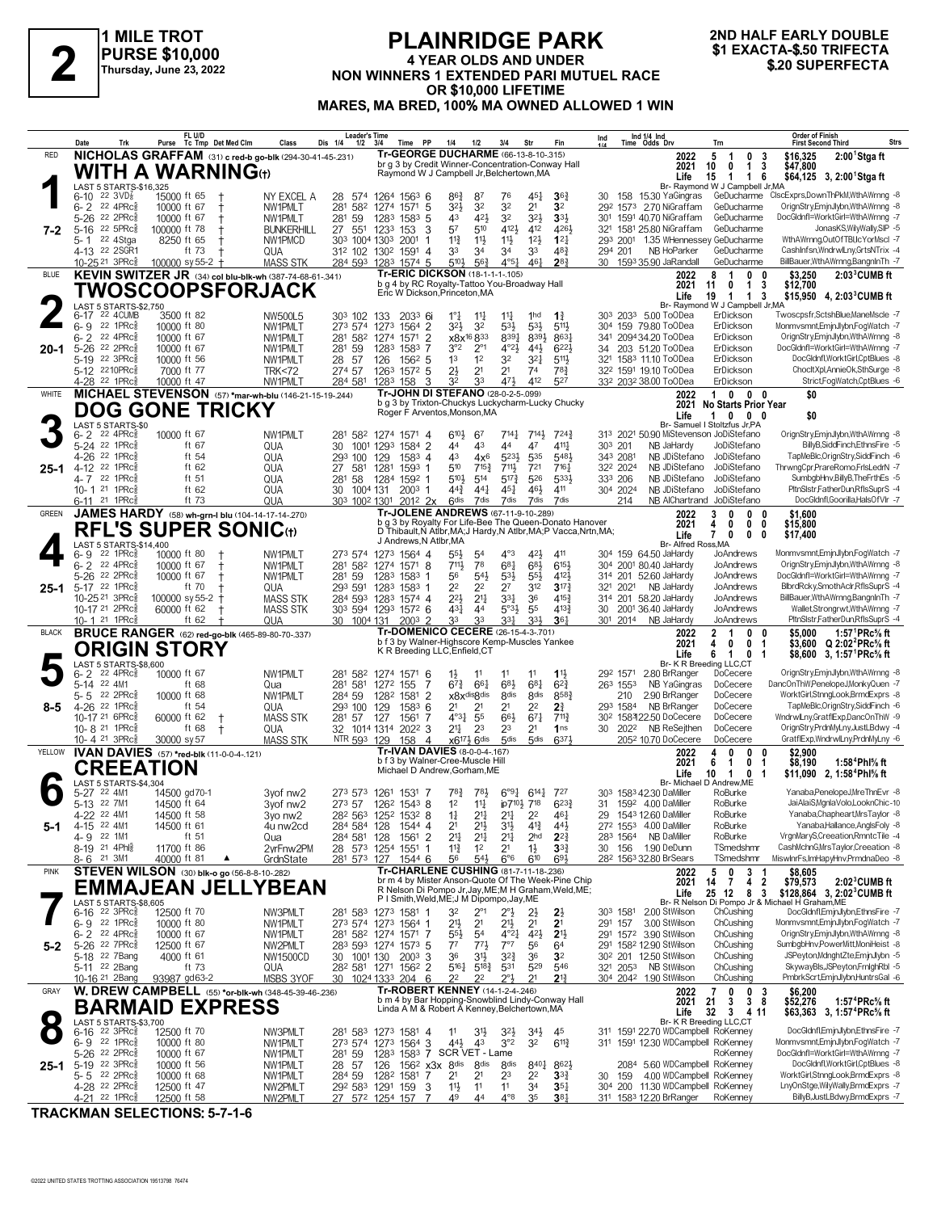# 2

**1 MILE TROT**
**PURSE $10,000**
**Thursday, June 23, 2022**

## PLAINRIDGE PARK

**4 YEAR OLDS AND UNDER**
**NON WINNERS 1 EXTENDED PARI MUTUEL RACE OR $10,000 LIFETIME**
**MARES, MA BRED, 100% MA OWNED ALLOWED 1 WIN**

**2ND HALF EARLY DOUBLE**
**$1 EXACTA-$.50 TRIFECTA**
**$.20 SUPERFECTA**

---

### RED — 1 — 7-2

**NICHOLAS GRAFFAM** (31) c red-b go-blk (294-30-41-45-.231)

**WITH A WARNING(t)**

Tr-GEORGE DUCHARME (66-13-8-10-.315)
br g 3 by Credit Winner-Concentration-Conway Hall
Raymond W J Campbell Jr,Belchertown,MA

| | | | | |
|---|---|---|---|---|
| 2022 | 5 1 0 3 | $16,325 | 2:00[1]Stga ft |
| 2021 | 10 0 1 3 | $47,800 | |
| Life | 15 1 1 6 | $64,125 | 3, 2:00[1]Stga ft |

Br- Raymond W J Campbell Jr,MA

LAST 5 STARTS-$16,325

| Date | Trk | Purse | Cond | Class | Time | PP | 1/4 | 1/2 | 3/4 | Str | Fin | Ind | Odds Drv | Trn | Order of Finish |
|---|---|---|---|---|---|---|---|---|---|---|---|---|---|---|---|
| 6-10 22 3VD | | 15000 | ft 65 † | NY EXCEL A | 28 57[4] 126[4] 156[3] | 6 | 8[6¾] | 8[7] | 7[6] | 4[5½] | 3[6¾] | 30 158 | 15.30 YaGingras | GeDucharme | ClscExprs,DownThPkM,WthAWrnng -8 |
| 6-2 22 4PRc | | 10000 | ft 67 † | NW1PMLT | 28[1] 58[2] 127[4] 157[1] | 5 | 3[2½] | 3[2] | 3[2] | 2[1] | 3[2] | 29[2] 157[3] | 2.70 NiGraffam | GeDucharme | OrignStry,EmjnJllybn,WthAWrnng -8 |
| 5-26 22 2PRc | | 10000 | ft 67 † | NW1PMLT | 28[1] 59 128[3] 158[3] | 5 | 4[3] | 4[2½] | 3[2] | 3[2½] | 3[3½] | 30[1] 159[1] | 40.70 NiGraffam | GeDucharme | DocGldnfl=WorktGirl=WthAWrnng -7 |
| 5-16 22 5PRc | | 100000 | ft 78 † | BUNKERHILL | 27 55[1] 123[3] 153 | 3 | 5[7] | 5[10] | 4[12½] | 4[12] | 4[26½] | 32[1] 158[1] | 25.80 NiGraffam | GeDucharme | JonasKS,WillyWally,SIP -5 |
| 5-1 22 4Stga | | 8250 | ft 65 † | NW1PMCD | 30[3] 100[4] 130[3] 200[1] | 1 | 1[1¾] | 1[1½] | 1[1½] | 1[2½] | 1[2¼] | 29[3] 200[1] | 1.35 WHennessey | GeDucharme | WthAWrnng,OutOfTBl,IcYorMscl -7 |
| 4-13 22 2SGR1 | | | ft 73 † | QUA | 31[2] 102 130[2] 159[1] | 4 | 3[3] | 3[4] | 3[4] | 3[3] | 4[8¾] | 29[4] 201 | NB HoParker | GeDucharme | Cashlnfsn,WndrwlLny,GrtsNTrix -4 |
| 10-25 21 3PRc | | 100000 | sy 55-2 † | MASS STK | 28[4] 59[3] 128[3] 157[4] | 5 | 5[10½] | 5[6¾] | 4[*5½] | 4[6½] | 2[8¾] | 30 159[3] | 35.90 JaRandall | GeDucharme | BillBauer,WthAWrnng,BangnInTh -7 |

### BLUE — 2 — 20-1

**KEVIN SWITZER JR** (34) col blu-blk-wh (387-74-68-61-.341)

**TWOSCOOPSFORJACK**

Tr-ERIC DICKSON (18-1-1-1-.105)
b g 4 by RC Royalty-Tattoo You-Broadway Hall
Eric W Dickson,Princeton,MA

| | | | | |
|---|---|---|---|---|
| 2022 | 8 1 0 0 | $3,250 | 2:03[3]CUMB ft |
| 2021 | 11 0 1 3 | $12,700 | |
| Life | 19 1 1 3 | $15,950 | 4, 2:03[3]CUMB ft |

Br- Raymond W J Campbell Jr,MA

LAST 5 STARTS-$2,750

| Date | Trk | Purse | Cond | Class | Time | PP | 1/4 | 1/2 | 3/4 | Str | Fin | Ind | Odds Drv | Trn | Order of Finish |
|---|---|---|---|---|---|---|---|---|---|---|---|---|---|---|---|
| 6-17 22 4CUMB | | 3500 | ft 82 | NW500L5 | 30[3] 102 133 203[3] | 6i | 1[°1] | 1[1½] | 1[1¾] | 1[hd] | 1[¾] | 30[3] 203[3] | 5.00 ToODea | ErDickson | Twoscpsfr,SctshBlue,ManeMscle -7 |
| 6-9 22 1PRc | | 10000 | ft 80 | NW1PMLT | 27[3] 57[4] 127[3] 156[4] | 2 | 3[2½] | 3[2] | 5[3½] | 5[3¾] | 5[11½] | 30[4] 159 | 79.80 ToODea | ErDickson | Monmvsmnt,EmjnJllybn,FogWatch -7 |
| 6-2 22 4PRc | | 10000 | ft 67 | NW1PMLT | 28[1] 58[2] 127[4] 157[1] | 2 | x8x[16] | 8[33] | 8[39½] | 8[39½] | 8[63¼] | 34[1] 209[4] | 34.20 ToODea | ErDickson | OrignStry,EmjnJllybn,WthAWrnng -8 |
| 5-26 22 2PRc | | 10000 | ft 67 | NW1PMLT | 28[1] 59 128[3] 158[3] | 7 | 3[°2] | 2[°1] | 4[°2½] | 4[4½] | 6[22½] | 34 203 | 51.20 ToODea | ErDickson | DocGldnfl=WorktGirl=WthAWrnng -7 |
| 5-19 22 3PRc | | 10000 | ft 56 | NW1PMLT | 28 57 126 156[2] | 5 | 1[3] | 1[2] | 3[2] | 3[2¾] | 5[11½] | 32[1] 158[3] | 11.10 ToODea | ErDickson | DocGldnfl,WorktGirl,CptBlues -8 |
| 5-12 22 10PRc | | 7000 | ft 77 | TRK<72 | 27[4] 57 126[3] 157[2] | 5 | 2[½] | 2[1] | 2[1] | 7[4] | 7[8¾] | 32[2] 159[1] | 19.10 ToODea | ErDickson | ChocltXpl,AnnieOk,SthSurge -8 |
| 4-28 22 1PRc | | 10000 | ft 47 | NW1PMLT | 28[4] 58[1] 128[3] 158 | 3 | 3[2] | 3[3] | 4[7½] | 4[12] | 5[27] | 33[2] 203[2] | 38.00 ToODea | ErDickson | Strict,FogWatch,CptBlues -6 |

### WHITE — 3 — 25-1

**MICHAEL STEVENSON** (57) *mar-wh-blu (146-21-15-19-.244)

**DOG GONE TRICKY**

Tr-JOHN DI STEFANO (28-0-2-5-.099)
b g 3 by Trixton-Chuckys Luckycharm-Lucky Chucky
Roger F Arventos,Monson,MA

| | | | |
|---|---|---|---|
| 2022 | 1 0 0 0 | $0 | |
| 2021 | No Starts Prior Year | | |
| Life | 1 0 0 0 | $0 | |

Br- Samuel I Stoltzfus Jr,PA

LAST 5 STARTS-$0

| Date | Trk | Purse | Cond | Class | Time | PP | 1/4 | 1/2 | 3/4 | Str | Fin | Ind | Odds Drv | Trn | Order of Finish |
|---|---|---|---|---|---|---|---|---|---|---|---|---|---|---|---|
| 6-2 22 4PRc | | 10000 | ft 67 | NW1PMLT | 28[1] 58[2] 127[4] 157[1] | 4 | 6[10½] | 6[7] | 7[14¼] | 7[14½] | 7[24¾] | 31[3] 202[1] | 50.90 MiStevenson | JoDiStefano | OrignStry,EmjnJllybn,WthAWrnng -8 |
| 5-24 22 1PRc | | | ft 67 | QUA | 30 100[1] 129[3] 158[4] | 2 | 4[4] | 4[3] | 4[4] | 4[7] | 4[11¾] | 30[3] 201 | NB JaHardy | JoDiStefano | BillyB,SiddFinch,EthnsFire -5 |
| 4-26 22 1PRc | | | ft 54 | QUA | 29[3] 100 129 158[3] | 4 | 4[3] | 4x[6] | 5[23½] | 5[35] | 5[48½] | 34[3] 208[1] | NB JDiStefano | JoDiStefano | TapMeBlc,OrignStry,SiddFinch -6 |
| 4-12 22 1PRc | | | ft 62 | QUA | 27 58[1] 128[1] 159[3] | 1 | 5[10] | 7[15¾] | 7[11½] | 7[21] | 7[16¼] | 32[2] 202[4] | NB JDiStefano | JoDiStefano | ThrwngCpr,PrareRomo,FrlsLedrN -7 |
| 4-7 22 1PRc | | | ft 51 | QUA | 28[1] 58 128[4] 159[2] | 1 | 5[10½] | 5[14] | 5[17¾] | 5[26] | 5[33½] | 33[3] 206 | NB JDiStefano | JoDiStefano | SumbgbHnv,BillyB,TheFrthEs -5 |
| 10-1 21 1PRc | | | ft 62 | QUA | 30 100[4] 131 200[3] | 1 | 4[4¾] | 4[4¼] | 4[5¼] | 4[6½] | 4[11] | 30[4] 202[4] | NB JDiStefano | JoDiStefano | PltnSlstr,FatherDun,RflsSuprS -4 |
| 6-11 21 1PRc | | | ft 73 | QUA | 30[3] 100[2] 130[1] 201[2] | 2x | 6[dis] | 7[dis] | 7[dis] | 7[dis] | 7[dis] | 214 | NB AlChartrand | JoDiStefano | DocGldnfl,Goorilla,HalsOfVlr -7 |

### GREEN — 4 — 25-1

**JAMES HARDY** (58) wh-grn-l blu (104-14-17-14-.270)

**RFL'S SUPER SONIC(t)**

Tr-JOLENE ANDREWS (67-11-9-10-.289)
b g 3 by Royalty For Life-Bee The Queen-Donato Hanover
D Thibault,N Atlbr,MA;J Hardy,N Atlbr,MA;P Vacca,Nrtn,MA;
J Andrews,N Atlbr,MA

| | | | |
|---|---|---|---|
| 2022 | 3 0 0 0 | $1,600 | |
| 2021 | 4 0 0 0 | $15,800 | |
| Life | 7 0 0 0 | $17,400 | |

Br- Alfred Ross,MA

LAST 5 STARTS-$14,400

| Date | Trk | Purse | Cond | Class | Time | PP | 1/4 | 1/2 | 3/4 | Str | Fin | Ind | Odds Drv | Trn | Order of Finish |
|---|---|---|---|---|---|---|---|---|---|---|---|---|---|---|---|
| 6-9 22 1PRc | | 10000 | ft 80 † | NW1PMLT | 27[3] 57[4] 127[3] 156[4] | 4 | 5[5½] | 5[4] | 4[°3] | 4[2½] | 4[11] | 30[4] 159 | 64.50 JaHardy | JoAndrews | Monmvsmnt,EmjnJllybn,FogWatch -7 |
| 6-2 22 4PRc | | 10000 | ft 67 † | NW1PMLT | 28[1] 58[2] 127[4] 157[1] | 8 | 7[11½] | 7[8] | 6[8¼] | 6[8½] | 6[15¼] | 30[4] 200[1] | 80.40 JaHardy | JoAndrews | OrignStry,EmjnJllybn,WthAWrnng -8 |
| 5-26 22 2PRc | | 10000 | ft 67 † | NW1PMLT | 28[1] 59 128[3] 158[3] | 1 | 5[6] | 5[4½] | 5[3½] | 5[5½] | 4[12½] | 31[4] 201 | 52.60 JaHardy | JoAndrews | DocGldnfl=WorktGirl=WthAWrnng -7 |
| 5-17 22 1PRc | | | ft 70 † | QUA | 29[3] 59[1] 128[3] 158[3] | 1 | 2[2] | 2[2] | 2[7] | 3[12] | 3[17¾] | 32[1] 202[1] | NB JaHardy | JoAndrews | BlbrdRcky,SmothAclr,RflsSuprS -4 |
| 10-25 21 3PRc | | 100000 | sy 55-2 † | MASS STK | 28[4] 59[3] 128[3] 157[4] | 4 | 2[2½] | 2[1¾] | 3[3¼] | 3[6] | 4[15¾] | 31[4] 201 | 58.20 JaHardy | JoAndrews | BillBauer,WthAWrnng,BangnInTh -7 |
| 10-17 21 2PRc | | 60000 | ft 62 † | MASS STK | 30[3] 59[4] 129[3] 157[2] | 6 | 4[3¾] | 4[4] | 5[°3½] | 5[5] | 4[13¾] | 30 200[1] | 36.40 JaHardy | JoAndrews | Wallet,Strongrwt,WthAWrnng -7 |
| 10-1 21 1PRc | | | ft 62 † | QUA | 30 100[4] 131 200[3] | 2 | 3[3] | 3[3] | 3[3¾] | 3[3¼] | 3[6¾] | 30[1] 201[4] | NB JaHardy | JoAndrews | PltnSlstr,FatherDun,RflsSuprS -4 |

### BLACK — 5 — 8-5

**BRUCE RANGER** (62) red-go-blk (465-89-80-70-.337)

**ORIGIN STORY**

Tr-DOMENICO CECERE (26-15-4-3-.701)
b f 3 by Walner-Highscore Kemp-Muscles Yankee
K R Breeding LLC,Enfield,CT

| | | | |
|---|---|---|---|
| 2022 | 2 1 0 0 | $5,000 | 1:57[1]PRc% ft |
| 2021 | 4 0 0 1 | $3,600 | Q 2:02[2]PRc% ft |
| Life | 6 1 0 1 | $8,600 | 3, 1:57[1]PRc% ft |

Br- K R Breeding LLC,CT

LAST 5 STARTS-$8,600

| Date | Trk | Purse | Cond | Class | Time | PP | 1/4 | 1/2 | 3/4 | Str | Fin | Ind | Odds Drv | Trn | Order of Finish |
|---|---|---|---|---|---|---|---|---|---|---|---|---|---|---|---|
| 6-2 22 4PRc | | 10000 | ft 67 | NW1PMLT | 28[1] 58[2] 127[4] 157[1] | 6 | 1[½] | 1[1] | 1[1] | 1[1] | 1[1½] | 29[2] 157[1] | 2.80 BrRanger | DoCecere | OrignStry,EmjnJllybn,WthAWrnng -8 |
| 5-14 22 4M1 | | | ft 68 | Qua | 28[1] 58[1] 127[2] 155 | 7 | 6[7¾] | 6[6½] | 6[8] | 6[8] | 6[2¾] | 26[3] 155[3] | NB YaGingras | DoCecere | DancOnThW,PenelopeJ,MonkyQuen -7 |
| 5-5 22 2PRc | | 10000 | ft 68 | NW1PMLT | 28[4] 59 128[2] 158[1] | 2 | x8x[dis] | 8[dis] | 8[dis] | 8[dis] | 8[58¾] | 210 | 2.90 BrRanger | DoCecere | WorktGirl,StrngLook,BrmdExprs -8 |
| 4-26 22 1PRc | | | ft 54 | QUA | 29[3] 100 129 158[3] | 6 | 2[1] | 2[1] | 2[1] | 2[2] | 2[¾] | 29[3] 158[4] | NB BrRanger | DoCecere | TapMeBlc,OrignStry,SiddFinch -6 |
| 10-17 21 6PRc | | 60000 | ft 62 † | MASS STK | 28[1] 57 127 156[1] | 7 | 4[°3¼] | 5[5] | 6[6½] | 6[7¼] | 7[11¾] | 30[2] 158[3] | 122.50 DoCecere | DoCecere | WndrwlLny,GratflExp,DancOnThW -9 |
| 10-8 21 1PRc | | | ft 68 † | QUA | 32 101[4] 131[4] 202[2] | 3 | 2[1¾] | 2[3] | 2[3] | 2[1] | 1[ns] | 30 202[2] | NB ReSejthen | DoCecere | OrignStry,PrdnMyLny,JustLBdwy -4 |
| 10-4 21 3PRc | | 30000 | sy 57 | MASS STK | NTR 59[3] 129 158 | 4 | x6[17½] | 6[dis] | 5[dis] | 5[dis] | 6[37½] | 205[2] | 10.70 DoCecere | DoCecere | GratflExp,WndrwlLny,PrdnMyLny -6 |

### YELLOW — 6 — 5-1

**IVAN DAVIES** (57) *red-blk (11-0-0-4-.121)

**CREEATION**

Tr-IVAN DAVIES (8-0-0-4-.167)
b f 3 by Walner-Cree-Muscle Hill
Michael D Andrew,Gorham,ME

| | | | |
|---|---|---|---|
| 2022 | 4 0 0 0 | $2,900 | |
| 2021 | 6 1 0 1 | $8,190 | 1:58[4]Phl% ft |
| Life | 10 1 0 1 | $11,090 | 2, 1:58[4]Phl% ft |

Br- Michael D Andrew,ME

LAST 5 STARTS-$4,304

| Date | Trk | Purse | Cond | Class | Time | PP | 1/4 | 1/2 | 3/4 | Str | Fin | Ind | Odds Drv | Trn | Order of Finish |
|---|---|---|---|---|---|---|---|---|---|---|---|---|---|---|---|
| 5-27 22 4M1 | | 14500 | gd70-1 | 3yof nw2 | 27[3] 57[3] 126[1] 153[1] | 7 | 7[8¾] | 7[8½] | 6[°9¼] | 6[14¼] | 7[27] | 30[3] 158[3] | 42.30 DaMiller | RoBurke | Yanaba,PenelopeJ,MreThnEvr -8 |
| 5-13 22 7M1 | | 14500 | ft 64 | 3yof nw2 | 27[3] 57 126[2] 154[3] | 8 | 1[2] | 1[1¾] | ip7[10½] | 7[18] | 6[23¾] | 31 159[2] | 4.00 DaMiller | RoBurke | JaiAlaiS,MgnlaVolo,LooknChic -10 |
| 4-22 22 4M1 | | 14500 | ft 58 | 3yo nw2 | 28[2] 56[3] 125[2] 153[2] | 8 | 1[¾] | 2[1½] | 2[1½] | 2[2] | 4[6¼] | 29 154[3] | 12.60 DaMiller | RoBurke | Yanaba,Chapheart,MrsTaylor -8 |
| 4-15 22 4M1 | | 14500 | ft 61 | 4u nw2cd | 28[4] 58[4] 128 154[4] | 4 | 2[1] | 2[1½] | 3[1½] | 4[1¾] | 4[4½] | 27[2] 155[3] | 4.00 DaMiller | RoBurke | Yanaba,Hallance,AnglsFoly -8 |
| 4-9 22 1M1 | | | ft 51 | Qua | 28[4] 58[1] 128 156[1] | 2 | 2[1½] | 2[1½] | 2[1¼] | 2[hd] | 2[¾] | 28[3] 156[4] | NB DaMiller | RoBurke | VrgnMaryS,Creeation,RmntcTile -4 |
| 8-19 21 4Phl | | 11700 | ft 86 | 2yrFnw2PM | 28 57[3] 125[4] 155[1] | 1 | 1[1¾] | 1[2] | 2[1] | 1[½] | 3[3¾] | 30 156 | 1.90 DeDunn | TSmedshmr | CashMchnG,MrsTaylor,Creeation -8 |
| 8-6 21 3M1 | | 40000 | ft 81 ▲ | GrdnState | 28[1] 57[3] 127 154[4] | 6 | 5[6] | 5[4½] | 6[°6] | 6[10] | 6[9½] | 28[2] 156[3] | 32.80 BrSears | TSmedshmr | MiswlnrFs,ImHapyHnv,PrmdnaDeo -8 |

### PINK — 7 — 5-2

**STEVEN WILSON** (30) blk-o go (56-8-8-10-.282)

**EMMAJEAN JELLYBEAN**

Tr-CHARLENE CUSHING (81-7-11-18-.236)
br m 4 by Mister Anson-Quote Of The Week-Pine Chip
R Nelson Di Pompo Jr,Jay,ME;M H Graham,Weld,ME;
P I Smith,Weld,ME;J M Dipompo,Jay,ME

| | | | |
|---|---|---|---|
| 2022 | 5 0 3 1 | $8,605 | |
| 2021 | 14 7 4 2 | $79,573 | 2:02[3]CUMB ft |
| Life | 25 12 8 3 | $128,864 | 3, 2:02[3]CUMB ft |

Br- R Nelson Di Pompo Jr & Michael H Graham,ME

LAST 5 STARTS-$8,605

| Date | Trk | Purse | Cond | Class | Time | PP | 1/4 | 1/2 | 3/4 | Str | Fin | Ind | Odds Drv | Trn | Order of Finish |
|---|---|---|---|---|---|---|---|---|---|---|---|---|---|---|---|
| 6-16 22 3PRc | | 12500 | ft 70 | NW3PMLT | 28[1] 58[3] 127[3] 158[1] | 1 | 3[2] | 2[°1] | 2[°½] | 2[½] | 2[½] | 30[3] 158[1] | 2.00 StWilson | ChCushing | DocGldnfl,EmjnJllybn,EthnsFire -7 |
| 6-9 22 1PRc | | 10000 | ft 80 | NW1PMLT | 27[3] 57[4] 127[3] 156[4] | 1 | 2[1½] | 2[1] | 2[1½] | 2[1] | 2[1] | 29[1] 157 | 3.00 StWilson | ChCushing | Monmvsmnt,EmjnJllybn,FogWatch -7 |
| 6-2 22 4PRc | | 10000 | ft 67 | NW1PMLT | 28[1] 58[2] 127[4] 157[1] | 7 | 5[5½] | 5[4] | 4[°2¼] | 4[2½] | 2[1½] | 29[1] 157[2] | 3.90 StWilson | ChCushing | OrignStry,EmjnJllybn,WthAWrnng -8 |
| 5-26 22 7PRc | | 12500 | ft 67 | NW2PMLT | 28[3] 59[3] 127[3] 157[3] | 5 | 7[7] | 7[7½] | 7[°7] | 5[6] | 6[4] | 29[1] 158[2] | 12.90 StWilson | ChCushing | SumbgbHnv,PowerMitt,MoniHeist -8 |
| 5-18 22 7Bang | | 4000 | ft 61 | NW1500CD | 30 100[1] 130 200[3] | 3 | 3[6] | 3[1½] | 3[2¾] | 3[6] | 3[2] | 30 201 | 12.50 StWilson | ChCushing | JSPeyton,MdnghtZte,EmjnJllybn -5 |
| 5-11 22 2Bang | | | ft 73 | QUA | 28[2] 58[1] 127[1] 156[2] | 2 | 5[16¼] | 5[18¾] | 5[31] | 5[29] | 5[46] | 32[1] 205[3] | NB StWilson | ChCushing | SkywayBls,JSPeyton,FrnlghRbl -5 |
| 10-16 21 2Bang | | 93987 | gd63-2 | MSBS 3YOF | 30 102[4] 133[3] 204 | 6 | 2[2] | 2[2] | 2[°½] | 2[1] | 2[1¾] | 30[4] 204[2] | 1.90 StWilson | ChCushing | PmbrkScrt,EmjnJllybn,HuntrsGal -6 |

### GRAY — 8 — 25-1

**W. DREW CAMPBELL** (55) *or-blk-wh (348-45-39-46-.236)

**BARMAID EXPRESS**

Tr-ROBERT KENNEY (14-1-2-4-.246)
b m 4 by Bar Hopping-Snowblind Lindy-Conway Hall
Linda A M & Robert A Kenney,Belchertown,MA

| | | | |
|---|---|---|---|
| 2022 | 7 0 0 3 | $6,200 | |
| 2021 | 21 3 3 8 | $52,276 | 1:57[4]PRc% ft |
| Life | 32 3 4 11 | $63,363 | 3, 1:57[4]PRc% ft |

Br- K R Breeding LLC,CT

LAST 5 STARTS-$3,700

| Date | Trk | Purse | Cond | Class | Time | PP | 1/4 | 1/2 | 3/4 | Str | Fin | Ind | Odds Drv | Trn | Order of Finish |
|---|---|---|---|---|---|---|---|---|---|---|---|---|---|---|---|
| 6-16 22 3PRc | | 12500 | ft 70 | NW3PMLT | 28[1] 58[3] 127[3] 158[1] | 4 | 1[1] | 3[1½] | 3[2½] | 3[4½] | 4[5] | 31[1] 159[1] | 22.70 WDCampbell | RoKenney | DocGldnfl,EmjnJllybn,EthnsFire -7 |
| 6-9 22 1PRc | | 10000 | ft 80 | NW1PMLT | 27[3] 57[4] 127[3] 156[4] | 3 | 4[4½] | 4[3] | 3[°2] | 3[2] | 6[11¾] | 31[1] 159[1] | 16.70 WDCampbell | RoKenney | Monmvsmnt,EmjnJllybn,FogWatch -7 |
| 5-26 22 2PRc | | 10000 | ft 67 | NW1PMLT | 28[1] 59 128[3] 158[3] | 7 | SCR VET - Lame | | | | | | | RoKenney | DocGldnfl=WorktGirl=WthAWrnng -7 |
| 5-19 22 3PRc | | 10000 | ft 56 | NW1PMLT | 28 57 126 156[2] | x3x | 8[dis] | 8[dis] | 8[40¼] | 8[62½] | | 208[4] | 5.60 WDCampbell | RoKenney | DocGldnfl,WorktGirl,CptBlues -8 |
| 5-5 22 2PRc | | 10000 | ft 68 | NW1PMLT | 28[4] 59 128[2] 158[1] | 7 | 2[1] | 2[1] | 2[3] | 2[2] | 3[3¾] | 30 159 | 4.00 WDCampbell | RoKenney | WorktGirl,StrngLook,BrmdExprs -8 |
| 4-28 22 2PRc | | 12500 | ft 47 | NW2PMLT | 29[2] 58[3] 129[1] 159 | 3 | 1[1½] | 1[1] | 1[1] | 3[4] | 3[5½] | 30[4] 200 | 11.30 WDCampbell | RoKenney | LnyOnStge,WillyWally,BrmdExprs -7 |
| 4-21 22 1PRc | | 12500 | ft 58 | NW2PMLT | 27 57[2] 125[4] 157 | 7 | 4[9] | 4[4] | 4[°8] | 3[5] | 3[8½] | 31[1] 158[3] | 12.20 BrRanger | RoKenney | BillyB,JustLBdwy,BrmdExprs -7 |

**TRACKMAN SELECTIONS: 5-7-1-6**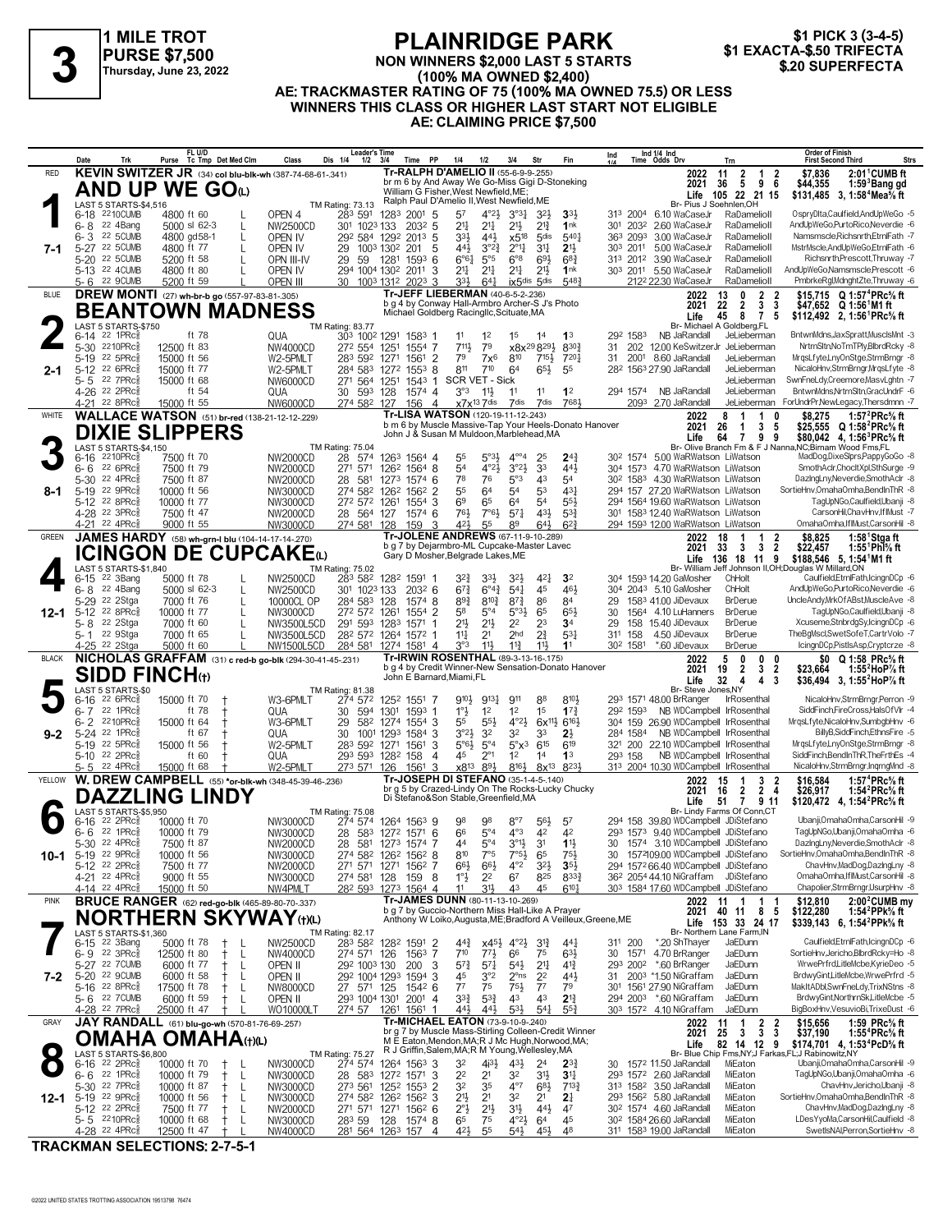# 3

**1 MILE TROT**
**PURSE $7,500**
**Thursday, June 23, 2022**

## PLAINRIDGE PARK

**NON WINNERS $2,000 LAST 5 STARTS (100% MA OWNED $2,400)**
**AE: TRACKMASTER RATING OF 75 (100% MA OWNED 75.5) OR LESS**
**WINNERS THIS CLASS OR HIGHER LAST START NOT ELIGIBLE**
**AE: CLAIMING PRICE $7,500**

**$1 PICK 3 (3-4-5)**
**$1 EXACTA-$.50 TRIFECTA**
**$.20 SUPERFECTA**

---

### 1 — RED — AND UP WE GO(L) — 7-1

**KEVIN SWITZER JR** (34) col blu-blk-wh (387-74-68-61-.341)

Tr-RALPH D'AMELIO II (55-6-9-9-.255)
br m 6 by And Away We Go-Miss Gigi D-Stoneking
William G Fisher,West Newfield,ME;
Ralph Paul D'Amelio II,West Newfield,ME
Br- Pius J Soehnlen,OH

LAST 5 STARTS-$4,516 — TM Rating: 73.13

| Year | Starts | 1st | 2nd | 3rd | Earnings | Record |
|---|---|---|---|---|---|---|
| 2022 | 11 | 2 | 1 | 2 | $7,836 | 2:01¹CUMB ft |
| 2021 | 36 | 5 | 9 | 6 | $44,355 | 1:59³Bang gd |
| Life | 105 | 22 | 21 | 15 | $131,485 | 3, 1:58⁴Mea⅝ ft |

| Date | Trk | Purse | Cond | Class | 1/4 | 1/2 | 3/4 | Time | PP | 1/4 | 1/2 | 3/4 | Str | Fin | Ind Time | Odds | Drv | Trn | Order of Finish |
|---|---|---|---|---|---|---|---|---|---|---|---|---|---|---|---|---|---|---|---|
| 6-18 22 10CUMB | | 4800 | ft 60 L | OPEN 4 | 28³ | 59¹ | 128³ | 200¹ | 5 | 5⁷ | 4°2½ | 3°°3¼ | 3²½ | 3³½ | 31³ 200⁴ | 6.10 | WaCaseJr | RaDamelioII | OsproyDlta,Caulfield,AndUpWeGo -5 |
| 6-8 22 4Bang | | 5000 | sl 62-3 L | NW2500CD | 30¹ | 102³ | 133 | 203² | 5 | 2¹½ | 2¹½ | 2¹½ | 2¹½ | 1nk | 30¹ 203² | 2.60 | WaCaseJr | RaDamelioII | AndUpWeGo,PurtoRico,Neverdie -6 |
| 6-3 22 5CUMB | | 4800 | gd58-1 L | OPEN IV | 29² | 58⁴ | 129² | 201³ | 5 | 3³½ | 4⁴½ | x5¹⁸ | 5dis | 540¾ | 36³ 209³ | 3.00 | WaCaseJr | RaDamelioII | Namsmscle,Richsnrth,EtrnlFath -7 |
| 5-27 22 5CUMB | | 4800 | ft 77 L | OPEN IV | 29 | 100³ | 130² | 201 | 5 | 4⁴½ | 3°2¾ | 2°1¼ | 3¹¼ | 2¹½ | 30³ 201¹ | 5.00 | WaCaseJr | RaDamelioII | MstrMscle,AndUpWeGo,EtrnlFath -6 |
| 5-20 22 5CUMB | | 5200 | ft 58 L | OPN III-IV | 29 | 59 | 128¹ | 159³ | 6 | 6°6¼ | 5°⁵ | 6°⁸ | 6⁹½ | 6⁸¾ | 31³ 201² | 3.90 | WaCaseJr | RaDamelioII | Richsnrth,Prescott,Thruway -7 |
| 5-13 22 4CUMB | | 4800 | ft 80 L | OPEN IV | 29⁴ | 100⁴ | 130² | 201¹ | 3 | 2¹½ | 2¹½ | 2¹½ | 2¹½ | 1nk | 30³ 201¹ | 5.50 | WaCaseJr | RaDamelioII | AndUpWeGo,Namsmscle,Prescott -6 |
| 5-6 22 9CUMB | | 5200 | ft 59 L | OPEN III | 30 | 100³ | 131² | 202³ | 3 | 3³½ | 6⁴¾ | ix5dis | 5dis | 548¾ | 212² | 22.30 | WaCaseJr | RaDamelioII | PmbrkeRg,MdnghtZte,Thruway -6 |

---

### 2 — BLUE — BEANTOWN MADNESS — 2-1

**DREW MONTI** (27) wh-br-b go (557-97-83-81-.305)

Tr-JEFF LIEBERMAN (40-6-5-2-.236)
b g 4 by Conway Hall-Armbro Archer-S J's Photo
Michael Goldberg Racingllc,Scituate,MA
Br- Michael A Goldberg,FL

LAST 5 STARTS-$750 — TM Rating: 83.77

| Year | Starts | 1st | 2nd | 3rd | Earnings | Record |
|---|---|---|---|---|---|---|
| 2022 | 13 | 0 | 2 | 2 | $15,715 | Q 1:57⁴PRc⅝ ft |
| 2021 | 22 | 2 | 3 | 3 | $47,652 | Q 1:56¹M1 ft |
| Life | 45 | 8 | 7 | 5 | $112,492 | 2, 1:56¹PRc⅝ ft |

| Date | Trk | Purse | Cond | Class | 1/4 | 1/2 | 3/4 | Time | PP | 1/4 | 1/2 | 3/4 | Str | Fin | Ind Time | Odds | Drv | Trn | Order of Finish |
|---|---|---|---|---|---|---|---|---|---|---|---|---|---|---|---|---|---|---|---|
| 6-14 22 1PRc⅝ | | | ft 78 | QUA | 30³ | 100² | 129¹ | 158³ | 1 | 1¹ | 1² | 1⁵ | 1⁴ | 1³ | 29² 158³ | NB | JaRandall | JeLieberman | BntwnMdns,JaxSpratt,MusclsMnt -3 |
| 5-30 22 10PRc⅝ | | 12500 | ft 83 | NW4000CD | 27² | 55⁴ | 125¹ | 155⁴ | 7 | 7¹¹½ | 7⁹ | x8x²⁹ | 8²⁹½ | 8³⁰¾ | 31 202 | 12.00 | KeSwitzerJr | JeLieberman | NrtrnSltn,NoTmTPly,BlbrdRcky -8 |
| 5-19 22 5PRc⅝ | | 15000 | ft 56 | W2-5PMLT | 28³ | 59² | 127¹ | 156¹ | 2 | 7⁹ | 7x⁶ | 8¹⁰ | 7¹⁵½ | 7²⁰¼ | 31 200¹ | 8.60 | JaRandall | JeLieberman | MrqsLfyte,LnyOnStge,StrmBrngr -8 |
| 5-12 22 6PRc⅝ | | 15000 | ft 77 | W2-5PMLT | 28⁴ | 58³ | 127² | 155³ | 8 | 8¹¹ | 7¹⁰ | 6⁴ | 6⁵½ | 5⁵ | 28² 156³ | 27.90 | JaRandall | JeLieberman | NicaloHnv,StrmBrngr,MrqsLfyte -8 |
| 5-5 22 7PRc⅝ | | 15000 | ft 68 | NW6000CD | 27¹ | 56⁴ | 125¹ | 154³ | 1 | SCR VET - Sick | | | | | | | | JeLieberman | SwnFneLdy,Creemore,MasvLghtn -7 |
| 4-26 22 2PRc⅝ | | | ft 54 | QUA | 30 | 59³ | 128 | 157⁴ | 4 | 3°³ | 1¹½ | 1¹ | 1¹ | 1² | 29⁴ 157⁴ | NB | JaRandall | JeLieberman | BntwnMdns,NrtrnSltn,GracUndrF -6 |
| 4-21 22 8PRc⅝ | | 15000 | ft 55 | NW6000CD | 27⁴ | 58² | 127 | 156 | 4 | x7x¹³ | 7dis | 7dis | 7dis | 768½ | 209³ | 2.70 | JaRandall | JeLieberman | ForUndrPr,NewLegacy,Thersdmnn -7 |

---

### 3 — WHITE — DIXIE SLIPPERS — 8-1

**WALLACE WATSON** (51) br-red (138-21-12-12-.229)

Tr-LISA WATSON (120-19-11-12-.243)
b m 6 by Muscle Massive-Tap Your Heels-Donato Hanover
John J & Susan M Muldoon,Marblehead,MA
Br- Olive Branch Fm & F J Nanna,NC;Birnam Wood Fms,FL

LAST 5 STARTS-$4,150 — TM Rating: 75.04

| Year | Starts | 1st | 2nd | 3rd | Earnings | Record |
|---|---|---|---|---|---|---|
| 2022 | 8 | 1 | 1 | 0 | $8,275 | 1:57²PRc⅝ ft |
| 2021 | 26 | 1 | 3 | 5 | $25,555 | Q 1:58²PRc⅝ ft |
| Life | 64 | 7 | 9 | 9 | $80,042 | 4, 1:56³PRc⅝ ft |

| Date | Trk | Purse | Cond | Class | 1/4 | 1/2 | 3/4 | Time | PP | 1/4 | 1/2 | 3/4 | Str | Fin | Ind Time | Odds | Drv | Trn | Order of Finish |
|---|---|---|---|---|---|---|---|---|---|---|---|---|---|---|---|---|---|---|---|
| 6-16 22 10PRc⅝ | | 7500 | ft 70 | NW2000CD | 28 | 57⁴ | 126³ | 156⁴ | 4 | 5⁵ | 5°3¼ | 4°°⁴ | 2⁵ | 2⁴¾ | 30² 157⁴ | 5.00 | WaRWatson | LiWatson | MadDog,DixeSlprs,PappyGoGo -8 |
| 6-6 22 6PRc⅝ | | 7500 | ft 79 | NW2000CD | 27¹ | 57¹ | 126² | 156⁴ | 8 | 5⁴ | 4°2½ | 3°2½ | 3³ | 4⁴½ | 30⁴ 157³ | 4.70 | WaRWatson | LiWatson | SmothAclr,ChocltXpl,SthSurge -9 |
| 5-30 22 4PRc⅝ | | 7500 | ft 87 | NW2000CD | 28 | 58¹ | 127³ | 157⁴ | 6 | 7⁸ | 7⁶ | 5°³ | 4³ | 5⁴ | 30² 158³ | 4.30 | WaRWatson | LiWatson | DazlngLny,Neverdie,SmothAclr -8 |
| 5-19 22 9PRc⅝ | | 10000 | ft 56 | NW3000CD | 27⁴ | 58² | 126² | 156² | 5 | 5⁵ | 6⁴ | 5⁴ | 5³ | 4³¼ | 29⁴ 157 | 27.20 | WaRWatson | LiWatson | SortieHnv,OmahaOmha,BendlnThR -8 |
| 5-12 22 8PRc⅝ | | 10000 | ft 77 | NW3000CD | 27² | 57² | 126¹ | 155⁴ | 3 | 6⁹ | 6⁵ | 6⁴ | 5⁴ | 5⁵½ | 29⁴ 156⁴ | 19.80 | WaRWatson | LiWatson | TagUpNGo,Caulfield,Ubanji -8 |
| 4-28 22 3PRc⅝ | | 7500 | ft 47 | NW2000CD | 28 | 56⁴ | 127 | 157⁴ | 6 | 7⁶½ | 7°6¼ | 5⁷¼ | 4³½ | 5³¾ | 30¹ 158³ | 12.40 | WaRWatson | LiWatson | CarsonHil,ChavHnv,IflMust -7 |
| 4-21 22 4PRc⅝ | | 9000 | ft 55 | NW3000CD | 27⁴ | 58¹ | 128 | 159 | 3 | 4²½ | 5⁵ | 8⁹ | 6⁴½ | 6²¾ | 29⁴ 159³ | 12.00 | WaRWatson | LiWatson | OmahaOmha,IflMust,CarsonHil -8 |

---

### 4 — GREEN — ICINGON DE CUPCAKE(L) — 12-1

**JAMES HARDY** (58) wh-grn-l blu (104-14-17-14-.270)

Tr-JOLENE ANDREWS (67-11-9-10-.289)
b g 7 by Dejarmbro-ML Cupcake-Master Lavec
Gary D Mosher,Belgrade Lakes,ME
Br- William Jeff Johnson II,OH;Douglas W Millard,ON

LAST 5 STARTS-$1,840 — TM Rating: 75.02

| Year | Starts | 1st | 2nd | 3rd | Earnings | Record |
|---|---|---|---|---|---|---|
| 2022 | 18 | 1 | 1 | 2 | $8,825 | 1:58¹Stga ft |
| 2021 | 33 | 3 | 3 | 2 | $22,457 | 1:55¹Phl⅝ ft |
| Life | 136 | 18 | 11 | 9 | $188,546 | 5, 1:54¹M1 ft |

| Date | Trk | Purse | Cond | Class | 1/4 | 1/2 | 3/4 | Time | PP | 1/4 | 1/2 | 3/4 | Str | Fin | Ind Time | Odds | Drv | Trn | Order of Finish |
|---|---|---|---|---|---|---|---|---|---|---|---|---|---|---|---|---|---|---|---|
| 6-15 22 3Bang | | 5000 | ft 78 L | NW2500CD | 28³ | 58² | 128² | 159¹ | 1 | 3²¾ | 3³½ | 3²½ | 4²¼ | 3² | 30⁴ 159³ | 14.20 | GaMosher | ChHolt | Caulfield,EtrnlFath,IcingnDCp -6 |
| 6-8 22 4Bang | | 5000 | sl 62-3 L | NW2500CD | 30¹ | 102³ | 133 | 203² | 6 | 6⁷¾ | 6°4¾ | 5⁴¼ | 4⁵ | 4⁶½ | 30⁴ 204³ | 5.10 | GaMosher | ChHolt | AndUpWeGo,PurtoRico,Neverdie -6 |
| 5-29 22 2Stga | | 7000 | ft 76 L | 10000CL OP | 28⁴ | 58³ | 128 | 157⁴ | 8 | 8⁹¾ | 8¹⁰¾ | 8⁷¾ | 8⁶ | 8⁴ | 29 | 41.00 | JiDevaux | BrDerue | UncleAndy,MrkOfABst,MuscleAve -8 |
| 5-12 22 8PRc⅝ | | 10000 | ft 77 L | NW3000CD | 27² | 57² | 126¹ | 155⁴ | 2 | 5⁸ | 5°⁴ | 5°3½ | 6⁵ | 6⁵½ | 30 156⁴ | 4.10 | LuHanners | BrDerue | TagUpNGo,Caulfield,Ubanji -8 |
| 5-8 22 2Stga | | 7000 | ft 60 L | NW3500L5CD | 29¹ | 59³ | 128³ | 157¹ | 2 | 2¹½ | 2¹½ | 2² | 2³ | 3⁴ | 29 158 | 15.40 | JiDevaux | BrDerue | Xcuseme,StnbrdgSy,IcingnDCp -6 |
| 5-1 22 9Stga | | 7000 | ft 65 L | NW3500L5CD | 28² | 57² | 126⁴ | 157² | 1 | 1¹¼ | 2¹ | 2hd | 2¾ | 5³¼ | 31¹ 158 | 4.50 | JiDevaux | BrDerue | TheBgMscl,SwetSofeT,CartrVolo -7 |
| 4-25 22 2Stga | | 5000 | ft 60 L | NW1500L5CD | 28⁴ | 58¹ | 127⁴ | 158¹ | 4 | 3°³ | 1¹½ | 1¹¾ | 1¹½ | 1¹ | 30² 158¹ | *.60 | JiDevaux | BrDerue | IcingnDCp,PistlsAsp,Cryptcrze -8 |

---

### 5 — BLACK — SIDD FINCH(†) — 9-2

**NICHOLAS GRAFFAM** (31) c red-b go-blk (294-30-41-45-.231)

Tr-IRWIN ROSENTHAL (89-3-13-16-.175)
b g 4 by Credit Winner-New Sensation-Donato Hanover
John E Barnard,Miami,FL
Br- Steve Jones,NY

LAST 5 STARTS-$0 — TM Rating: 81.38

| Year | Starts | 1st | 2nd | 3rd | Earnings | Record |
|---|---|---|---|---|---|---|
| 2022 | 5 | 0 | 0 | 0 | $0 | Q 1:58 PRc⅝ ft |
| 2021 | 19 | 2 | 3 | 2 | $23,664 | 1:55²HoP⅞ ft |
| Life | 32 | 4 | 4 | 3 | $36,494 | 3, 1:55²HoP⅞ ft |

| Date | Trk | Purse | Cond | Class | 1/4 | 1/2 | 3/4 | Time | PP | 1/4 | 1/2 | 3/4 | Str | Fin | Ind Time | Odds | Drv | Trn | Order of Finish |
|---|---|---|---|---|---|---|---|---|---|---|---|---|---|---|---|---|---|---|---|
| 6-16 22 6PRc⅝ | | 15000 | ft 70 † | W3-6PMLT | 27⁴ | 57² | 125² | 155¹ | 7 | 9¹⁰½ | 9¹³¼ | 9¹¹ | 8⁸ | 8¹⁰½ | 29³ 157¹ | 48.00 | BrRanger | IrRosenthal | NicaloHnv,StrmBrngr,Perron -9 |
| 6-7 22 1PRc⅝ | | | ft 78 † | QUA | 30 | 59⁴ | 130¹ | 159³ | 1 | 1°½ | 1² | 1² | 1⁵ | 1⁷¾ | 29² 159³ | NB | WDCampbell | IrRosenthal | SiddFinch,FireCross,HalsOfVlr -4 |
| 6-2 22 10PRc⅝ | | 15000 | ft 64 † | W3-6PMLT | 29 | 58² | 127⁴ | 155³ | 5 | 5⁵ | 5⁵½ | 4°2½ | 6x1½ | 6¹⁶½ | 30⁴ 159 | 26.90 | WDCampbell | IrRosenthal | MrqsLfyte,NicaloHnv,SumbgbHnv -6 |
| 5-24 22 1PRc⅝ | | | ft 67 † | QUA | 30 | 100¹ | 129³ | 158⁴ | 3 | 3°2½ | 3² | 3² | 3³ | 2¾ | 28⁴ 158⁴ | NB | WDCampbell | IrRosenthal | BillyB,SiddFinch,EthnsFire -5 |
| 5-19 22 5PRc⅝ | | 15000 | ft 56 † | W2-5PMLT | 28³ | 59² | 127¹ | 156¹ | 3 | 5°6½ | 5°⁴ | 5°x³ | 6¹⁵ | 6¹⁹ | 32¹ 200 | 22.10 | WDCampbell | IrRosenthal | MrqsLfyte,LnyOnStge,StrmBrngr -8 |
| 5-10 22 2PRc⅝ | | | ft 60 † | QUA | 29³ | 59³ | 128² | 158 | 4 | 4⁵ | 2°¹ | 1² | 1⁴ | 1³ | 29³ 158 | NB | WDCampbell | IrRosenthal | SiddFinch,BendlnThR,TheFrthEs -4 |
| 5-5 22 4PRc⅝ | | 15000 | ft 68 † | W2-5PMLT | 27³ | 57¹ | 126 | 156¹ | 3 | x8¹³ | 8⁹½ | 8¹⁶½ | 8x¹³ | 8²³½ | 31³ 200⁴ | 10.30 | WDCampbell | IrRosenthal | NicaloHnv,StrmBrngr,InqmgMnd -8 |

---

### 6 — YELLOW — DAZZLING LINDY — 10-1

**W. DREW CAMPBELL** (55) *or-blk-wh (348-45-39-46-.236)

Tr-JOSEPH DI STEFANO (35-1-4-5-.140)
br g 5 by Crazed-Lindy On The Rocks-Lucky Chucky
Di Stefano&Son Stable,Greenfield,MA
Br- Lindy Farms Of Conn,CT

LAST 5 STARTS-$5,950 — TM Rating: 75.08

| Year | Starts | 1st | 2nd | 3rd | Earnings | Record |
|---|---|---|---|---|---|---|
| 2022 | 15 | 1 | 3 | 2 | $16,584 | 1:57⁴PRc⅝ ft |
| 2021 | 16 | 2 | 2 | 4 | $26,917 | 1:54²PRc⅝ ft |
| Life | 51 | 7 | 9 | 11 | $120,472 | 4, 1:54²PRc⅝ ft |

| Date | Trk | Purse | Cond | Class | 1/4 | 1/2 | 3/4 | Time | PP | 1/4 | 1/2 | 3/4 | Str | Fin | Ind Time | Odds | Drv | Trn | Order of Finish |
|---|---|---|---|---|---|---|---|---|---|---|---|---|---|---|---|---|---|---|---|
| 6-16 22 2PRc⅝ | | 10000 | ft 70 | NW3000CD | 27⁴ | 57⁴ | 126⁴ | 156³ | 9 | 9⁸ | 9⁸ | 8°⁷ | 5⁶½ | 5⁷ | 29⁴ 158 | 39.80 | WDCampbell | JDiStefano | Ubanji,OmahaOmha,CarsonHil -9 |
| 6-6 22 1PRc⅝ | | 10000 | ft 79 | NW3000CD | 28 | 58³ | 127² | 157¹ | 6 | 6⁶ | 5°⁴ | 4°³ | 4² | 4² | 29³ 157³ | 9.40 | WDCampbell | JDiStefano | TagUpNGo,Ubanji,OmahaOmha -6 |
| 5-30 22 4PRc⅝ | | 7500 | ft 87 | NW2000CD | 28 | 58¹ | 127³ | 157⁴ | 7 | 4⁴ | 5°⁴ | 3°1½ | 3¹ | 1¹½ | 30 157⁴ | 3.10 | WDCampbell | JDiStefano | DazlngLny,Neverdie,SmothAclr -8 |
| 5-19 22 9PRc⅝ | | 10000 | ft 56 | NW3000CD | 27⁴ | 58² | 126² | 156² | 8 | 8¹⁰ | 7°⁵ | 7°5¼ | 6⁵ | 7⁵½ | 30 157³ | 109.00 | WDCampbell | JDiStefano | SortieHnv,OmahaOmha,BendlnThR -8 |
| 5-12 22 2PRc⅝ | | 7500 | ft 77 | NW2000CD | 27¹ | 57¹ | 127¹ | 156² | 7 | 6⁶½ | 6⁶½ | 4°² | 3²½ | 3⁵½ | 29⁴ 157² | 66.40 | WDCampbell | JDiStefano | ChavHnv,MadDog,DazlngLny -8 |
| 4-21 22 4PRc⅝ | | 9000 | ft 55 | NW3000CD | 27⁴ | 58¹ | 128 | 159 | 8 | 1°½ | 2² | 6⁷ | 8²⁵ | 8³³¾ | 36² 205⁴ | 44.10 | NiGraffam | JDiStefano | OmahaOmha,IflMust,CarsonHil -8 |
| 4-14 22 4PRc⅝ | | 15000 | ft 50 | NW4PMLT | 28² | 59³ | 127³ | 156⁴ | 4 | 1¹ | 3¹½ | 4³ | 4⁵ | 6¹⁰¾ | 30³ 158⁴ | 17.60 | WDCampbell | JDiStefano | Chapolier,StrmBrngr,UsurpHnv -8 |

---

### 7 — PINK — NORTHERN SKYWAY(†)(L) — 7-2

**BRUCE RANGER** (62) red-go-blk (465-89-80-70-.337)

Tr-JAMES DUNN (80-11-13-10-.269)
b g 7 by Guccio-Northern Miss Hall-Like A Prayer
Anthony W Loiko,Augusta,ME;Bradford A Veilleux,Greene,ME
Br- Northern Lane Farm,IN

LAST 5 STARTS-$1,360 — TM Rating: 82.17

| Year | Starts | 1st | 2nd | 3rd | Earnings | Record |
|---|---|---|---|---|---|---|
| 2022 | 11 | 1 | 1 | 1 | $12,810 | 2:00²CUMB my |
| 2021 | 40 | 11 | 8 | 5 | $122,280 | 1:54²PPk⅝ ft |
| Life | 153 | 33 | 24 | 17 | $339,143 | 6, 1:54²PPk⅝ ft |

| Date | Trk | Purse | Cond | Class | 1/4 | 1/2 | 3/4 | Time | PP | 1/4 | 1/2 | 3/4 | Str | Fin | Ind Time | Odds | Drv | Trn | Order of Finish |
|---|---|---|---|---|---|---|---|---|---|---|---|---|---|---|---|---|---|---|---|
| 6-15 22 3Bang | | 5000 | ft 78 † L | NW2500CD | 28³ | 58² | 128² | 159¹ | 2 | 4⁴¾ | x4⁵½ | 4°2½ | 3¹¾ | 4⁴¼ | 31¹ 200 | *.20 | ShThayer | JaEDunn | Caulfield,EtrnlFath,IcingnDCp -6 |
| 6-9 22 3PRc⅝ | | 12500 | ft 80 † L | NW4000CD | 27⁴ | 57¹ | 126 | 156³ | 7 | 7¹⁰ | 7⁷½ | 6⁶ | 7⁵ | 6³½ | 30 157¹ | 4.70 | BrRanger | JaEDunn | SortieHnv,Jericho,BlbrdRcky -8 |
| 5-27 22 7CUMB | | 6000 | ft 77 † L | OPEN II | 29² | 100³ | 130 | 200 | 3 | 5⁷¾ | 5⁷½ | 5⁴½ | 2¹½ | 4¹¾ | 29³ 200² | *.60 | BrRanger | JaEDunn | WrwePrfrd,LitleMcbe,KyrieDeo -5 |
| 5-20 22 9CUMB | | 6000 | ft 58 † L | OPEN II | 29² | 100⁴ | 129³ | 159⁴ | 3 | 4⁵ | 3°² | 2°ns | 2² | 4⁴½ | 31 200³ | *1.50 | NiGraffam | JaEDunn | BrdwyGint,LitleMcbe,WrwePrfrd -5 |
| 5-16 22 8PRc⅝ | | 17500 | ft 78 † L | NW8000CD | 27 | 57¹ | 125 | 154² | 6 | 7⁷ | 7⁵ | 7⁵½ | 7⁷ | 7⁹ | 30¹ 156¹ | 27.90 | BrRanger | JaEDunn | MakItADbl,SwnFneLdy,TrixNStns -8 |
| 5-6 22 7CUMB | | 6000 | ft 59 † L | OPEN II | 29³ | 100⁴ | 130¹ | 200¹ | 4 | 3³½ | 5³¾ | 4³ | 4³ | 2¹¾ | 29⁴ 200³ | *.60 | NiGraffam | JaEDunn | BrdwyGint,NorthrnSk,LitleMcbe -5 |
| 4-28 22 7PRc⅝ | | 25000 | ft 47 † L | WO10000LT | 27⁴ | 57 | 126¹ | 156¹ | 1 | 4⁴½ | 4⁴½ | 5³½ | 5⁴¼ | 5⁵¾ | 30³ 157² | 4.10 | NiGraffam | JaEDunn | BigBoxHnv,VesuvioBi,TrixeDust -6 |

---

### 8 — GRAY — OMAHA OMAHA(†)(L) — 12-1

**JAY RANDALL** (61) blu-go-wh (570-81-76-69-.257)

Tr-MICHAEL EATON (73-9-10-9-.240)
br g 7 by Muscle Mass-Stirling Colleen-Credit Winner
M E Eaton,Mendon,MA;R J Mc Hugh,Norwood,MA;
R J Griffin,Salem,MA;R M Young,Wellesley,MA
Br- Blue Chip Fms,NY;J Farkas,FL;J Rabinowitz,NY

LAST 5 STARTS-$6,800 — TM Rating: 75.27

| Year | Starts | 1st | 2nd | 3rd | Earnings | Record |
|---|---|---|---|---|---|---|
| 2022 | 11 | 1 | 2 | 2 | $15,656 | 1:59 PRc⅝ ft |
| 2021 | 25 | 3 | 3 | 3 | $37,190 | 1:55⁴PRc⅝ ft |
| Life | 82 | 14 | 12 | 9 | $174,701 | 4, 1:53⁴PcD⅝ ft |

| Date | Trk | Purse | Cond | Class | 1/4 | 1/2 | 3/4 | Time | PP | 1/4 | 1/2 | 3/4 | Str | Fin | Ind Time | Odds | Drv | Trn | Order of Finish |
|---|---|---|---|---|---|---|---|---|---|---|---|---|---|---|---|---|---|---|---|
| 6-16 22 2PRc⅝ | | 10000 | ft 70 † L | NW3000CD | 27⁴ | 57⁴ | 126⁴ | 156³ | 3 | 3² | 4³½ | 4³½ | 2⁴ | 2³¾ | 30 157² | 11.50 | JaRandall | MiEaton | Ubanji,OmahaOmha,CarsonHil -9 |
| 6-6 22 1PRc⅝ | | 10000 | ft 79 † L | NW3000CD | 28 | 58³ | 127² | 157¹ | 3 | 2² | 2¹ | 3² | 3¹½ | 3¹¼ | 29³ 157² | 2.60 | JaRandall | MiEaton | TagUpNGo,Ubanji,OmahaOmha -6 |
| 5-30 22 7PRc⅝ | | 10000 | ft 87 † L | NW3000CD | 27³ | 56¹ | 125² | 155³ | 2 | 3² | 3⁵ | 4°⁷ | 6⁸½ | 7¹³¾ | 31³ 158² | 3.50 | JaRandall | MiEaton | ChavHnv,Jericho,Ubanji -8 |
| 5-19 22 9PRc⅝ | | 10000 | ft 56 † L | NW3000CD | 27⁴ | 58² | 126² | 156² | 3 | 2¹½ | 2¹ | 3² | 2¹ | 2¾ | 29³ 156² | 5.80 | JaRandall | MiEaton | SortieHnv,OmahaOmha,BendlnThR -8 |
| 5-12 22 2PRc⅝ | | 7500 | ft 77 † L | NW2000CD | 27¹ | 57¹ | 127¹ | 156² | 6 | 2°½ | 2¹½ | 3¹½ | 4⁴½ | 4⁷ | 30² 157⁴ | 4.60 | JaRandall | MiEaton | ChavHnv,MadDog,DazlngLny -8 |
| 5-5 22 10PRc⅝ | | 10000 | ft 68 † L | NW3000CD | 28³ | 59 | 128 | 157⁴ | 8 | 6⁵ | 7⁵ | 4°2½ | 6⁴ | 4⁵ | 30² 158⁴ | 26.00 | JaRandall | MiEaton | LDesYyoMa,CarsonHil,Caulfield -8 |
| 4-28 22 4PRc⅝ | | 12500 | ft 47 † L | NW4000CD | 28¹ | 56⁴ | 126³ | 157 | 4 | 4²½ | 5⁵ | 5⁴½ | 4⁵½ | 4⁸ | 31¹ 158³ | 19.00 | JaRandall | MiEaton | SwetlsNA,Perron,SortieHnv -8 |

---

**TRACKMAN SELECTIONS: 2-7-5-1**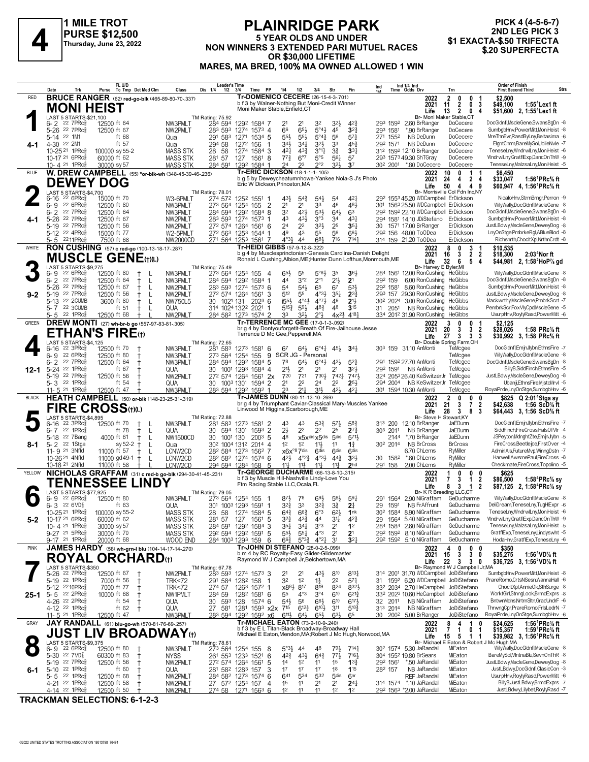# 4

**1 MILE TROT**
**PURSE $12,500**
Thursday, June 23, 2022

## PLAINRIDGE PARK

**5 YEAR OLDS AND UNDER**
**NON WINNERS 3 EXTENDED PARI MUTUEL RACES OR $30,000 LIFETIME**
**MARES, MA BRED, 100% MA OWNED ALLOWED 1 WIN**

**PICK 4 (4-5-6-7)**
**2ND LEG PICK 3**
**$1 EXACTA-$.50 TRIFECTA**
**$.20 SUPERFECTA**

---

### RED — 1 — MONI HEIST — 4-1

**BRUCE RANGER** (62) red-go-blk (465-89-80-70-.337)
Tr-DOMENICO CECERE (26-15-4-3-.701)
b f 3 by Walner-Nothing But Moni-Credit Winner
Moni Maker Stable,Enfield,CT
Br- Moni Maker Stable,CT
LAST 5 STARTS-$21,100 — TM Rating: 75.92

| Year | Starts | 1st | 2nd | 3rd | Earnings | Record |
|---|---|---|---|---|---|---|
| 2022 | 2 | 0 | 0 | 1 | $2,500 | |
| 2021 | 11 | 2 | 0 | 3 | $49,100 | 1:55⁴Lex1 ft |
| Life | 13 | 2 | 0 | 4 | $51,600 | 2, 1:55⁴Lex1 ft |

| Date | Trk | Purse | Cond | Class | 1/4 | 1/2 | 3/4 | Time | PP | 1/4 | 1/2 | 3/4 | Str | Fin | Ind Time | Odds Drv | Trn | Order of Finish |
|---|---|---|---|---|---|---|---|---|---|---|---|---|---|---|---|---|---|---|
| 6- 2 22 | 7PRc⅝ | 12500 | ft 64 | NW3PMLT | 28⁴ | 59⁴ | 129² | 158⁴ | 7 | 2¹ | 2¹ | 3² | 3²¾ | 4²¾ | 29³ 159² | 2.60 BrRanger | DoCecere | DocGldnfl,MscleGene,SwansBgDn -8 |
| 5-26 22 | 7PRc⅝ | 12500 | ft 67 | NW2PMLT | 28³ | 59³ | 127⁴ | 157³ | 4 | 6⁶ | 6⁵½ | 5°⁴¼ | 4⁵ | 3²¾ | 29³ 158¹ | *.90 BrRanger | DoCecere | SumbgbHnv,PowerMitt,MoniHeist -8 |
| 5-14 22 | 1M1 | | ft 68 | Qua | 29¹ | 58³ | 127¹ | 153⁴ | 5 | 5⁵½ | 5⁵½ | 5°⁴¾ | 5⁶ | 5⁷¾ | 27¹ 155² | NB DeDunn | DoCecere | MreThnEvr,RasdByLny,Beltasima -6 |
| 4-30 22 | 2M1 | | ft 57 | Qua | 29⁴ | 58 | 127² | 156 | 1 | 3⁴½ | 3⁴½ | 3²½ | 3³ | 4⁵¾ | 29² 157¹ | NB DeDunn | DoCecere | ElgntChrm,BareMySol,JolieNvle -7 |
| 10-25 21 | 1PRc⅝ | 100000 | sy 55-2 | MASS STK | 28 | 58 | 127⁴ | 158⁴ | 3 | 4²¼ | 4³¾ | 3°¹¼ | 3¾ | 3³¼ | 31² 159² | 12.10 BrRanger | DoCecere | TeneseLny,WndrwlLny,MoniHeist -6 |
| 10-17 21 | 6PRc⅝ | 60000 | ft 62 | MASS STK | 28¹ | 57 | 127 | 156¹ | 8 | 7⁷½ | 6°⁷ | 5°⁵ | 5⁶¼ | 5⁷ | 29³ 157³ | 49.30 ShTGray | DoCecere | WndrwlLny,GratflExp,DancOnThW -9 |
| 10- 4 21 | 1PRc⅝ | 30000 | sy 57 | MASS STK | 28⁴ | 59¹ | 129² | 158⁴ | 1 | 2⁴ | 2³ | 2°² | 3²½ | 3⁷ | 30² 200¹ | *.80 DoCecere | DoCecere | TeneseLny,MalzsaLny,MoniHeist -5 |

### BLUE — 2 — DEWEY DOG — 4-1

**W. DREW CAMPBELL** (55) *or-blk-wh (348-45-39-46-.236)
Tr-ERIC DICKSON (18-1-1-1-.105)
b g 5 by Deweycheatumnhowe-Yankee Nola-S J's Photo
Eric W Dickson,Princeton,MA
Br- Morrisville Col Fdn Inc,NY
LAST 5 STARTS-$4,700 — TM Rating: 78.01

| Year | Starts | 1st | 2nd | 3rd | Earnings | Record |
|---|---|---|---|---|---|---|
| 2022 | 10 | 0 | 1 | 1 | $6,450 | |
| 2021 | 24 | 4 | 2 | 4 | $33,047 | 1:56¹PRc⅝ ft |
| Life | 50 | 4 | 4 | 9 | $60,947 | 4, 1:56¹PRc⅝ ft |

| Date | Trk | Purse | Cond | Class | 1/4 | 1/2 | 3/4 | Time | PP | 1/4 | 1/2 | 3/4 | Str | Fin | Ind Time | Odds Drv | Trn | Order of Finish |
|---|---|---|---|---|---|---|---|---|---|---|---|---|---|---|---|---|---|---|
| 6-16 22 | 6PRc⅝ | 15000 | ft 70 | W3-6PMLT | 27⁴ | 57² | 125² | 155¹ | 1 | 4³½ | 5⁴¾ | 5⁴½ | 5⁴ | 4²½ | 29² 155³ | 45.20 WDCampbell | ErDickson | NicaloHnv,StrmBrngr,Perron -9 |
| 6- 9 22 | 6PRc⅝ | 12500 | ft 80 | NW3PMLT | 27³ | 56⁴ | 125⁴ | 155 | 2 | 2¹ | 2¹ | 3³ | 4⁶ | 4⁸½ | 30¹ 156³ | 25.50 WDCampbell | ErDickson | WilyWally,DocGldnfl,MscleGene -8 |
| 6- 2 22 | 7PRc⅝ | 12500 | ft 64 | NW3PMLT | 28⁴ | 59⁴ | 129² | 158⁴ | 8 | 3² | 4²½ | 5³½ | 6⁴¼ | 6³ | 29² 159² | 22.10 WDCampbell | ErDickson | DocGldnfl,MscleGene,SwansBgDn -8 |
| 5-26 22 | 7PRc⅝ | 12500 | ft 67 | NW2PMLT | 28³ | 59³ | 127⁴ | 157³ | 1 | 4³ | 4³ | 3°³ | 3⁴ | 4³¼ | 29⁴ 158¹ | 14.10 JDiStefano | ErDickson | SumbgbHnv,PowerMitt,MoniHeist -8 |
| 5-19 22 | 7PRc⅝ | 12500 | ft 56 | NW2PMLT | 27² | 57⁴ | 126⁴ | 156¹ | 6 | 2⁴ | 2² | 3²½ | 2⁵ | 3⁵¼ | 30 157¹ | 17.00 BrRanger | ErDickson | JustLBdwy,MscleGene,DeweyDog -8 |
| 5-12 22 | 4PRc⅝ | 15000 | ft 77 | W2-5PMLT | 27² | 56³ | 125³ | 154⁴ | 1 | 4⁹ | 4³ | 5⁵ | 5⁶ | 6⁶½ | 29² 156 | 48.00 ToODea | ErDickson | LnyOnStge,PmbrkeRgl,ABlueBlod -8 |
| 5- 5 22 | 11PRc⅝ | 7500 | ft 68 | NW2000CD | 27¹ | 56⁴ | 125³ | 156¹ | 7 | 4°³½ | 4⁴ | 6⁸½ | 7¹⁶ | 7¹⁴¼ | 31⁴ 159 | 21.20 ToODea | ErDickson | Richsnrth,ChocltXpl,NrthnCrdt -8 |

### WHITE — 3 — MUSCLE GENE(†)(L) — 9-2

**RON CUSHING** (57) c red-go (100-13-18-17-.287)
Tr-HEIDI GIBBS (57-9-12-8-.322)
b g 4 by Musclesprinctonian-Genesis Carolina-Danish Delight
Ronald L Cushing,Albion,ME;Hunter Dunn Lofthus,Monmouth,ME
Br- Harvey E Byler,MI
LAST 5 STARTS-$9,275 — TM Rating: 75.49

| Year | Starts | 1st | 2nd | 3rd | Earnings | Record |
|---|---|---|---|---|---|---|
| 2022 | 8 | 0 | 3 | 1 | $10,535 | |
| 2021 | 16 | 3 | 2 | 2 | $18,300 | 2:03⁴Nor ft |
| Life | 32 | 6 | 5 | 4 | $44,981 | 2, 1:58²HoP⅞ gd |

| Date | Trk | Purse | Cond | Med | Class | 1/4 | 1/2 | 3/4 | Time | PP | 1/4 | 1/2 | 3/4 | Str | Fin | Ind Time | Odds Drv | Trn | Order of Finish |
|---|---|---|---|---|---|---|---|---|---|---|---|---|---|---|---|---|---|---|---|
| 6- 9 22 | 6PRc⅝ | 12500 | ft 80 | † L | NW3PMLT | 27³ | 56⁴ | 125⁴ | 155 | 4 | 6⁵½ | 5⁵ | 5°⁸½ | 3⁵ | 3⁶½ | 28⁴ 156¹ | 12.00 RonCushing | HeGibbs | WilyWally,DocGldnfl,MscleGene -8 |
| 6- 2 22 | 7PRc⅝ | 12500 | ft 64 | † L | NW3PMLT | 28⁴ | 59⁴ | 129² | 158⁴ | 1 | 4⁴ | 3°² | 2°¹ | 2¹½ | 2¹ | 29² 159 | 6.00 RonCushing | HeGibbs | DocGldnfl,MscleGene,SwansBgDn -8 |
| 5-26 22 | 7PRc⅝ | 12500 | ft 67 | † L | NW2PMLT | 28³ | 59³ | 127⁴ | 157³ | 6 | 5⁴ | 5⁴½ | 6⁵ | 6⁷ | 5³½ | 29² 158¹ | 8.60 RonCushing | HeGibbs | SumbgbHnv,PowerMitt,MoniHeist -8 |
| 5-19 22 | 7PRc⅝ | 12500 | ft 56 | † L | NW2PMLT | 27² | 57⁴ | 126⁴ | 156¹ | 3 | 5¹² | 5⁵ | 4°³½ | 3⁵½ | 2³¾ | 29³ 157 | 29.30 RonCushing | HeGibbs | JustLBdwy,MscleGene,DeweyDog -8 |
| 5-13 22 | 2CUMB | 3600 | ft 80 | † L | NW750L5 | 30 | 102¹ | 131 | 202³ | 6 | i5⁵½ | 4°⁴½ | 4°⁷½ | 4⁹ | 2¹½ | 30² 202⁴ | 3.00 RonCushing | HeGibbs | Mackwrthy,MscleGene,PmbrkScrt -7 |
| 5- 7 22 | 3CUMB | | ft 51 | † L | QUA | 31⁴ | 102⁴ | 132² | 202¹ | 1 | 5¹⁵½ | 5⁹½ | 4⁸¾ | 4⁸ | 3¹⁵ | 31 205¹ | NB RonCushing | HeGibbs | PembrkScr,FoxVlyCpd,MscleGene -5 |
| 5- 5 22 | 1PRc⅝ | 12500 | ft 68 | † L | NW2PMLT | 28⁴ | 58² | 127³ | 157⁴ | 1 | 3³ | 3²½ | 2°½ | 4x²½ | 4¹⁸¼ | 33⁴ 201² | 31.90 RonCushing | HeGibbs | UsurpHnv,RoylyRasd,PowerMitt -6 |

### GREEN — 4 — ETHAN'S FIRE(†) — 12-1

**DREW MONTI** (27) wh-br-b go (557-97-83-81-.305)
Tr-TERRENCE MC GEE (17-0-1-3-.092)
br g 4 by Dontyouforgetit-Breath Of Fire-Jailhouse Jesse
Terrence D Mc Gee,Pepperell,MA
Br- Double Spring Farm,OH
LAST 5 STARTS-$4,125 — TM Rating: 72.65

| Year | Starts | 1st | 2nd | 3rd | Earnings | Record |
|---|---|---|---|---|---|---|
| 2022 | 3 | 0 | 0 | 1 | $2,125 | |
| 2021 | 20 | 3 | 3 | 2 | $28,026 | 1:58 PRc⅝ ft |
| Life | 27 | 3 | 3 | 3 | $30,992 | 3, 1:58 PRc⅝ ft |

| Date | Trk | Purse | Cond | Med | Class | 1/4 | 1/2 | 3/4 | Time | PP | 1/4 | 1/2 | 3/4 | Str | Fin | Ind Time | Odds Drv | Trn | Order of Finish |
|---|---|---|---|---|---|---|---|---|---|---|---|---|---|---|---|---|---|---|---|
| 6-16 22 | 3PRc⅝ | 12500 | ft 70 | † | NW3PMLT | 28¹ | 58³ | 127³ | 158¹ | 6 | 6⁷ | 6⁴½ | 6°⁴¼ | 4⁵½ | 3⁴½ | 30³ 159 | 31.10 AnMonti | TeMcgee | DocGldnfl,EmjnJlybn,EthnsFire -7 |
| 6- 9 22 | 6PRc⅝ | 12500 | ft 80 | † | NW3PMLT | 27³ | 56⁴ | 125⁴ | 155 | 9 | SCR JG - Personal | | | | | | | TeMcgee | WilyWally,DocGldnfl,MscleGene -8 |
| 6- 2 22 | 7PRc⅝ | 12500 | ft 64 | † | NW3PMLT | 28⁴ | 59⁴ | 129² | 158⁴ | 5 | 7⁸ | 6⁴½ | 6°⁴½ | 4³½ | 5²¾ | 29¹ 159² | 27.70 AnMonti | TeMcgee | DocGldnfl,MscleGene,SwansBgDn -8 |
| 5-24 22 | 1PRc⅝ | | ft 67 | † | QUA | 30 | 100¹ | 129³ | 158⁴ | 4 | 2¹½ | 2¹ | 2¹ | 2¹ | 3²½ | 29² 159¹ | NB AnMonti | TeMcgee | BillyB,SiddFinch,EthnsFire -5 |
| 5-19 22 | 7PRc⅝ | 12500 | ft 56 | † | NW2PMLT | 27² | 57⁴ | 126⁴ | 156¹ | 2x | 7²⁰ | 7²¹ | 7³⁰½ | 7⁴²½ | 7⁴⁷½ | 32⁴ 205³ | 26.40 KeSwitzerJr | TeMcgee | JustLBdwy,MscleGene,DeweyDog -8 |
| 5- 3 22 | 1PRc⅝ | | ft 54 | † | QUA | 30 | 100³ | 130¹ | 159⁴ | 2 | 2¹ | 2² | 2⁴ | 2² | 2⁵½ | 29⁴ 200⁴ | NB KeSwitzerJr | TeMcgee | UbanjiEthnsFire,MjstcMrvl -5 |
| 11- 5 21 | 1PRc⅝ | 12500 | ft 47 | † | NW3PMLT | 28³ | 59⁴ | 129² | 159² | 1 | 2³ | 2¹½ | 3¹½ | 4²½ | 4²½ | 30¹ 159⁴ | 10.30 AnMonti | TeMcgee | RoyalPrde,LnyOnStge,SumbgbHnv -6 |

### BLACK — 5 — FIRE CROSS(†)(L) — 8-1

**HEATH CAMPBELL** (50) or-blk (148-23-25-31-.319)
Tr-JAMES DUNN (80-11-13-10-.269)
br g 4 by Triumphant Caviar-Classical Mary-Muscles Yankee
Linwood M Higgins,Scarborough,ME
Br- Steve H Stewart,KY
LAST 5 STARTS-$4,895 — TM Rating: 72.88

| Year | Starts | 1st | 2nd | 3rd | Earnings | Record |
|---|---|---|---|---|---|---|
| 2022 | 2 | 0 | 0 | 0 | $825 | Q 2:01⁴Stga sy |
| 2021 | 21 | 3 | 7 | 2 | $42,638 | 1:56 ScD⅝ ft |
| Life | 28 | 3 | 8 | 3 | $64,443 | 3, 1:56 ScD⅝ ft |

| Date | Trk | Purse | Cond | Med | Class | 1/4 | 1/2 | 3/4 | Time | PP | 1/4 | 1/2 | 3/4 | Str | Fin | Ind Time | Odds Drv | Trn | Order of Finish |
|---|---|---|---|---|---|---|---|---|---|---|---|---|---|---|---|---|---|---|---|
| 6-16 22 | 3PRc⅝ | 12500 | ft 70 | † L | NW3PMLT | 28¹ | 58³ | 127³ | 158¹ | 2 | 4³ | 4³ | 5³¾ | 5⁷½ | 5⁸¾ | 31³ 200 | 12.10 BrRanger | JaEDunn | DocGldnfl,EmjnJlybn,EthnsFire -7 |
| 6- 7 22 | 1PRc⅝ | | ft 78 | † L | QUA | 30 | 59⁴ | 130¹ | 159³ | 2 | 2½ | 2² | 2² | 2⁵ | 2⁷¾ | 30³ 201¹ | NB BrRanger | JaEDunn | SiddFinch,FireCross,HalsOfVlr -4 |
| 5-18 22 | 7Bang | 4000 | ft 61 | † L | NW1500CD | 30 | 100¹ | 130 | 200³ | 5 | 4⁸ | x5x^dis | x5^dis | 5^dis | 5⁷¹½ | 214⁴ | *.70 BrRanger | JaEDunn | JSPeyton,MdnghtZte,EmjnJlybn -5 |
| 5- 2 22 | 1Stga | | sy 52-2 | † L | Qua | 30² | 100⁴ | 131² | 201⁴ | 4 | 1² | 1² | 1¹½ | 1¹ | 1¾ | 30² 201⁴ | NB BrCross | BrCross | FireCross,Beetlejce,FirstOver -4 |
| 11- 9 21 | 3Nfld | 11000 | ft 57 | † L | LCNW2CD | 28² | 58⁴ | 127³ | 156² | 7 | x6x^°8 | 7^dis | 6^dis | 6^dis | 6^dis | | 6.70 ChLems | RyMiller | AdmirlAls,FutureMvp,WinngDstn -7 |
| 10-26 21 | 4Nfld | 11000 | gd 49-1 | † L | LCNW2CD | 28² | 58² | 127⁴ | 157⁴ | 6 | 4²½ | 4°²¾ | 4°³½ | 4⁴¾ | 3³½ | 30 158² | *.60 ChLems | RyMiller | Harwell,AwsmePaul,FireCross -8 |
| 10-18 21 | 2Nfld | 11000 | ft 58 | † L | LCNW2CD | 29⁴ | 59⁴ | 128⁴ | 158 | 5 | 1¹½ | 1¹½ | 1¹½ | 1¹½ | 2^hd | 29¹ 158 | 2.00 ChLems | RyMiller | Checkmate,FireCross,Topolino -5 |

### YELLOW — 6 — TENNESSEE LINDY — 5-2

**NICHOLAS GRAFFAM** (31) c red-b go-blk (294-30-41-45-.231)
Tr-GEORGE DUCHARME (66-13-8-10-.315)
b f 3 by Muscle Hill-Nashville Lindy-Love You
Ftm Racing Stable LLC,Ocala,FL
Br- K R Breeding LLC,CT
LAST 5 STARTS-$77,925 — TM Rating: 79.05

| Year | Starts | 1st | 2nd | 3rd | Earnings | Record |
|---|---|---|---|---|---|---|
| 2022 | 1 | 0 | 0 | 0 | $625 | |
| 2021 | 7 | 3 | 1 | 2 | $86,500 | 1:58⁴PRc⅝ sy |
| Life | 8 | 3 | 1 | 2 | $87,125 | 2, 1:58⁴PRc⅝ sy |

| Date | Trk | Purse | Cond | Class | 1/4 | 1/2 | 3/4 | Time | PP | 1/4 | 1/2 | 3/4 | Str | Fin | Ind Time | Odds Drv | Trn | Order of Finish |
|---|---|---|---|---|---|---|---|---|---|---|---|---|---|---|---|---|---|---|
| 6- 9 22 | 6PRc⅝ | 12500 | ft 80 | NW3PMLT | 27³ | 56⁴ | 125⁴ | 155 | 1 | 8⁷½ | 7⁸ | 6⁹¾ | 5⁶½ | 5⁹¼ | 29¹ 156⁴ | 2.90 NiGraffam | GeDucharme | WilyWally,DocGldnfl,MscleGene -8 |
| 6- 3 22 | 6VD⅞ | | ft 63 | QUA | 30¹ | 100³ | 129³ | 159¹ | 1 | 3²¾ | 3³ | 3²¾ | 3¾ | 2½ | 29 159¹ | NB FrAffrunti | GeDucharme | DeliDream,TeneseLny,TugHExpr -6 |
| 10-25 21 | 1PRc⅝ | 100000 | sy 55-2 | MASS STK | 28 | 58 | 127⁴ | 158⁴ | 5 | 6⁴½ | 6⁶¾ | 6°³ | 6²½ | 1^nk | 30² 158⁴ | 8.90 NiGraffam | GeDucharme | TeneseLny,WndrwlLny,MoniHeist -6 |
| 10-17 21 | 6PRc⅝ | 60000 | ft 62 | MASS STK | 28¹ | 57 | 127 | 156¹ | 5 | 3²¾ | 4³¾ | 4⁴ | 3¹¾ | 4²¾ | 29 156⁴ | 5.40 NiGraffam | GeDucharme | WndrwlLny,GratflExp,DancOnThW -9 |
| 10- 4 21 | 1PRc⅝ | 30000 | sy 57 | MASS STK | 28⁴ | 59¹ | 129² | 158⁴ | 3 | 3⁵½ | 3⁴½ | 3°³ | 2¹ | 1² | 28⁴ 158⁴ | 2.60 NiGraffam | GeDucharme | TeneseLny,MalzsaLny,MoniHeist -5 |
| 9-27 21 | 5PRc⅝ | 30000 | ft 70 | MASS STK | 29² | 59⁴ | 129² | 159¹ | 5 | 5⁵½ | 5⁵½ | 4°³ | 2¹ | 2¹ | 29² 159² | 8.10 NiGraffam | GeDucharme | GratflExp,TeneseLny,Lindyswht -5 |
| 9-17 21 | 7PRc⅝ | 20000 | ft 68 | WOOD END | 28⁴ | 100³ | 129³ | 159 | 6 | 6⁶¾ | 5°³¾ | 4°²¼ | 3¹ | 3²¼ | 29² 159² | 5.10 NiGraffam | GeDucharme | HodaHnv,GratflExp,TeneseLny -6 |

### PINK — 7 — ROYAL ORCHARD(†) — 25-1

**JAMES HARDY** (58) wh-grn-l blu (104-14-17-14-.270)
Tr-JOHN DI STEFANO (28-0-2-5-.099)
b m 4 by RC Royalty-Easy Glider-Glidemaster
Raymond W J Campbell Jr,Belchertown,MA
Br- Raymond W J Campbell Jr,MA
LAST 5 STARTS-$350 — TM Rating: 67.78

| Year | Starts | 1st | 2nd | 3rd | Earnings | Record |
|---|---|---|---|---|---|---|
| 2022 | 4 | 0 | 0 | 0 | $350 | |
| 2021 | 15 | 3 | 3 | 0 | $35,275 | 1:56³VD⅞ ft |
| Life | 22 | 3 | 3 | 0 | $36,725 | 3, 1:56³VD⅞ ft |

| Date | Trk | Purse | Cond | Med | Class | 1/4 | 1/2 | 3/4 | Time | PP | 1/4 | 1/2 | 3/4 | Str | Fin | Ind Time | Odds Drv | Trn | Order of Finish |
|---|---|---|---|---|---|---|---|---|---|---|---|---|---|---|---|---|---|---|---|
| 5-26 22 | 7PRc⅝ | 12500 | ft 67 | † | NW2PMLT | 28³ | 59³ | 127⁴ | 157³ | 3 | 2¹ | 2¹ | 4³½ | 8¹⁰ | 8¹³¼ | 31⁴ 200¹ | 31.70 WDCampbell | JoDiStefano | SumbgbHnv,PowerMitt,MoniHeist -8 |
| 5-19 22 | 7PRc⅝ | 7000 | ft 56 | † | TRK<72 | 29¹ | 58⁴ | 128² | 158 | 1 | 3² | 1² | 1½ | 2² | 5⁷¼ | 31 159² | 6.20 WDCampbell | JoDiStefano | PrareRomo,CrtsNSesn,WannaHall -6 |
| 5-12 22 | 10PRc⅝ | 7000 | ft 77 | † | TRK<72 | 27⁴ | 57 | 126³ | 157² | 1 | x8⁸½ | 8¹⁷ | 8¹⁹ | 8²⁴ | 8³²½ | 33² 203⁴ | 2.70 HeCampbell | JoDiStefano | ChocltXpl,AnnieOk,SthSurge -8 |
| 5- 5 22 | 2PRc⅝ | 10000 | ft 68 | † | NW1PMLT | 28⁴ | 59 | 128² | 158¹ | 6 | 5⁵ | 4°³ | 3°⁴ | 6¹⁰ | 6²¹¾ | 33² 202³ | 10.60 HeCampbell | JoDiStefano | WorktGirl,StnngLook,BrmdExprs -8 |
| 4-26 22 | 2PRc⅝ | | ft 54 | † | QUA | 30 | 59³ | 128 | 157⁴ | 6 | 5⁴½ | 5⁶ | 6⁶½ | 6¹⁰ | 6¹⁷½ | 32 201¹ | NB NiGraffam | JoDiStefano | BntwnMdns,NrtrnStln,GracUndrF -6 |
| 4-12 22 | 1PRc⅝ | | ft 62 | † | QUA | 27 | 58¹ | 128¹ | 159³ | x2x | 7¹⁵ | 6¹²¾ | 6¹⁰½ | 3¹¹ | 5¹⁰¾ | 31³ 201⁴ | NB NiGraffam | JoDiStefano | ThrwngCpr,PrareRomo,FrlsLedrN -7 |
| 11- 5 21 | 1PRc⅝ | 12500 | ft 47 | † | NW3PMLT | 28³ | 59⁴ | 129² | 159² | x6 | 6¹¹½ | 6⁴½ | 6⁵½ | 6³½ | 6⁵ | 30 200² | 5.00 BrRanger | JoDiStefano | RoyalPrde,LnyOnStge,SumbgbHnv -6 |

### GRAY — 8 — JUST LIV BROADWAY(†) — 6-1

**JAY RANDALL** (61) blu-go-wh (570-81-76-69-.257)
Tr-MICHAEL EATON (73-9-10-9-.240)
b f 3 by E L Titan-Black Broadway-Broadway Hall
Michael E Eaton,Mendon,MA;Robert J Mc Hugh,Norwood,MA
Br- Michael E Eaton & Robert J Mc Hugh,MA
LAST 5 STARTS-$9,375 — TM Rating: 78.61

| Year | Starts | 1st | 2nd | 3rd | Earnings | Record |
|---|---|---|---|---|---|---|
| 2022 | 8 | 4 | 1 | 0 | $24,625 | 1:56¹PRc⅝ ft |
| 2021 | 7 | 1 | 0 | 1 | $15,357 | 1:59¹PRc⅝ ft |
| Life | 15 | 5 | 1 | 1 | $39,982 | 3, 1:56¹PRc⅝ ft |

| Date | Trk | Purse | Cond | Med | Class | 1/4 | 1/2 | 3/4 | Time | PP | 1/4 | 1/2 | 3/4 | Str | Fin | Ind Time | Odds Drv | Trn | Order of Finish |
|---|---|---|---|---|---|---|---|---|---|---|---|---|---|---|---|---|---|---|---|
| 6- 9 22 | 6PRc⅝ | 12500 | ft 80 | † | NW3PMLT | 27³ | 56⁴ | 125⁴ | 155 | 8 | 5°³½ | 4⁴ | 4⁸ | 7⁹½ | 7¹⁴¼ | 30² 157⁴ | 5.30 JaRandall | MiEaton | WilyWally,DocGldnfl,MscleGene -8 |
| 5-30 22 | 7VD⅞ | 60300 | ft 83 | † | NYSS | 26¹ | 55³ | 123³ | 152¹ | 6 | 4²¾ | 4³½ | 6⁴¾ | 7⁷½ | 7¹⁶½ | 30⁴ 155² | 19.80 BrSears | MiEaton | BareMySol,VlntnaBlu,SevnOnThR -8 |
| 5-19 22 | 7PRc⅝ | 12500 | ft 56 | † | NW2PMLT | 27² | 57⁴ | 126⁴ | 156¹ | 5 | 1⁴ | 1² | 1¹ | 1⁵ | 1³¾ | 29² 156¹ | *.50 JaRandall | MiEaton | JustLBdwy,MscleGene,DeweyDog -8 |
| 5-10 22 | 1PRc⅝ | | ft 60 | † | QUA | 28¹ | 58² | 128³ | 157 | 3 | 1⁷ | 1⁷ | 1⁷ | 1⁸ | 1¹⁵ | 28² 157 | NB JaRandall | MiEaton | JustLBdwy,DocGldnfl,ClasicCon -3 |
| 5- 5 22 | 1PRc⅝ | 12500 | ft 68 | † | NW2PMLT | 28⁴ | 58² | 127³ | 157⁴ | 6 | 6⁴¹ | 5³⁴ | 5³² | 5^dis | 6^nr | | REF JaRandall | MiEaton | UsurpHnv,RoylyRasd,PowerMitt -6 |
| 4-21 22 | 1PRc⅝ | 12500 | ft 58 | † | NW2PMLT | 27 | 57² | 125⁴ | 157 | 4 | 1⁵ | 1¹ | 2¹ | 2¹ | 2⁴¼ | 31⁴ 157⁴ | *.10 JaRandall | MiEaton | BillyB,JustLBdwy,BrmdExprs -7 |
| 4-14 22 | 1PRc⅝ | 12500 | ft 50 | † | NW2PMLT | 27⁴ | 58 | 127¹ | 156³ | 6 | 1² | 1¹ | 1¹ | 1² | 1² | 29² 156³ | *2.00 JaRandall | MiEaton | JustLBdwy,Lilybet,RoylyRasd -7 |

**TRACKMAN SELECTIONS: 6-1-2-3**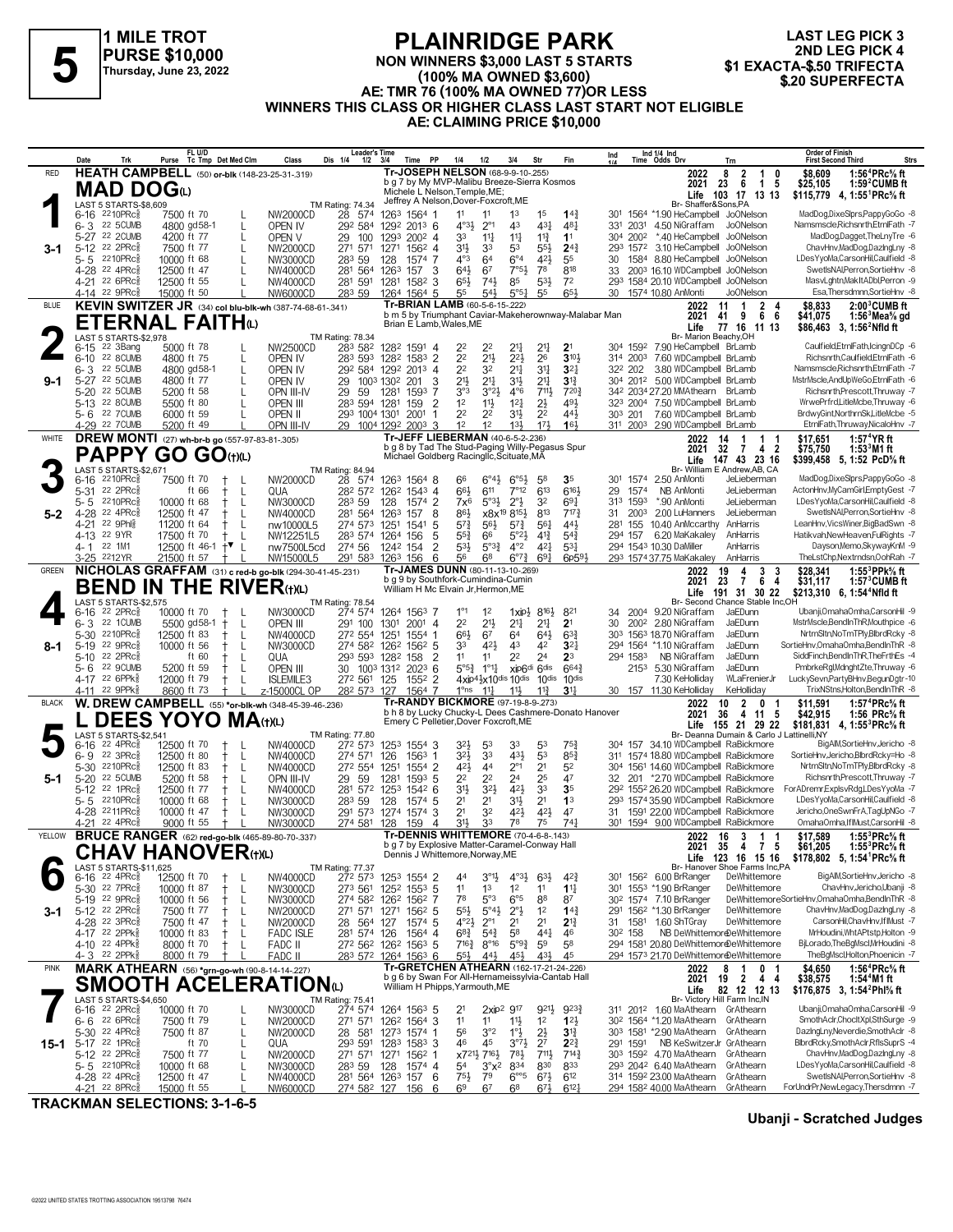# 5

**1 MILE TROT**
**PURSE $10,000**
**Thursday, June 23, 2022**

## PLAINRIDGE PARK

**NON WINNERS $3,000 LAST 5 STARTS (100% MA OWNED $3,600)**
**AE: TMR 76 (100% MA OWNED 77)OR LESS**
**WINNERS THIS CLASS OR HIGHER CLASS LAST START NOT ELIGIBLE**
**AE: CLAIMING PRICE $10,000**

**LAST LEG PICK 3**
**2ND LEG PICK 4**
**$1 EXACTA-$.50 TRIFECTA**
**$.20 SUPERFECTA**

---

### 1 — RED — 3-1
**HEATH CAMPBELL** (50) or-blk (148-23-25-31-.319)
**MAD DOG(L)**
Tr-JOSEPH NELSON (68-9-9-10-.255)
b g 7 by MY MVP-Malibu Breeze-Sierra Kosmos
Michele L Nelson,Temple,ME;
Jeffrey A Nelson,Dover-Foxcroft,ME
Br- Shaffer&Sons,PA
LAST 5 STARTS-$8,609 — TM Rating: 74.34

| | 2022 | 8 | 2 | 1 | 0 | $8,609 | 1:56⁴PRc⅝ ft |
|---|---|---|---|---|---|---|---|
| | 2021 | 23 | 6 | 1 | 5 | $25,105 | 1:59²CUMB ft |
| | Life | 103 | 17 | 13 | 13 | $115,779 | 4, 1:55¹PRc⅝ ft |

| Date | Trk | Purse | Cond | Class | 1/4 | 1/2 | 3/4 | Time | PP | 1/4 | 1/2 | 3/4 | Str | Fin | Ind 1/4 | Ind Time | Odds | Drv | Trn | Order of Finish |
|---|---|---|---|---|---|---|---|---|---|---|---|---|---|---|---|---|---|---|---|---|
| 6-16 | 22 10PRc⅝ | 7500 | ft 70 | NW2000CD | 28 | 574 | 1263 | 1564 | 1 | 1¹ | 1¹ | 1³ | 1⁵ | 1⁴¾ | 301 | 1564 | *1.90 | HeCampbell | JoONelson | MadDog,DixieSlprs,PappyGoGo -8 |
| 6-3 | 22 5CUMB | 4800 | gd58-1 | OPEN IV | 292 | 584 | 1292 | 2013 | 6 | 4°3½ | 2°1 | 4³ | 4³½ | 4⁸½ | 331 | 2031 | 4.50 | NiGraffam | JoONelson | Namsmscle,Richsnrth,EtrnlFath -7 |
| 5-27 | 22 2CUMB | 4200 | ft 77 | OPEN V | 29 | 100 | 1293 | 2002 | 4 | 3³ | 1½ | 1½ | 1½ | 1¹ | 304 | 2002 | *.40 | HeCampbell | JoONelson | MadDog,Dagget,TheLnyTre -6 |
| 5-12 | 22 2PRc⅝ | 7500 | ft 77 | NW2000CD | 271 | 571 | 1271 | 1562 | 4 | 3½ | 3³ | 5³ | 5⁵½ | 2⁴¾ | 293 | 1572 | 3.10 | HeCampbell | JoONelson | ChavHnv,MadDog,DazlngLny -8 |
| 5-5 | 22 10PRc⅝ | 10000 | ft 68 | NW3000CD | 283 | 59 | 128 | 1574 | 7 | 4°3 | 6⁴ | 6°⁴ | 4²½ | 5⁵ | 30 | 1584 | 8.80 | HeCampbell | JoONelson | LDesYyoMa,CarsonHil,Caulfield -8 |
| 4-28 | 22 4PRc⅝ | 12500 | ft 47 | NW4000CD | 281 | 564 | 1263 | 157 | 3 | 6⁴½ | 6⁷ | 7°⁵½ | 7⁸ | 8¹⁸ | 33 | 2003 | 16.10 | WDCampbell | JoONelson | SwetlsNAl,Perron,SortieHnv -8 |
| 4-21 | 22 6PRc⅝ | 12500 | ft 55 | NW4000CD | 281 | 591 | 1281 | 1582 | 3 | 6⁵½ | 7⁴½ | 8⁵ | 5³½ | 7² | 293 | 1584 | 20.10 | WDCampbell | JoONelson | MasvLghtn,MakItADbl,Perron -9 |
| 4-14 | 22 9PRc⅝ | 15000 | ft 50 | NW6000CD | 283 | 59 | 1264 | 1564 | 5 | 5⁵ | 5⁴½ | 5°⁵½ | 5⁵ | 6⁵½ | 30 | 1574 | 10.80 | AnMonti | JoONelson | Esa,Thersdmnn,SortieHnv -8 |

### 2 — BLUE — 9-1
**KEVIN SWITZER JR** (34) col blu-blk-wh (387-74-68-61-.341)
**ETERNAL FAITH(L)**
Tr-BRIAN LAMB (60-5-6-15-.222)
b m 5 by Triumphant Caviar-Makeherownway-Malabar Man
Brian E Lamb,Wales,ME
Br- Marion Beachy,OH
LAST 5 STARTS-$2,978 — TM Rating: 78.34

| | 2022 | 11 | 1 | 2 | 4 | $8,833 | 2:00³CUMB ft |
|---|---|---|---|---|---|---|---|
| | 2021 | 41 | 9 | 6 | 6 | $41,075 | 1:56³Mea⅝ gd |
| | Life | 77 | 16 | 11 | 13 | $86,463 | 3, 1:56²Nfld ft |

| Date | Trk | Purse | Cond | Class | 1/4 | 1/2 | 3/4 | Time | PP | 1/4 | 1/2 | 3/4 | Str | Fin | Ind 1/4 | Ind Time | Odds | Drv | Trn | Order of Finish |
|---|---|---|---|---|---|---|---|---|---|---|---|---|---|---|---|---|---|---|---|---|
| 6-15 | 22 3Bang | 5000 | ft 78 | NW2500CD | 283 | 582 | 1282 | 1591 | 4 | 2² | 2² | 2¹¼ | 2¹¼ | 2¹ | 304 | 1592 | 7.90 | HeCampbell | BrLamb | Caulfield,EtrnlFath,IcingnDCp -6 |
| 6-10 | 22 8CUMB | 4800 | ft 75 | OPEN IV | 283 | 593 | 1282 | 1583 | 2 | 2² | 2½ | 2²½ | 2⁶ | 3¹⁰½ | 314 | 2003 | 7.60 | WDCampbell | BrLamb | Richsnrth,Caulfield,EtrnlFath -6 |
| 6-3 | 22 5CUMB | 4800 | gd58-1 | OPEN IV | 292 | 584 | 1292 | 2013 | 4 | 2² | 3² | 2¹¼ | 3¹¼ | 3²¼ | 322 | 202 | 3.80 | WDCampbell | BrLamb | Namsmscle,Richsnrth,EtrnlFath -7 |
| 5-27 | 22 5CUMB | 4800 | ft 77 | OPEN IV | 29 | 1003 | 1302 | 201 | 3 | 2½ | 2¹¼ | 3½ | 2¹¼ | 3¹¾ | 304 | 2012 | 5.00 | WDCampbell | BrLamb | MstrMscle,AndUpWeGo,EtrnlFath -6 |
| 5-20 | 22 5CUMB | 5200 | ft 58 | OPN III-IV | 29 | 59 | 1281 | 1593 | 7 | 3°3 | 3°²½ | 4°⁶ | 7¹¹½ | 7²⁰¾ | 342 | 2034 | 27.20 | MMAthearn | BrLamb | Richsnrth,Prescott,Thruway -7 |
| 5-13 | 22 8CUMB | 5500 | ft 80 | OPEN III | 283 | 594 | 1281 | 159 | 2 | 1² | 1½ | 1²¾ | 2½ | 4⁹½ | 323 | 2004 | 7.50 | WDCampbell | BrLamb | WrwePrfrd,LitleMcbe,Thruway -6 |
| 5-6 | 22 7CUMB | 6000 | ft 59 | OPEN II | 293 | 1004 | 1301 | 2001 | 1 | 2² | 2² | 3½ | 2² | 4⁴½ | 303 | 201 | 7.60 | WDCampbell | BrLamb | BrdwyGint,NorthrnSk,LitleMcbe -5 |
| 4-29 | 22 7CUMB | 5200 | ft 49 | OPN III-IV | 29 | 1004 | 1292 | 2003 | 3 | 1² | 1² | 1³½ | 1⁷½ | 1⁶½ | 311 | 2003 | 2.90 | WDCampbell | BrLamb | EtrnlFath,Thruway,NicaloHnv -7 |

### 3 — WHITE — 5-2
**DREW MONTI** (27) wh-br-b go (557-97-83-81-.305)
**PAPPY GO GO(†)(L)**
Tr-JEFF LIEBERMAN (40-6-5-2-.236)
b g 8 by Tad The Stud-Paging Willy-Pegasus Spur
Michael Goldberg Racingllc,Scituate,MA
Br- William E Andrew,AB, CA
LAST 5 STARTS-$2,671 — TM Rating: 84.94

| | 2022 | 14 | 1 | 1 | 1 | $17,651 | 1:57⁴YR ft |
|---|---|---|---|---|---|---|---|
| | 2021 | 32 | 7 | 4 | 2 | $75,750 | 1:53³M1 ft |
| | Life | 147 | 43 | 23 | 16 | $399,458 | 5, 1:52 PcD⅝ ft |

| Date | Trk | Purse | Cond | Class | 1/4 | 1/2 | 3/4 | Time | PP | 1/4 | 1/2 | 3/4 | Str | Fin | Ind 1/4 | Ind Time | Odds | Drv | Trn | Order of Finish |
|---|---|---|---|---|---|---|---|---|---|---|---|---|---|---|---|---|---|---|---|---|
| 6-16 | 22 10PRc⅝ | 7500 | ft 70 | NW2000CD | 28 | 574 | 1263 | 1564 | 8 | 6⁶ | 6°⁴½ | 6°⁵½ | 5⁸ | 3⁵ | 301 | 1574 | 2.50 | AnMonti | JeLieberman | MadDog,DixieSlprs,PappyGoGo -8 |
| 5-31 | 22 2PRc⅝ | | ft 66 | QUA | 282 | 572 | 1262 | 1543 | 4 | 6⁶½ | 6¹¹ | 7°¹² | 6¹³ | 6¹⁶½ | 29 | 1574 | NB | AnMonti | JeLieberman | ActonHnv,MyCamGirl,EmptyGest -7 |
| 5-5 | 22 10PRc⅝ | 10000 | ft 68 | NW3000CD | 283 | 59 | 128 | 1574 | 2 | 7x⁶ | 5°³½ | 2°½ | 3² | 6⁹¼ | 313 | 1593 | *.90 | AnMonti | JeLieberman | LDesYyoMa,CarsonHil,Caulfield -8 |
| 4-28 | 22 4PRc⅝ | 12500 | ft 47 | NW4000CD | 281 | 564 | 1263 | 157 | 8 | 8⁶½ | x8x¹⁹ | 8¹⁵½ | 8¹³ | 7¹⁷¾ | 31 | 2003 | 2.00 | LuHanners | JeLieberman | SwetlsNAl,Perron,SortieHnv -8 |
| 4-21 | 22 9Phl⅝ | 11200 | ft 64 | nw10000L5 | 274 | 573 | 1251 | 1541 | 5 | 5⁷¾ | 5⁶½ | 5⁷¾ | 5⁶¼ | 4⁴½ | 281 | 155 | 10.40 | AnMccarthy | AnHarris | LeanHnv,VicsWiner,BigBadSwn -8 |
| 4-13 | 22 9YR | 17500 | ft 70 | NW12251L5 | 283 | 574 | 1264 | 156 | 5 | 5⁵¾ | 6⁶ | 5°²½ | 4¹¾ | 5⁴¾ | 294 | 157 | 6.20 | MaKakaley | AnHarris | Hatikvah,NewHeaven,FulRights -7 |
| 4-1 | 22 1M1 | 12500 | ft 46-1 | nw7500L5cd | 274 | 56 | 1242 | 154 | 2 | 5³½ | 5°³¾ | 4°² | 4²½ | 5³¼ | 294 | 1543 | 10.30 | DaMiller | AnHarris | Dayson,Memo,SkywayKnM -9 |
| 3-25 | 22 12YR | 21500 | ft 57 | NW15000L5 | 291 | 583 | 1263 | 156 | 6 | 5⁶ | 6⁸ | 6°⁷¾ | 6⁹½ | 6p5⁹½ | 293 | 1574 | 37.75 | MaKakaley | AnHarris | TheLstChp,Nextrndsn,OohRah -7 |

### 4 — GREEN — 8-1
**NICHOLAS GRAFFAM** (31) c red-b go-blk (294-30-41-45-.231)
**BEND IN THE RIVER(†)(L)**
Tr-JAMES DUNN (80-11-13-10-.269)
b g 9 by Southfork-Cumindina-Cumin
William H Mc Elvain Jr,Hermon,ME
Br- Second Chance Stable Inc,OH
LAST 5 STARTS-$2,575 — TM Rating: 78.54

| | 2022 | 19 | 4 | 3 | 3 | $28,341 | 1:55³PPk⅝ ft |
|---|---|---|---|---|---|---|---|
| | 2021 | 23 | 7 | 6 | 4 | $31,117 | 1:57³CUMB ft |
| | Life | 191 | 31 | 30 | 22 | $213,310 | 6, 1:54⁴Nfld ft |

| Date | Trk | Purse | Cond | Class | 1/4 | 1/2 | 3/4 | Time | PP | 1/4 | 1/2 | 3/4 | Str | Fin | Ind 1/4 | Ind Time | Odds | Drv | Trn | Order of Finish |
|---|---|---|---|---|---|---|---|---|---|---|---|---|---|---|---|---|---|---|---|---|
| 6-16 | 22 2PRc⅝ | 10000 | ft 70 | NW3000CD | 274 | 574 | 1264 | 1563 | 7 | 1°1 | 1² | 1xip½ | 8¹⁶½ | 8²¹ | 34 | 2004 | 9.20 | NiGraffam | JaEDunn | Ubanji,OmahaOmha,CarsonHil -9 |
| 6-3 | 22 1CUMB | 5500 | gd58-1 | OPEN III | 291 | 100 | 1301 | 2001 | 4 | 2² | 2½ | 2¹¼ | 2¹¼ | 2¹ | 30 | 2002 | 2.80 | NiGraffam | JaEDunn | MstrMscle,BendInThR,Mouthpice -6 |
| 5-30 | 22 10PRc⅝ | 12500 | ft 83 | NW4000CD | 272 | 554 | 1251 | 1554 | 1 | 6⁶½ | 6⁷ | 6⁴ | 6⁴¾ | 6³¾ | 303 | 1563 | 18.70 | NiGraffam | JaEDunn | NrtrnStln,NoTmTPly,BlbrdRcky -8 |
| 5-19 | 22 9PRc⅝ | 10000 | ft 56 | NW3000CD | 274 | 582 | 1262 | 1562 | 5 | 3³ | 4²½ | 4³ | 4² | 4²¾ | 294 | 1564 | *1.10 | NiGraffam | JaEDunn | SortieHnv,OmahaOmha,BendInThR -8 |
| 5-10 | 22 2PRc⅝ | | ft 60 | QUA | 293 | 593 | 1282 | 158 | 2 | 1¹ | 1¹ | 2² | 2⁴ | 2³ | 294 | 1583 | NB | NiGraffam | JaEDunn | SiddFinch,BendInThR,TheFrthEs -4 |
| 5-6 | 22 9CUMB | 5200 | ft 59 | OPEN III | 30 | 1003 | 1312 | 2023 | 6 | 5°⁵¾ | 1°1¼ | xip6dis | 6dis | 6⁶⁴¾ | | 2153 | 5.30 | NiGraffam | JaEDunn | PmbrkeRgl,MdnghtZte,Thruway -6 |
| 4-17 | 22 6PPk⅝ | 12000 | ft 79 | ISLEMILE3 | 272 | 561 | 125 | 1552 | 2 | 4xip4½ | x10dis | 10dis | 10dis | 10dis | | | 7.30 | KeHolliday | WLaFrenierJr | LuckySevn,PartyBHnv,BegunDgtr -10 |
| 4-11 | 22 9PPk⅝ | 8600 | ft 73 | z-15000CL OP | 282 | 573 | 127 | 1564 | 7 | 1°ns | 1¹½ | 1½ | 1¾ | 3¹½ | 30 | 157 | 11.30 | KeHolliday | KeHolliday | TrixNStns,Holton,BendInThR -8 |

### 5 — BLACK — 5-1
**W. DREW CAMPBELL** (55) *or-blk-wh (348-45-39-46-.236)
**L DEES YOYO MA(†)(L)**
Tr-RANDY BICKMORE (97-19-8-9-.273)
b h 8 by Lucky Chucky-L Dees Cashmere-Donato Hanover
Emery C Pelletier,Dover Foxcroft,ME
Br- Deanna Dumain & Carlo J Lattinelli,NY
LAST 5 STARTS-$2,541 — TM Rating: 77.80

| | 2022 | 10 | 2 | 0 | 1 | $11,591 | 1:57⁴PRc⅝ ft |
|---|---|---|---|---|---|---|---|
| | 2021 | 36 | 4 | 11 | 5 | $42,935 | 1:56 PRc⅝ ft |
| | Life | 155 | 21 | 29 | 22 | $181,831 | 4, 1:55³PRc⅝ ft |

| Date | Trk | Purse | Cond | Class | 1/4 | 1/2 | 3/4 | Time | PP | 1/4 | 1/2 | 3/4 | Str | Fin | Ind 1/4 | Ind Time | Odds | Drv | Trn | Order of Finish |
|---|---|---|---|---|---|---|---|---|---|---|---|---|---|---|---|---|---|---|---|---|
| 6-16 | 22 4PRc⅝ | 12500 | ft 70 | NW4000CD | 272 | 573 | 1253 | 1554 | 3 | 3²½ | 5³ | 3³ | 5³ | 7⁵¾ | 304 | 157 | 34.10 | WDCampbell | RaBickmore | BigAlM,SortieHnv,Jericho -8 |
| 6-9 | 22 3PRc⅝ | 12500 | ft 80 | NW4000CD | 274 | 571 | 126 | 1563 | 1 | 3²½ | 3³ | 4³½ | 5³ | 8⁵¾ | 311 | 1574 | 18.80 | WDCampbell | RaBickmore | SortieHnv,Jericho,BlbrdRcky=Ho -8 |
| 5-30 | 22 10PRc⅝ | 12500 | ft 83 | NW4000CD | 272 | 554 | 1251 | 1554 | 2 | 4²½ | 4⁴ | 2°¹ | 2¹ | 5² | 304 | 1561 | 14.60 | WDCampbell | RaBickmore | NrtrnStln,NoTmTPly,BlbrdRcky -8 |
| 5-20 | 22 5CUMB | 5200 | ft 58 | OPN III-IV | 29 | 59 | 1281 | 1593 | 5 | 2² | 2² | 2⁴ | 2⁵ | 4⁷ | 32 | 201 | *2.70 | WDCampbell | RaBickmore | Richsnrth,Prescott,Thruway -7 |
| 5-12 | 22 1PRc⅝ | 12500 | ft 77 | NW4000CD | 281 | 572 | 1253 | 1542 | 6 | 3½ | 3²½ | 4²½ | 3³ | 3⁵ | 292 | 1552 | 26.20 | WDCampbell | RaBickmore | ForADremr,ExplsvRdg,LDesYyoMa -7 |
| 5-5 | 22 10PRc⅝ | 10000 | ft 68 | NW3000CD | 283 | 59 | 128 | 1574 | 5 | 2¹ | 2¹ | 3½ | 2¹ | 1³ | 293 | 1574 | 35.90 | WDCampbell | RaBickmore | LDesYyoMa,CarsonHil,Caulfield -8 |
| 4-28 | 22 11PRc⅝ | 10000 | ft 47 | NW3000CD | 291 | 573 | 1274 | 1574 | 3 | 2¹ | 3² | 4²½ | 4²½ | 4⁷ | 31 | 1591 | 22.00 | WDCampbell | RaBickmore | Jericho,OneSwnFrA,TagUpNGo -7 |
| 4-21 | 22 4PRc⅝ | 9000 | ft 55 | NW3000CD | 274 | 581 | 128 | 159 | 4 | 3½ | 3³ | 7⁸ | 7⁵ | 7⁴¼ | 301 | 1594 | 9.00 | WDCampbell | RaBickmore | OmahaOmha,IfIMust,CarsonHil -8 |

### 6 — YELLOW — 3-1
**BRUCE RANGER** (62) red-go-blk (465-89-80-70-.337)
**CHAV HANOVER(†)(L)**
Tr-DENNIS WHITTEMORE (70-4-6-8-.143)
b g 7 by Explosive Matter-Caramel-Conway Hall
Dennis J Whittemore,Norway,ME
Br- Hanover Shoe Farms Inc,PA
LAST 5 STARTS-$11,625 — TM Rating: 77.37

| | 2022 | 16 | 3 | 1 | 1 | $17,589 | 1:55³PRc⅝ ft |
|---|---|---|---|---|---|---|---|
| | 2021 | 35 | 4 | 7 | 5 | $61,205 | 1:55³PRc⅝ ft |
| | Life | 123 | 16 | 15 | 16 | $178,802 | 5, 1:54¹PRc⅝ ft |

| Date | Trk | Purse | Cond | Class | 1/4 | 1/2 | 3/4 | Time | PP | 1/4 | 1/2 | 3/4 | Str | Fin | Ind 1/4 | Ind Time | Odds | Drv | Trn | Order of Finish |
|---|---|---|---|---|---|---|---|---|---|---|---|---|---|---|---|---|---|---|---|---|
| 6-16 | 22 4PRc⅝ | 12500 | ft 70 | NW4000CD | 272 | 573 | 1253 | 1554 | 2 | 4⁴ | 3°1½ | 4°³½ | 6³½ | 4²¾ | 301 | 1562 | 6.00 | BrRanger | DeWhittemore | BigAlM,SortieHnv,Jericho -8 |
| 5-30 | 22 7PRc⅝ | 10000 | ft 87 | NW3000CD | 273 | 561 | 1252 | 1553 | 5 | 1¹ | 1³ | 1² | 1¹ | 1¹½ | 301 | 1553 | *1.90 | BrRanger | DeWhittemore | ChavHnv,Jericho,Ubanji -8 |
| 5-19 | 22 9PRc⅝ | 10000 | ft 56 | NW3000CD | 274 | 582 | 1262 | 1562 | 7 | 7⁸ | 5°³ | 6°⁵ | 8⁸ | 8⁷ | 302 | 1574 | 7.10 | BrRanger | DeWhittemore | SortieHnv,OmahaOmha,BendInThR -8 |
| 5-12 | 22 2PRc⅝ | 7500 | ft 77 | NW2000CD | 271 | 571 | 1271 | 1562 | 5 | 5⁵½ | 5°⁴½ | 2°½ | 1² | 1⁴¾ | 291 | 1562 | *1.30 | BrRanger | DeWhittemore | ChavHnv,MadDog,DazlngLny -8 |
| 4-28 | 22 3PRc⅝ | 7500 | ft 47 | NW2000CD | 28 | 564 | 127 | 1574 | 5 | 4°2½ | 2°1 | 2¹ | 2¹ | 2¹¾ | 31 | 1581 | 1.60 | ShTGray | DeWhittemore | CarsonHil,ChavHnv,IfIMust -7 |
| 4-17 | 22 2PPk⅝ | 10000 | ft 83 | FADC ISLE | 281 | 574 | 126 | 1564 | 4 | 6⁸¾ | 5⁴¾ | 5⁸ | 4⁴¾ | 4⁶ | 302 | 158 | NB | DeWhittemore | DeWhittemore | MrHoudini,WhtAPtstp,Holton -9 |
| 4-10 | 22 4PPk⅝ | 8000 | ft 70 | FADC II | 272 | 562 | 1262 | 1563 | 5 | 7¹⁶¾ | 8°¹⁶ | 5°⁹¾ | 5⁹ | 5⁸ | 294 | 1581 | 20.80 | DeWhittemore | DeWhittemore | BjLorado,TheBgMscl,MrHoudini -8 |
| 4-3 | 22 2PPk⅝ | 8000 | ft 79 | FADC II | 283 | 572 | 1264 | 1563 | 6 | 5⁵½ | 4⁴½ | 4⁵½ | 4³½ | 4⁵ | 294 | 1573 | 21.70 | DeWhittemore | DeWhittemore | TheBgMscl,Holton,Phoenicin -7 |

### 7 — PINK — 15-1
**MARK ATHEARN** (56) *grn-go-wh (90-8-14-14-.227)
**SMOOTH ACELERATION(L)**
Tr-GRETCHEN ATHEARN (162-17-21-24-.226)
b g 6 by Swan For All-Hernameissylvia-Cantab Hall
William H Phipps,Yarmouth,ME
Br- Victory Hill Farm Inc,IN
LAST 5 STARTS-$4,650 — TM Rating: 75.41

| | 2022 | 8 | 1 | 0 | 1 | $4,650 | 1:56⁴PRc⅝ ft |
|---|---|---|---|---|---|---|---|
| | 2021 | 19 | 2 | 4 | 4 | $38,575 | 1:54⁴M1 ft |
| | Life | 82 | 12 | 12 | 13 | $176,875 | 3, 1:54²Phl⅝ ft |

| Date | Trk | Purse | Cond | Class | 1/4 | 1/2 | 3/4 | Time | PP | 1/4 | 1/2 | 3/4 | Str | Fin | Ind 1/4 | Ind Time | Odds | Drv | Trn | Order of Finish |
|---|---|---|---|---|---|---|---|---|---|---|---|---|---|---|---|---|---|---|---|---|
| 6-16 | 22 2PRc⅝ | 10000 | ft 70 | NW3000CD | 274 | 574 | 1264 | 1563 | 5 | 2¹ | 2xip² | 9¹⁷ | 9²¹½ | 9²³¾ | 311 | 2012 | 1.60 | MaAthearn | GrAthearn | Ubanji,OmahaOmha,CarsonHil -9 |
| 6-6 | 22 6PRc⅝ | 7500 | ft 79 | NW2000CD | 271 | 571 | 1262 | 1564 | 3 | 1¹ | 1¹ | 1½ | 1² | 1²½ | 302 | 1564 | *1.20 | MaAthearn | GrAthearn | SmothAclr,ChocltXpl,SthSurge -9 |
| 5-30 | 22 4PRc⅝ | 7500 | ft 87 | NW2000CD | 28 | 581 | 1273 | 1574 | 1 | 5⁶ | 3°² | 1°½ | 2½ | 3¹¾ | 303 | 1581 | *2.90 | MaAthearn | GrAthearn | DazlngLny,Neverdie,SmothAclr -8 |
| 5-17 | 22 1PRc⅝ | | ft 70 | QUA | 293 | 591 | 1283 | 1583 | 3 | 4⁶ | 4⁵ | 3°⁷½ | 2⁷ | 2²¾ | 291 | 1591 | NB | KeSwitzerJr | GrAthearn | BlbrdRcky,SmothAclr,RflsSuprS -4 |
| 5-12 | 22 2PRc⅝ | 7500 | ft 77 | NW2000CD | 271 | 571 | 1271 | 1562 | 1 | x7²¹½ | 7¹⁶½ | 7⁸½ | 7¹¹½ | 7¹⁴¾ | 303 | 1592 | 4.70 | MaAthearn | GrAthearn | ChavHnv,MadDog,DazlngLny -8 |
| 5-5 | 22 10PRc⅝ | 10000 | ft 68 | NW3000CD | 283 | 59 | 128 | 1574 | 4 | 5⁴ | 3°x² | 8³⁴ | 8³⁰ | 8³³ | 293 | 2042 | 6.40 | MaAthearn | GrAthearn | LDesYyoMa,CarsonHil,Caulfield -8 |
| 4-28 | 22 4PRc⅝ | 12500 | ft 47 | NW4000CD | 281 | 564 | 1263 | 157 | 6 | 7⁵½ | 7⁹ | 6°°⁵ | 6⁷½ | 6¹² | 314 | 1592 | 23.00 | MaAthearn | GrAthearn | SwetlsNAl,Perron,SortieHnv -8 |
| 4-21 | 22 8PRc⅝ | 15000 | ft 55 | NW6000CD | 274 | 582 | 127 | 156 | 6 | 6⁹ | 6⁷ | 6⁸ | 6⁷½ | 6¹²½ | 294 | 1582 | 40.00 | MaAthearn | GrAthearn | ForUndrPr,NewLegacy,Thersdmnn -7 |

**TRACKMAN SELECTIONS: 3-1-6-5**

**Ubanji - Scratched Judges**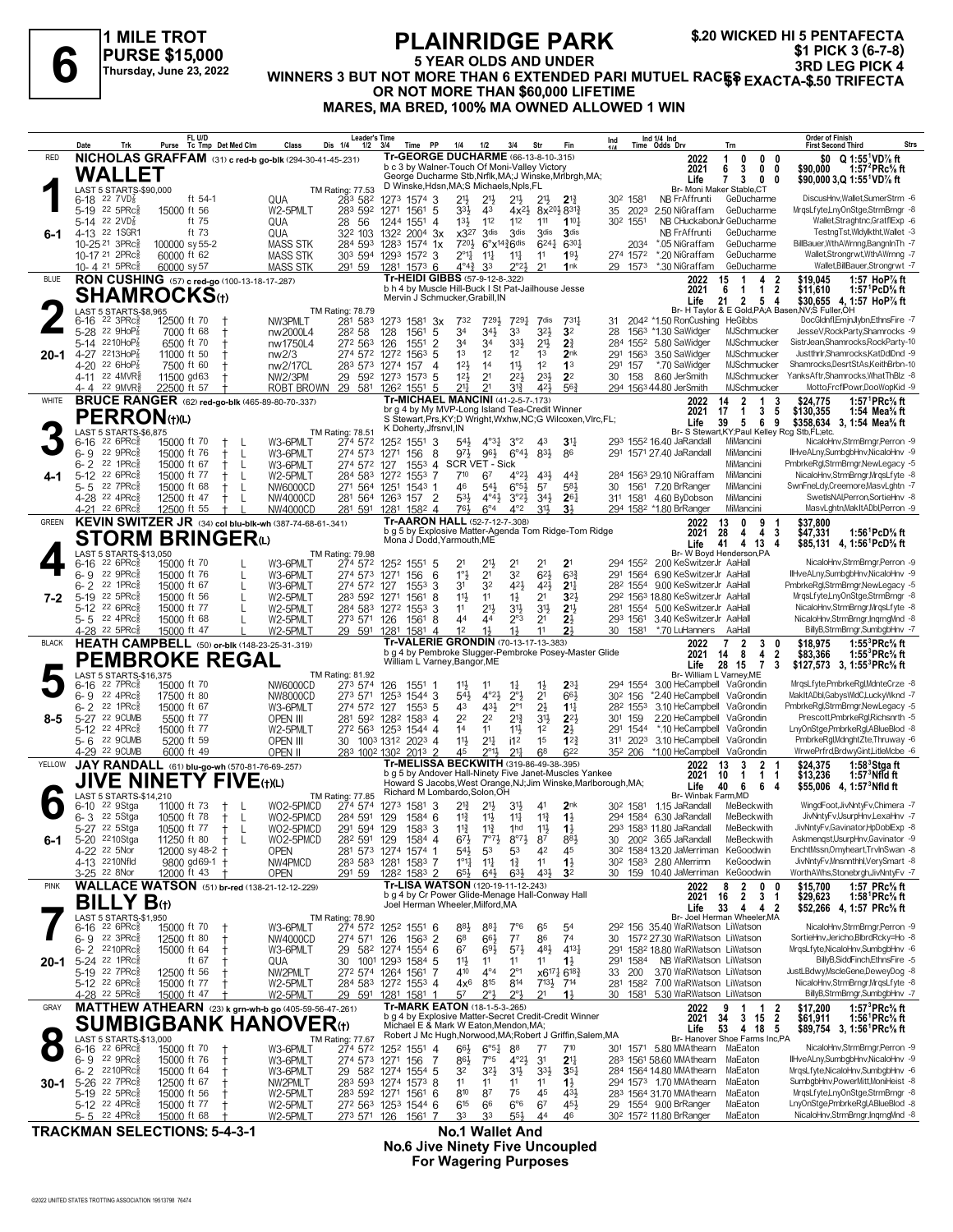# 6

**1 MILE TROT**
**PURSE $15,000**
**Thursday, June 23, 2022**

# PLAINRIDGE PARK

**5 YEAR OLDS AND UNDER**
**WINNERS 3 BUT NOT MORE THAN 6 EXTENDED PARI MUTUEL RACES OR NOT MORE THAN $60,000 LIFETIME**
**MARES, MA BRED, 100% MA OWNED ALLOWED 1 WIN**

**$.20 WICKED HI 5 PENTAFECTA**
**$1 PICK 3 (6-7-8)**
**3RD LEG PICK 4**
**$1 EXACTA-$.50 TRIFECTA**

---

## 1 — WALLET (RED) — 6-1

**NICHOLAS GRAFFAM** (31) c red-b go-blk (294-30-41-45-.231)

Tr-GEORGE DUCHARME (66-13-8-10-.315)
b c 3 by Walner-Touch Of Moni-Valley Victory
George Ducharme Stb,Nrflk,MA;J Winske,Mrlbrgh,MA; D Winske,Hdsn,MA;S Michaels,Npls,FL
Br- Moni Maker Stable,CT

| Year | Starts | 1st | 2nd | 3rd | Earnings | Best |
|---|---|---|---|---|---|---|
| 2022 | 1 | 0 | 0 | 0 | $0 | Q 1:55¹VD⅞ ft |
| 2021 | 6 | 3 | 0 | 0 | $90,000 | 1:57²PRc⅝ ft |
| Life | 7 | 3 | 0 | 0 | $90,000 | 3,Q 1:55¹VD⅞ ft |

LAST 5 STARTS-$90,000 — TM Rating: 77.53

| Date | Trk | Purse | Cond | Class | 1/4 | 1/2 | 3/4 | Time | PP | 1/4 | 1/2 | 3/4 | Str | Fin | Ind | Odds Drv | Trn | Order of Finish |
|---|---|---|---|---|---|---|---|---|---|---|---|---|---|---|---|---|---|---|
| 6-18 22 | 7VD⅞ | | ft 54-1 | QUA | 28³ | 58² | 127³ | 157⁴ 3 | | 2½ | 2½ | 2½ | 2½ | 2¾ | 30² 158¹ | NB FrAffrunti | GeDucharme | DiscusHnv,Wallet,SumerStrm -6 |
| 5-19 22 | 5PRc⅝ | 15000 | ft 56 | W2-5PMLT | 28³ | 59² | 127¹ | 156¹ 5 | | 3³½ | 4³ | 4x2½ | 8x20½ | 831¾ | 35 202³ | 2.50 NiGraffam | GeDucharme | MrqsLfyte,LnyOnStge,StrmBrngr -8 |
| 5-14 22 | 2VD⅞ | | ft 75 | QUA | 28 | 56 | 124⁴ | 155¹ 4 | | 1³½ | 1¹² | 1¹² | 1¹¹ | 1¹⁰¼ | 30² 155¹ | NB CHuckabonJr | GeDucharme | Wallet,Straghtnc,GratflExp -6 |
| 4-13 22 | 1SGR1 | | ft 73 | QUA | 32² | 103 | 132² | 200⁴ 3x | | x3²⁷ | 3dis | 3dis | 3dis | 3dis | | NB FrAffrunti | GeDucharme | TestngTst,Wldylktht,Wallet -3 |
| 10-25 21 | 3PRc⅝ | 100000 | sy 55-2 | MASS STK | 28⁴ | 59³ | 128³ | 157⁴ 1x | | 7²⁰½ | 6°x14¾ | 6dis | 6²⁴¼ | 6³⁰¼ | 203⁴ | *.05 NiGraffam | GeDucharme | BillBauer,WthAWrnng,BangnInTh -7 |
| 10-17 21 | 2PRc⅝ | 60000 | ft 62 | MASS STK | 30³ | 59⁴ | 129³ | 157² 3 | | 2°¹¼ | 1¹½ | 1¹¼ | 1¹ | 1⁹½ | 27⁴ 157² | *.20 NiGraffam | GeDucharme | Wallet,Strongrwt,WthAWrnng -7 |
| 10-4 21 | 5PRc⅝ | 60000 | sy 57 | MASS STK | 29¹ | 59 | 128¹ | 157³ 6 | | 4°4¾ | 3³ | 2°²½ | 2¹ | 1nk | 29 157³ | *.30 NiGraffam | GeDucharme | Wallet,BillBauer,Strongrwt -7 |

## 2 — SHAMROCKS(†) (BLUE) — 20-1

**RON CUSHING** (57) c red-go (100-13-18-17-.287)

Tr-HEIDI GIBBS (57-9-12-8-.322)
b h 4 by Muscle Hill-Buck I St Pat-Jailhouse Jesse
Mervin J Schmucker,Grabill,IN
Br- H Taylor & E Gold,PA;A Basen,NY;S Fuller,OH

| Year | Starts | 1st | 2nd | 3rd | Earnings | Best |
|---|---|---|---|---|---|---|
| 2022 | 15 | 1 | 4 | 2 | $19,045 | 1:57 HoP⅞ ft |
| 2021 | 6 | 1 | 1 | 2 | $11,610 | 1:57¹PcD⅝ ft |
| Life | 21 | 2 | 5 | 4 | $30,655 | 4, 1:57 HoP⅞ ft |

LAST 5 STARTS-$8,965 — TM Rating: 78.79

| Date | Trk | Purse | Cond | Class | 1/4 | 1/2 | 3/4 | Time | PP | 1/4 | 1/2 | 3/4 | Str | Fin | Ind | Odds Drv | Trn | Order of Finish |
|---|---|---|---|---|---|---|---|---|---|---|---|---|---|---|---|---|---|---|
| 6-16 22 | 3PRc⅝ | 12500 | ft 70 † | NW3PMLT | 28¹ | 58³ | 127³ | 158¹ 3x | | 7³² | 7²⁹½ | 7²⁹½ | 7dis | 7³¹¼ | 31 204² | *1.50 RonCushing | HeGibbs | DocGldnfl,EmjnJlybn,EthnsFire -7 |
| 5-28 22 | 9HoP⅞ | 7000 | ft 68 † | nw2000L4 | 28² | 58 | 128 | 156¹ 5 | | 3⁴ | 3⁴½ | 3³ | 3²½ | 3² | 28 156³ | *1.30 SaWidger | MJSchmucker | JesseV,RockParty,Shamrocks -9 |
| 5-14 22 | 10HoP⅞ | 6500 | ft 70 † | nw1750L4 | 27² | 56³ | 126 | 155¹ 2 | | 3⁴ | 3⁴ | 3³½ | 2¹½ | 2¾ | 28⁴ 155² | 5.80 SaWidger | MJSchmucker | SistrJean,Shamrocks,RockParty-10 |
| 4-27 22 | 13HoP⅞ | 11000 | ft 50 † | nw2/3 | 27⁴ | 57² | 127² | 156³ 5 | | 1³ | 1² | 1² | 1³ | 2nk | 29¹ 156³ | 3.50 SaWidger | MJSchmucker | Justthrlr,Shamrocks,KatDdlDnd -9 |
| 4-20 22 | 6HoP⅞ | 7500 | ft 60 † | nw2/17CL | 28³ | 57³ | 127⁴ | 157 4 | | 1²½ | 1⁴ | 1¹½ | 1² | 1³ | 29¹ 157 | *.70 SaWidger | MJSchmucker | Shamrocks,DesrtStAs,KeithBrbn-10 |
| 4-11 22 | 4MVR⅝ | 11500 | gd 63 † | NW2/3PM | 29 | 59² | 127³ | 157³ 5 | | 1²½ | 2¹ | 2²½ | 2³½ | 2² | 30 158 | 8.60 JerSmith | MJSchmucker | YanksAftr,Shamrocks,WhatThBlz -8 |
| 4-4 22 | 9MVR⅝ | 22500 | ft 57 † | ROBT BROWN | 29 | 58¹ | 126² | 155¹ 5 | | 2¹¾ | 2¹ | 3¹¾ | 4²½ | 5⁶¾ | 29⁴ 156³ | 44.80 JerSmith | MJSchmucker | Motto,FrctflPowr,DooWopKid -9 |

## 3 — PERRON(†)(L) (WHITE) — 4-1

**BRUCE RANGER** (62) red-go-blk (465-89-80-70-.337)

Tr-MICHAEL MANCINI (41-2-5-7-.173)
br g 4 by My MVP-Long Island Tea-Credit Winner
S Stewart,Prs,KY;D Wright,Wxhw,NC;G Wilcoxen,Vlrc,FL; K Doherty,Jfrsnvl,IN
Br- S Stewart,KY;Paul Kelley Rcg Stb,FL;etc.

| Year | Starts | 1st | 2nd | 3rd | Earnings | Best |
|---|---|---|---|---|---|---|
| 2022 | 14 | 2 | 1 | 3 | $24,775 | 1:57¹PRc⅝ ft |
| 2021 | 17 | 1 | 3 | 5 | $130,355 | 1:54 Mea⅝ ft |
| Life | 39 | 5 | 6 | 9 | $358,634 | 3, 1:54 Mea⅝ ft |

LAST 5 STARTS-$6,875 — TM Rating: 78.51

| Date | Trk | Purse | Cond | Class | 1/4 | 1/2 | 3/4 | Time | PP | 1/4 | 1/2 | 3/4 | Str | Fin | Ind | Odds Drv | Trn | Order of Finish |
|---|---|---|---|---|---|---|---|---|---|---|---|---|---|---|---|---|---|---|
| 6-16 22 | 6PRc⅝ | 15000 | ft 70 † L | W3-6PMLT | 27⁴ | 57² | 125² | 155¹ 3 | | 5⁴½ | 4°³¼ | 3°² | 4³ | 3¹¾ | 29³ 155² | 16.40 JaRandall | MiMancini | NicaloHnv,StrmBrngr,Perron -9 |
| 6-9 22 | 9PRc⅝ | 15000 | ft 76 † L | W3-6PMLT | 27⁴ | 57³ | 127¹ | 156 8 | | 9⁷½ | 9⁶½ | 6°⁴½ | 8³½ | 8⁶ | 29¹ 157¹ | 27.40 JaRandall | MiMancini | IlHveALny,SumbgbHnv,NicaloHnv -9 |
| 6-2 22 | 1PRc⅝ | 15000 | ft 67 † L | W3-6PMLT | 27⁴ | 57² | 127 | 155³ 4 | | SCR VET - Sick | | | | | | | MiMancini | PmbrkeRgl,StrmBrngr,NewLegacy -5 |
| 5-12 22 | 6PRc⅝ | 15000 | ft 77 † L | W2-5PMLT | 28⁴ | 58³ | 127² | 155³ 7 | | 7¹⁰ | 6⁷ | 4°²½ | 4³½ | 4⁴¾ | 28⁴ 156³ | 29.10 NiGraffam | MiMancini | NicaloHnv,StrmBrngr,MrqsLfyte -8 |
| 5-5 22 | 7PRc⅝ | 15000 | ft 68 † L | NW6000CD | 27¹ | 56⁴ | 125¹ | 154³ 6 | | 4⁶ | 5⁴½ | 6°⁵½ | 5⁷ | 5⁸½ | 30 156¹ | 7.20 BrRanger | MiMancini | SwnFneLdy,Creemore,MasvLghtn -7 |
| 4-28 22 | 4PRc⅝ | 12500 | ft 47 † L | NW4000CD | 28¹ | 56⁴ | 126³ | 157 2 | | 5³½ | 4°⁴½ | 3°²½ | 3⁴½ | 2⁶¼ | 31¹ 158¹ | 4.60 ByDobson | MiMancini | SwetlsNA,Perron,SortieHnv -8 |
| 4-21 22 | 6PRc⅝ | 12500 | ft 55 † L | NW4000CD | 28¹ | 59¹ | 128¹ | 158² 4 | | 7⁶½ | 6°⁴ | 4°² | 3¹½ | 3½ | 29⁴ 158² | *1.80 BrRanger | MiMancini | MasvLghtn,MakItADbl,Perron -9 |

## 4 — STORM BRINGER(L) (GREEN) — 7-2

**KEVIN SWITZER JR** (34) col blu-blk-wh (387-74-68-61-.341)

Tr-AARON HALL (52-7-12-7-.308)
b g 5 by Explosive Matter-Agenda Tom Ridge-Tom Ridge
Mona J Dodd,Yarmouth,ME
Br- W Boyd Henderson,PA

| Year | Starts | 1st | 2nd | 3rd | Earnings | Best |
|---|---|---|---|---|---|---|
| 2022 | 13 | 0 | 9 | 1 | $37,800 | |
| 2021 | 28 | 4 | 4 | 3 | $47,331 | 1:56¹PcD⅝ ft |
| Life | 41 | 4 | 13 | 4 | $85,131 | 4, 1:56¹PcD⅝ ft |

LAST 5 STARTS-$13,050 — TM Rating: 79.98

| Date | Trk | Purse | Cond | Class | 1/4 | 1/2 | 3/4 | Time | PP | 1/4 | 1/2 | 3/4 | Str | Fin | Ind | Odds Drv | Trn | Order of Finish |
|---|---|---|---|---|---|---|---|---|---|---|---|---|---|---|---|---|---|---|
| 6-16 22 | 6PRc⅝ | 15000 | ft 70 L | W3-6PMLT | 27⁴ | 57² | 125² | 155¹ 5 | | 2¹ | 2¹½ | 2¹ | 2¹ | 2¹ | 29⁴ 155² | 2.00 KeSwitzerJr | AaHall | NicaloHnv,StrmBrngr,Perron -9 |
| 6-9 22 | 9PRc⅝ | 15000 | ft 76 L | W3-6PMLT | 27⁴ | 57³ | 127¹ | 156 6 | | 1°½ | 2¹ | 3² | 6²½ | 6³¾ | 29¹ 156⁴ | 6.90 KeSwitzerJr | AaHall | IlHveALny,SumbgbHnv,NicaloHnv -9 |
| 6-2 22 | 1PRc⅝ | 15000 | ft 67 L | W3-6PMLT | 27⁴ | 57² | 127 | 155³ 3 | | 3¹ | 3² | 4²½ | 4²½ | 2¹¾ | 28² 155⁴ | 9.00 KeSwitzerJr | AaHall | PmbrkeRgl,StrmBrngr,NewLegacy -5 |
| 5-19 22 | 5PRc⅝ | 15000 | ft 56 L | W2-5PMLT | 28³ | 59² | 127¹ | 156¹ 8 | | 1¹½ | 1¹ | 1½ | 2¹ | 3²½ | 29² 156³ | 18.80 KeSwitzerJr | AaHall | MrqsLfyte,LnyOnStge,StrmBrngr -8 |
| 5-12 22 | 6PRc⅝ | 15000 | ft 77 L | W2-5PMLT | 28⁴ | 58³ | 127² | 155³ 3 | | 1¹ | 2¹½ | 3¹½ | 3¹½ | 2¹½ | 28¹ 155⁴ | 5.00 KeSwitzerJr | AaHall | NicaloHnv,StrmBrngr,MrqsLfyte -8 |
| 5-5 22 | 4PRc⅝ | 15000 | ft 68 L | W2-5PMLT | 27³ | 57¹ | 126 | 156¹ 8 | | 4⁴ | 4⁴ | 2°³ | 2¹ | 2½ | 29³ 156¹ | 3.40 KeSwitzerJr | AaHall | NicaloHnv,StrmBrngr,InqrngMnd -8 |
| 4-28 22 | 5PRc⅝ | 15000 | ft 47 | W2-5PMLT | 29 | 59¹ | 128¹ | 158¹ 4 | | 1² | 1½ | 1½ | 1¹ | 2½ | 30 158¹ | *.70 LuHanners | AaHall | BillyB,StrmBrngr,SumbgbHnv -7 |

## 5 — PEMBROKE REGAL (BLACK) — 8-5

**HEATH CAMPBELL** (50) or-blk (148-23-25-31-.319)

Tr-VALERIE GRONDIN (70-13-17-13-.383)
b g 4 by Pembroke Slugger-Pembroke Posey-Master Glide
William L Varney,Bangor,ME
Br- William L Varney,ME

| Year | Starts | 1st | 2nd | 3rd | Earnings | Best |
|---|---|---|---|---|---|---|
| 2022 | 7 | 2 | 3 | 0 | $18,975 | 1:55³PRc⅝ ft |
| 2021 | 14 | 8 | 4 | 2 | $83,366 | 1:55³PRc⅝ ft |
| Life | 28 | 15 | 7 | 3 | $127,573 | 3, 1:55³PRc⅝ ft |

LAST 5 STARTS-$16,375 — TM Rating: 81.92

| Date | Trk | Purse | Cond | Class | 1/4 | 1/2 | 3/4 | Time | PP | 1/4 | 1/2 | 3/4 | Str | Fin | Ind | Odds Drv | Trn | Order of Finish |
|---|---|---|---|---|---|---|---|---|---|---|---|---|---|---|---|---|---|---|
| 6-16 22 | 7PRc⅝ | 15000 | ft 70 | NW6000CD | 27³ | 57⁴ | 126 | 155¹ 1 | | 1¹½ | 1¹ | 1½ | 1½ | 2³¼ | 29⁴ 155⁴ | 3.00 HeCampbell | VaGrondin | MrqsLfyte,PmbrkeRgl,MdnteCrze -8 |
| 6-9 22 | 4PRc⅝ | 17500 | ft 80 | NW8000CD | 27³ | 57¹ | 125³ | 154⁴ 3 | | 5⁴½ | 4°²½ | 2°½ | 2¹ | 6⁶½ | 30² 156 | *2.40 HeCampbell | VaGrondin | MakItADbl,GabysWldC,LuckyWknd -7 |
| 6-2 22 | 1PRc⅝ | 15000 | ft 67 | W3-6PMLT | 27⁴ | 57² | 127 | 155³ 5 | | 4³ | 4³½ | 2°¹ | 2½ | 1¹¾ | 28² 155³ | 3.10 HeCampbell | VaGrondin | PmbrkeRgl,StrmBrngr,NewLegacy -5 |
| 5-27 22 | 9CUMB | 5500 | ft 77 | OPEN III | 28¹ | 59² | 128² | 158³ 4 | | 2² | 2² | 2¹¾ | 3¹½ | 2²½ | 30¹ 159 | 2.20 HeCampbell | VaGrondin | Prescott,PmbrkeRgl,Richsnrth -5 |
| 5-12 22 | 4PRc⅝ | 15000 | ft 77 | W2-5PMLT | 27² | 56³ | 125³ | 154⁴ 4 | | 1⁴ | 1¹ | 1¹½ | 1² | 2½ | 29¹ 154⁴ | *.10 HeCampbell | VaGrondin | LnyOnStge,PmbrkeRgl,ABlueBlod -8 |
| 5-6 22 | 9CUMB | 5200 | ft 59 | OPEN III | 30 | 100³ | 131² | 202³ 4 | | 1¹½ | 2¹½ | 1² | 1⁵ | 1²¾ | 31¹ 202³ | 3.10 HeCampbell | VaGrondin | PmbrkeRgl,MdnghtZte,Thruway -6 |
| 4-29 22 | 9CUMB | 6000 | ft 49 | OPEN II | 28³ | 100² | 130² | 201³ 2 | | 4⁵ | 2°¹½ | 2¹¼ | 6⁸ | 6²² | 35² 206 | *1.00 HeCampbell | VaGrondin | WrwePrFrd,BrdwyGint,LitleMcbe -6 |

## 6 — JIVE NINETY FIVE(†)(L) (YELLOW) — 6-1

**JAY RANDALL** (61) blu-go-wh (570-81-76-69-.257)

Tr-MELISSA BECKWITH (319-86-49-38-.395)
b g 5 by Andover Hall-Ninety Five Janet-Muscles Yankee
Howard S Jacobs,West Orange,NJ;Jim Winske,Marlborough,MA; Richard M Lombardo,Solon,OH
Br- Winbak Farm,MD

| Year | Starts | 1st | 2nd | 3rd | Earnings | Best |
|---|---|---|---|---|---|---|
| 2022 | 13 | 3 | 2 | 1 | $24,375 | 1:58³Stga ft |
| 2021 | 10 | 1 | 1 | 1 | $13,236 | 1:57³Nfld ft |
| Life | 40 | 6 | 6 | 4 | $55,006 | 4, 1:57³Nfld ft |

LAST 5 STARTS-$14,210 — TM Rating: 77.85

| Date | Trk | Purse | Cond | Class | 1/4 | 1/2 | 3/4 | Time | PP | 1/4 | 1/2 | 3/4 | Str | Fin | Ind | Odds Drv | Trn | Order of Finish |
|---|---|---|---|---|---|---|---|---|---|---|---|---|---|---|---|---|---|---|
| 6-10 22 | 9Stga | 11000 | ft 73 † L | WO2-5PMCD | 27⁴ | 57⁴ | 127³ | 158¹ 3 | | 2³¾ | 2¹½ | 3¹½ | 4¹ | 2nk | 30² 158¹ | 1.15 JaRandall | MeBeckwith | WingdFoot,JivNntyFv,Chimera -7 |
| 6-3 22 | 5Stga | 10500 | ft 78 † L | WO2-5PMCD | 28⁴ | 59¹ | 129 | 158⁴ 6 | | 1¹¾ | 1¹½ | 1¹¼ | 1¹¾ | 1½ | 29⁴ 158⁴ | 6.30 JaRandall | MeBeckwith | JivNntyFv,UsurpHnv,LexaHnv -7 |
| 5-27 22 | 5Stga | 10500 | ft 77 † L | WO2-5PMCD | 29¹ | 59⁴ | 129 | 158³ 3 | | 1¹¾ | 1¹¾ | 1hd | 1¹½ | 1½ | 29³ 158³ | 11.80 JaRandall | MeBeckwith | JivNntyFv,Gavinator,HpDoblExp -8 |
| 5-20 22 | 10Stga | 11250 | ft 80 † L | WO2-5PMCD | 28² | 59¹ | 129 | 158⁴ 4 | | 6⁷½ | 7°⁷½ | 8°⁷¾ | 8⁷ | 8⁸½ | 30 200² | 3.65 JaRandall | MeBeckwith | Askmenqst,UsurpHnv,Gavinator -9 |
| 4-22 22 | 5Nor | 12000 | sy 48-2 † | OPEN | 28¹ | 57³ | 127⁴ | 157⁴ 1 | | 5⁴½ | 5³ | 5³ | 4² | 4⁵ | 30² 158⁴ | 13.20 JaMerriman | KeGoodwin | EnchtMssn,Omyheart,TrvlnSwan -8 |
| 4-13 22 | 10Nfld | 9800 | gd 69-1 † | NW4PMCD | 28³ | 58³ | 128¹ | 158³ 7 | | 1°¹¼ | 1¹½ | 1¾ | 1¹ | 1½ | 30² 158³ | 2.80 AMerrimn | KeGoodwin | JivNntyFv,Mnsrnthhl,VerySmart -8 |
| 3-25 22 | 8Nor | 12000 | ft 43 † | OPEN | 29¹ | 59 | 128² | 158³ 2 | | 6⁵½ | 6⁴½ | 6³½ | 4³½ | 3² | 30 159 | 10.40 JaMerriman | KeGoodwin | WorthAWhs,Stonebrgh,JivNntyFv -7 |

## 7 — BILLY B(†) (PINK) — 20-1

**WALLACE WATSON** (51) br-red (138-21-12-12-.229)

Tr-LISA WATSON (120-19-11-12-.243)
b g 4 by Cr Power Glide-Menage Hall-Conway Hall
Joel Herman Wheeler,Milford,MA
Br- Joel Herman Wheeler,MA

| Year | Starts | 1st | 2nd | 3rd | Earnings | Best |
|---|---|---|---|---|---|---|
| 2022 | 8 | 2 | 0 | 0 | $15,700 | 1:57 PRc⅝ ft |
| 2021 | 16 | 2 | 3 | 1 | $29,623 | 1:58¹PRc⅝ ft |
| Life | 33 | 4 | 4 | 2 | $52,266 | 4, 1:57 PRc⅝ ft |

LAST 5 STARTS-$1,950 — TM Rating: 78.90

| Date | Trk | Purse | Cond | Class | 1/4 | 1/2 | 3/4 | Time | PP | 1/4 | 1/2 | 3/4 | Str | Fin | Ind | Odds Drv | Trn | Order of Finish |
|---|---|---|---|---|---|---|---|---|---|---|---|---|---|---|---|---|---|---|
| 6-16 22 | 6PRc⅝ | 15000 | ft 70 † | W3-6PMLT | 27⁴ | 57² | 125² | 155¹ 6 | | 8⁸¾ | 8⁸¾ | 7°⁶ | 6⁵ | 5⁴ | 29² 156 | 35.40 WaRWatson | LiWatson | NicaloHnv,StrmBrngr,Perron -9 |
| 6-9 22 | 3PRc⅝ | 12500 | ft 80 † | NW4000CD | 27⁴ | 57¹ | 126 | 156³ 2 | | 6⁸ | 6⁶½ | 7⁷ | 8⁶ | 7⁴ | 30 157² | 27.30 WaRWatson | LiWatson | SortieHnv,Jericho,BlbrdRcky=Ho -8 |
| 6-2 22 | 10PRc⅝ | 15000 | ft 64 † | W3-6PMLT | 29 | 58² | 127⁴ | 155⁴ 6 | | 6⁷ | 6⁹½ | 5⁷½ | 4⁸½ | 4¹³¼ | 29¹ 158² | 18.80 WaRWatson | LiWatson | MrqsLfyte,NicaloHnv,SumbgbHnv -6 |
| 5-24 22 | 1PRc⅝ | | ft 67 † | QUA | 30 | 100¹ | 129³ | 158⁴ 5 | | 1¹½ | 1¹ | 1¹ | 1¹ | 1½ | 29¹ 158⁴ | NB WaRWatson | LiWatson | BillyB,SiddFinch,EthnsFire -5 |
| 5-19 22 | 7PRc⅝ | 12500 | ft 56 † | NW2PMLT | 27² | 57⁴ | 126⁴ | 156¹ 7 | | 4¹⁰ | 4°⁴ | 2°¹ | x6¹⁷½ | 6¹⁸¾ | 33 200 | 3.70 WaRWatson | LiWatson | JustLBdwy,MscleGene,DeweyDog -8 |
| 5-12 22 | 6PRc⅝ | 15000 | ft 77 † | W2-5PMLT | 28⁴ | 58³ | 127² | 155³ 4 | | 4x⁶ | 8¹⁵ | 8¹⁴ | 7¹³½ | 7¹⁴ | 28¹ 158² | 7.00 WaRWatson | LiWatson | NicaloHnv,StrmBrngr,MrqsLfyte -8 |
| 4-28 22 | 5PRc⅝ | 15000 | ft 47 † | W2-5PMLT | 29 | 59¹ | 128¹ | 158¹ 1 | | 5⁷ | 2°½ | 2°½ | 2¹ | 1½ | 30 158¹ | 5.30 WaRWatson | LiWatson | BillyB,StrmBrngr,SumbgbHnv -7 |

## 8 — SUMBIGBANK HANOVER(†) (GRAY) — 30-1

**MATTHEW ATHEARN** (23) k grn-wh-b go (405-59-56-47-.261)

Tr-MARK EATON (18-1-5-3-.265)
b g 4 by Explosive Matter-Secret Credit-Credit Winner
Michael E & Mark W Eaton,Mendon,MA; Robert J Mc Hugh,Norwood,MA;Robert J Griffin,Salem,MA
Br- Hanover Shoe Farms Inc,PA

| Year | Starts | 1st | 2nd | 3rd | Earnings | Best |
|---|---|---|---|---|---|---|
| 2022 | 9 | 1 | 1 | 2 | $17,200 | 1:57³PRc⅝ ft |
| 2021 | 34 | 3 | 15 | 2 | $61,911 | 1:56¹PRc⅝ ft |
| Life | 53 | 4 | 18 | 5 | $89,754 | 3, 1:56¹PRc⅝ ft |

LAST 5 STARTS-$13,000 — TM Rating: 77.67

| Date | Trk | Purse | Cond | Class | 1/4 | 1/2 | 3/4 | Time | PP | 1/4 | 1/2 | 3/4 | Str | Fin | Ind | Odds Drv | Trn | Order of Finish |
|---|---|---|---|---|---|---|---|---|---|---|---|---|---|---|---|---|---|---|
| 6-16 22 | 6PRc⅝ | 15000 | ft 70 † | W3-6PMLT | 27⁴ | 57² | 125² | 155¹ 4 | | 6⁶½ | 6°⁵¼ | 8⁸ | 7⁷ | 7¹⁰ | 30¹ 157¹ | 5.80 MMAthearn | MaEaton | NicaloHnv,StrmBrngr,Perron -9 |
| 6-9 22 | 9PRc⅝ | 15000 | ft 76 † | W3-6PMLT | 27⁴ | 57³ | 127¹ | 156 7 | | 8⁶½ | 7°⁵ | 4°²½ | 3¹ | 2¹¾ | 28³ 156¹ | 58.60 MMAthearn | MaEaton | IlHveALny,SumbgbHnv,NicaloHnv -9 |
| 6-2 22 | 10PRc⅝ | 15000 | ft 64 † | W3-6PMLT | 29 | 58² | 127⁴ | 155⁴ 5 | | 3² | 3²½ | 3¹½ | 3³½ | 3⁵¼ | 28⁴ 156⁴ | 14.80 MMAthearn | MaEaton | MrqsLfyte,NicaloHnv,SumbgbHnv -6 |
| 5-26 22 | 7PRc⅝ | 12500 | ft 67 † | NW2PMLT | 28³ | 59³ | 127⁴ | 157³ 8 | | 1¹ | 1¹ | 1¹ | 1¹ | 1½ | 29⁴ 157³ | 1.70 MMAthearn | MaEaton | SumbgbHnv,PowerMitt,MoniHeist -8 |
| 5-19 22 | 5PRc⅝ | 15000 | ft 56 † | W2-5PMLT | 28³ | 59² | 127¹ | 156¹ 6 | | 8¹⁰ | 8⁷ | 7⁵ | 4⁵ | 4³½ | 28³ 156⁴ | 31.70 MMAthearn | MaEaton | MrqsLfyte,LnyOnStge,StrmBrngr -8 |
| 5-12 22 | 4PRc⅝ | 15000 | ft 77 † | W2-5PMLT | 27² | 56³ | 125³ | 154⁴ 6 | | 6¹⁵ | 6⁶ | 6°⁶ | 6⁷ | 4⁵½ | 29 155⁴ | 9.00 BrRanger | MaEaton | LnyOnStge,PmbrkeRgl,ABlueBlod -8 |
| 5-5 22 | 4PRc⅝ | 15000 | ft 68 † | W2-5PMLT | 27³ | 57¹ | 126 | 156¹ 7 | | 3³ | 3³ | 5⁵½ | 4⁴ | 4⁶ | 30² 157² | 11.80 BrRanger | MaEaton | NicaloHnv,StrmBrngr,InqrngMnd -8 |

---

**TRACKMAN SELECTIONS: 5-4-3-1**

**No.1 Wallet And No.6 Jive Ninety Five Uncoupled For Wagering Purposes**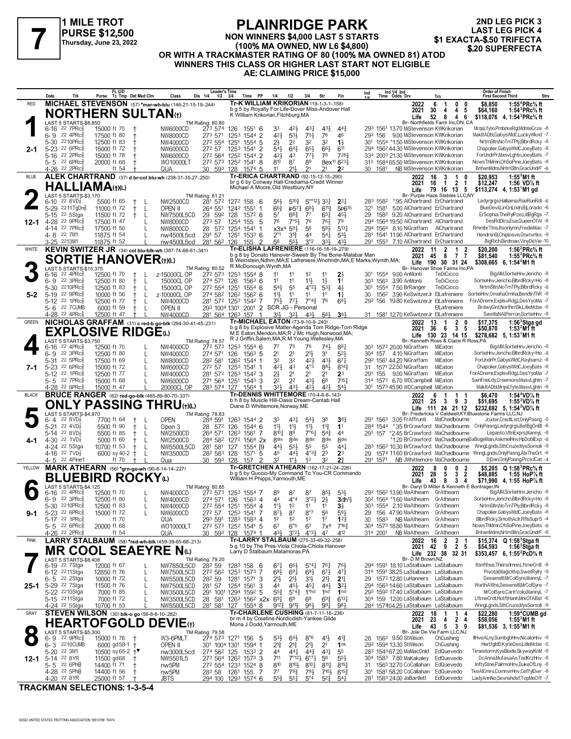# 7

**1 MILE TROT**
**PURSE $12,500**
Thursday, June 23, 2022

# PLAINRIDGE PARK

**NON WINNERS $4,000 LAST 5 STARTS**
**(100% MA OWNED, NW L6 $4,800)**
**OR WITH A TRACKMASTER RATING OF 80 (100% MA OWNED 81) ATOD**
**WINNERS THIS CLASS OR HIGHER LAST START NOT ELIGIBLE**
**AE: CLAIMING PRICE $15,000**

**2ND LEG PICK 3**
**LAST LEG PICK 4**
**$1 EXACTA-$.50 TRIFECTA**
**$.20 SUPERFECTA**

---

## 1 — RED — NORTHERN SULTAN(t) — 2-1

**MICHAEL STEVENSON** (57) *mar-wh-blu (146-21-15-19-.244)

Tr-K WILLIAM KRIKORIAN (19-1-3-1-.158)
b g 5 by Royalty For Life-Dover Miss-Andover Hall
K William Krikorian,Fitchburg,MA

| | Starts | Win | Place | Show | Earnings | Record |
|---|---|---|---|---|---|---|
| 2022 | 6 | 1 | 0 | 0 | $8,850 | 1:55⁴PRc⅝ ft |
| 2021 | 30 | 4 | 4 | 5 | $64,160 | 1:54³PRc⅝ ft |
| Life | 52 | 8 | 4 | 6 | $118,076 | 4, 1:54³PRc⅝ ft |

Br- Northfields Farm Inc,ON, CA
LAST 5 STARTS-$8,850 — TM Rating: 80.80

| Date | Trk | Purse | Cond | Class | Fractions | Time | PP | 1/4 | 1/2 | 3/4 | Str | Fin | Ind Time | Odds | Drv | Trn | Order of Finish |
|---|---|---|---|---|---|---|---|---|---|---|---|---|---|---|---|---|---|
| 6-16 22 7PRc⅝ | | 15000 ft 70 | † | NW6000CD | 27³ 57⁴ 126 | 155¹ | 6 | 3³ | 4²½ | 4³¼ | 4³½ | 4⁴¾ | 29³ 156¹ | 13.70 | MiStevenson | KWKrikorian | MrqsLfyte,PmbrkeRgl,MdnteCrze -8 |
| 6-9 22 4PRc⅝ | | 17500 ft 80 | † | NW8000CD | 27³ 57¹ 125³ | 154⁴ | 2 | 4²½ | 5³½ | 7⁵½ | 7⁶ | 4⁶ | 29² 156 | 9.00 | MiStevenson | KWKrikorian | MakItADbl,GabysWldC,LuckyWknd -7 |
| 5-30 22 10PRc⅝ | | 12500 ft 83 | † | NW4000CD | 27² 55⁴ 125¹ | 155⁴ | 5 | 2½ | 2² | 3² | 3² | 1½ | 30¹ 155⁴ | *1.50 | MiStevenson | KWKrikorian | NrtrnSltn,NoTmTPly,BlbrdRcky -8 |
| 5-23 22 6PRc⅝ | | 15000 ft 72 | † | NW6000CD | 27² 57 125³ | 154¹ | 2 | 5⁴½ | 6⁴½ | 6⁵½ | 6⁶½ | 6¹¹ | 29⁴ 156² | 44.30 | MiStevenson | KWKrikorian | Chapolier,GabysWldC,JoeyBats -8 |
| 5-16 22 2PRc⅝ | | 15000 ft 78 | † | NW6000CD | 27² 56⁴ 125² | 154⁴ | 2 | 4²½ | 4³ | 7⁷½ | 7⁸ | 7²⁸¾ | 33⁴ 200³ | 21.30 | MiStevenson | KWKrikorian | ForUndrPr,MasvLghtn,JoeyBats -7 |
| 5-5 22 6PRc⅝ | | 20000 ft 68 | † | WO10000LT | 27² 57³ 125² | 154¹ | 8 | 8¹⁰ | 8⁷ | 8⁹ | 8ex¹¹ | 8²³¼ | 31³ 158⁴ | 65.50 | MiStevenson | KWKrikorian | NowsThMmn,OhSoPine,JoeyBats -8 |
| 4-26 22 2PRc⅝ | | ft 54 | † | QUA | 30 59³ 128 | 157⁴ | 5 | 1¹ | 2¹½ | 2¹ | 2¹ | 2² | 30 158¹ | NB | MiStevenson | KWKrikorian | BntwnMdns,NrtrnSltn,GracUndrF -6 |

## 2 — BLUE — HALLIAMA(t)(L) — 12-1

**ALEK CHARTRAND** (37) d br-col blu-wh (238-31-35-27-.250)

Tr-ERICA CHARTRAND (92-15-12-15-.290)
br g 6 by Conway Hall-Credamia-Credit Winner
Michael A Moore,Old Westbury,NY

| | Starts | Win | Place | Show | Earnings | Record |
|---|---|---|---|---|---|---|
| 2022 | 16 | 3 | 1 | 0 | $20,953 | 1:55³M1 ft |
| 2021 | 16 | 1 | 2 | 1 | $12,247 | 1:56 VD⅞ ft |
| Life | 79 | 16 | 13 | 5 | $113,274 | 4, 1:53¹M1 gd |

Br- Purple Haze Stables LLC,NY
LAST 5 STARTS-$3,170 — TM Rating: 81.21

| Date | Trk | Purse | Cond | Class | Fractions | Time | PP | 1/4 | 1/2 | 3/4 | Str | Fin | Ind Time | Odds | Drv | Trn | Order of Finish |
|---|---|---|---|---|---|---|---|---|---|---|---|---|---|---|---|---|---|
| 6-10 22 8VD⅞ | | 5500 ft 65 | † L | NW2500CD | 28¹ 57² 127² | 158 | 6 | 5⁶½ | 5¹⁰¾ | 5°°¹²½ | 3³¼ | 2²¼ | 28³ 158² | *.95 | AlChartrand | ErChartrand | Ladygrgrs,Halliama,RseRunRdi -6 |
| 5-29 22 11TgDn⅝ | | 11000 ft 72 | † L | OPEN II | 26⁴ 55¹ 124² | 155¹ | 1 | 6⁸¾ | ip5⁷¾ | 6⁸½ | 6¹¹¾ | 5p6¹⁵ | 32¹ 158¹ | 5.00 | AlChartrand | ErChartrand | BlueDevil,LinOnLndn,BjLorado -6 |
| 5-15 22 5Stga | | 11500 ft 72 | † L | NW7500L5CD | 29 59² 128 | 157² | 6 | 5⁷ | 6⁶¾ | 7⁷ | 6⁵½ | 4⁵½ | 29 158² | 9.20 | AlChartrand | ErChartrand | ErSophia,TheRylPze,LitlBgRgs -7 |
| 4-28 22 9PRc⅝ | | 17500 ft 47 | L | NW8000CD | 27³ 57 125⁴ | 155 | 5 | 7⁶ | 7°⁶½ | 7⁶ | 7⁶½ | 7⁹ | 29⁴ 156⁴ | 19.50 | AlChartrand | AlChartrand | DesRdDlcs,Esa,QueenOfAl -8 |
| 4-14 22 7PRc⅝ | | 17500 ft 50 | L | NW8000CD | 28 57² 125⁴ | 154¹ | 1 | x3x⁴ | 5⁹½ | 5⁶ | 5⁸½ | 5¹³¼ | 29⁴ 156⁴ | 8.10 | NiGraffam | AlChartrand | RmmbrTtns,Itsonlymn,FredieMac -7 |
| 4-8 22 7M1 | | 11875 ft 54 | L | nw4500L5cd | 29¹ 57 125¹ | 153³ | 6 | 2°¹ | 3¹½ | 4⁴ | 5⁴½ | 5³½ | 28¹ 154¹ | 11.90 | AlChartrand | ErChartrand | HendrsnSl,Chiplosve,Gtwtvrtks -9 |
| 3-25 22 13M1 | | 11875 ft 52 | L | nw4500L5cd | 28¹ 56² 126 | 155 | 2 | 5⁶ | 5⁵½ | 3°² | 3³½ | 4³½ | 29¹ 155³ | 7.10 | AlChartrand | ErChartrand | BigRich,Birdman,VinyDeVie -10 |

## 3 — WHITE — SORTIE HANOVER(t)(L) — 5-2

**KEVIN SWITZER JR** (34) col blu-blk-wh (387-74-68-61-.341)

Tr-ELISHA LAFRENIERE (116-16-18-19-.279)
b g 8 by Donato Hanover-Sweetr By The Bone-Malabar Man
B Weinstein,Ndhm,MA;E Lafreniere,Wnchndn,MA;E Marks,Wymth,MA;
R McDonough,Wynth,MA

| | Starts | Win | Place | Show | Earnings | Record |
|---|---|---|---|---|---|---|
| 2022 | 11 | 2 | 1 | 2 | $20,200 | 1:56²PRc⅝ ft |
| 2021 | 45 | 8 | 7 | 7 | $81,540 | 1:55³PRc⅝ ft |
| Life | 190 | 30 | 31 | 24 | $308,665 | 6, 1:54⁴M1 ft |

Br- Hanover Shoe Farms Inc,PA
LAST 5 STARTS-$15,375 — TM Rating: 80.52

| Date | Trk | Purse | Cond | Class | Fractions | Time | PP | 1/4 | 1/2 | 3/4 | Str | Fin | Ind Time | Odds | Drv | Trn | Order of Finish |
|---|---|---|---|---|---|---|---|---|---|---|---|---|---|---|---|---|---|
| 6-16 22 4PRc⅝ | | 12500 ft 70 | † L | z-15000CL OP | 27² 57³ 125³ | 155⁴ | 8 | 1¹ | 1¹ | 1² | 1¹ | 2½ | 30¹ 155⁴ | 9.00 | AnMonti | TeDiCicco | BigAlM,SortieHnv,Jericho -8 |
| 6-9 22 3PRc⅝ | | 12500 ft 80 | † L | 15000CL OP | 27⁴ 57¹ 126 | 156³ | 6 | 1¹ | 1¹ | 1¹½ | 1½ | 1¹ | 30³ 156³ | 3.90 | AnMonti | TeDiCicco | SortieHnv,Jericho,BlbrdRcky=Ho -8 |
| 5-30 22 10PRc⅝ | | 12500 ft 83 | † L | 15000CL OP | 27² 55⁴ 125¹ | 155⁴ | 6 | 5⁴½ | 5⁵ | 4°²½ | 5³½ | 4½ | 30¹ 155⁴ | 7.50 | BrRanger | TeDiCicco | NrtrnSltn,NoTmTPly,BlbrdRcky -8 |
| 5-19 22 9PRc⅝ | | 10000 ft 56 | † L | z-10000CL OP | 27⁴ 58² 126² | 156² | 6 | 1¹½ | 1¹ | 1¹ | 1¹ | 1½ | 30 156² | 3.90 | KeSwitzerJr | ElLafreniere | SortieHnv,OmahaOmha,BendInThR -8 |
| 5-12 22 1PRc⅝ | | 12500 ft 77 | † L | NW4000CD | 28¹ 57² 125³ | 154² | 7 | 7⁵½ | 7⁷½ | 7°⁴¾ | 7⁶ | 6⁸½ | 29² 156 | 19.80 | KeSwitzerJr | ElLafreniere | ForADremr,ExplsvRdg,LDesYyoMa -7 |
| 5-6 22 7CUMB | | 6000 ft 59 | † L | OPEN II | 29³ 100⁴ 130¹ | 200¹ | 2 | SCR JG - Personal | | | | | | | | ElLafreniere | BrdwyGint,NorthrnSk,LitleMcbe -5 |
| 4-28 22 4PRc⅝ | | 12500 ft 47 | † L | NW4000CD | 28¹ 56⁴ 126³ | 157 | 1 | 3¹½ | 3²½ | 4³½ | 5⁶½ | 3⁶½ | 31 158¹ | 12.70 | KeSwitzerJr | ElLafreniere | SwetIsNAl,Perron,SortieHnv -8 |

## 4 — GREEN — EXPLOSIVE RIDGE(L) — 7-1

**NICHOLAS GRAFFAM** (31) c red-b go-blk (294-30-41-45-.231)

Tr-MICHAEL EATON (73-9-10-9-.240)
b g 8 by Explosive Matter-Agenda Tom Ridge-Tom Ridge
M E Eaton,Mendon,MA;R J Mc Hugh,Norwood,MA;
R J Griffin,Salem,MA;R M Young,Wellesley,MA

| | Starts | Win | Place | Show | Earnings | Record |
|---|---|---|---|---|---|---|
| 2022 | 13 | 1 | 2 | 0 | $17,375 | 1:56³Stga gd |
| 2021 | 36 | 6 | 3 | 5 | $50,870 | 1:53²M1 ft |
| Life | 130 | 23 | 14 | 15 | $278,682 | 5, 1:53¹M1 ft |

Br- Kenneth Ross & Claire R Ross,PA
LAST 5 STARTS-$3,750 — TM Rating: 78.57

| Date | Trk | Purse | Cond | Class | Fractions | Time | PP | 1/4 | 1/2 | 3/4 | Str | Fin | Ind Time | Odds | Drv | Trn | Order of Finish |
|---|---|---|---|---|---|---|---|---|---|---|---|---|---|---|---|---|---|
| 6-16 22 4PRc⅝ | | 12500 ft 70 | L | NW4000CD | 27² 57³ 125³ | 155⁴ | 6 | 7⁷ | 7⁵ | 7⁶ | 7⁴½ | 8⁸¼ | 30³ 157² | 20.00 | NiGraffam | MiEaton | BigAlM,SortieHnv,Jericho -8 |
| 6-9 22 3PRc⅝ | | 12500 ft 80 | L | NW4000CD | 27⁴ 57¹ 126 | 156³ | 5 | 2¹ | 2¹ | 2¹½ | 3¹ | 5²½ | 30⁴ 157 | 4.10 | NiGraffam | MiEaton | SortieHnv,Jericho,BlbrdRcky=Ho -8 |
| 5-31 22 5PRc⅝ | | 17500 ft 69 | L | NW8000CD | 28² 58¹ 126² | 154⁴ | 1 | 3² | 3² | 4²½ | 4³½ | 6⁷½ | 29² 156¹ | 44.20 | NiGraffam | MiEaton | ForUndrPr,GabysWldC,Raybarnz -8 |
| 5-23 22 6PRc⅝ | | 15000 ft 72 | L | NW6000CD | 27² 57 125³ | 154¹ | 1 | 4²½ | 4³ | 4°³ | 8⁸½ | 8¹⁴¾ | 31 157¹ | 22.50 | NiGraffam | MiEaton | Chapolier,GabysWldC,JoeyBats -8 |
| 5-12 22 1PRc⅝ | | 12500 ft 77 | L | NW4000CD | 28¹ 57² 125³ | 154² | 3 | 2½ | 2¹ | 2¹ | 2¹ | 2³ | 29¹ 155 | 9.00 | NiGraffam | MiEaton | ForADremr,ExplsvRdg,LDesYyoMa -7 |
| 5-5 22 7PRc⅝ | | 15000 ft 68 | L | NW6000CD | 27¹ 56⁴ 125¹ | 154³ | 3 | 2² | 2² | 4³½ | 6⁸ | 7¹⁵¼ | 31⁴ 157³ | 6.70 | WDCampbell | MiEaton | SwnFneLdy,Creemore,MasvLghtn -7 |
| 4-28 22 8PRc⅝ | | 15000 ft 47 | L | 20000CL OP | 28³ 57⁴ 127 | 156⁴ | 1 | 3²½ | 4³½ | 4²½ | 4²½ | 5⁴½ | 30¹ 157³ | 45.90 | WDCampbell | MiEaton | MakItADbl,MrqsLfyte,MasvLghtn -8 |

## 5 — BLACK — ONLY PASSING THRU(t)(L) — 4-1

**BRUCE RANGER** (62) red-go-blk (465-89-80-70-.337)

Tr-DENNIS WHITTEMORE (70-4-6-8-.143)
b h 8 by Muscle Hill-Oasis Dream-Cantab Hall
Diane D Whittemore,Norway,ME

| | Starts | Win | Place | Show | Earnings | Record |
|---|---|---|---|---|---|---|
| 2022 | 6 | 1 | 1 | 1 | $6,470 | 1:54⁴VD⅞ ft |
| 2021 | 25 | 3 | 9 | 3 | $51,695 | 1:55³VD⅞ ft |
| Life | 111 | 24 | 21 | 12 | $232,692 | 5, 1:54²VD⅞ ft |

Br- Fredericka V Caldwell,KY;Bluestone Farms LLC,NJ
LAST 5 STARTS-$4,970 — TM Rating: 78.83

| Date | Trk | Purse | Cond | Class | Fractions | Time | PP | 1/4 | 1/2 | 3/4 | Str | Fin | Ind Time | Odds | Drv | Trn | Order of Finish |
|---|---|---|---|---|---|---|---|---|---|---|---|---|---|---|---|---|---|
| 6-4 22 8VD⅞ | | 7700 ft 64 | † L | OPEN | 28⁴ 59¹ 126³ | 154⁴ | 2 | 3³ | 4³¼ | 5⁴½ | 3⁸ | 3⁸¾ | 29¹ 156³ | 3.05 | FrAffrunti | MaChadbourne | Joxter,CreditList,OnlyPasng -5 |
| 5-21 22 4VD⅞ | | 5500 ft 90 | † L | Open 3 | 28 57² 126 | 154⁴ | 6 | 1¹½ | 1¹½ | 1¹½ | 1¹¾ | 1¹ | 28⁴ 154⁴ | *.35 | BrCrawford | MaChadbourne | OnlyPasng,Ladygrgrs,BetBgOnBl -6 |
| 5-14 22 8VD⅞ | | 5500 ft 85 | † L | NW2500CD | 26⁴ 57¹ 126³ | 156¹ | 7 | 8¹⁰½ | 8⁹ | 7°⁶½ | 5⁴¾ | 4⁴ | 29¹ 157 | *2.45 | BrCrawford | MaChadbourne | Lepanto,VltnExprs,MannyL -8 |
| 4-30 22 1VD⅞ | | 5000 ft 60 | † L | NW2500CD | 28⁴ 58² 127² | 156⁴ | 2x | 8dis | 8dis | 8dis | 8dis | 8dis | | *1.20 | BrCrawford | MaChadbourne | DaBogeMan,AskmeHnv,HpDoblExp -8 |
| 4-24 22 5Stga | | 10700 ft 53 | † L | NW5500L5CD | 28¹ 58¹ 127 | 155⁴ | [9 | 4⁴½ | 5⁵½ | 5⁵ | 5⁵ | 4⁴½ | 28³ 156³ | 10.30 | BrCrawford | MaChadbourne | WnngLgnds,SthCruze,MysSomoli -9 |
| 4-16 22 7VD⅞ | | 6000 sy 40-2 | † L | NW3500CD | 28² 58³ 128 | 157¹ | 5 | 4⁵ | 4⁴½ | 4°³¾ | 2³ | 2³ | 29 157⁴ | 11.60 | BrCrawford | MaChadbourne | WnngLgnds,OnlyPasng,AlxTheGrt -6 |
| 4-5 22 4Pine1 | | ft 70 | † | Qua | 30 59³ 128 | 157 | 2 | 3² | 1°½ | 1³ | 3² | 2¾ | 29¹ 157¹ | NB | JWhittemore | MaChadbourne | DjDan,OnlyPasng,PrctclCat -4 |

## 6 — YELLOW — BLUEBIRD ROCKY(L) — 9-1

**MARK ATHEARN** (56) *grn-go-wh (90-8-14-14-.227)

Tr-GRETCHEN ATHEARN (162-17-21-24-.226)
b g 5 by Guccio-My Command To You-CR Commando
William H Phipps,Yarmouth,ME

| | Starts | Win | Place | Show | Earnings | Record |
|---|---|---|---|---|---|---|
| 2022 | 8 | 0 | 0 | 2 | $5,205 | Q 1:58³PRc⅝ ft |
| 2021 | 28 | 5 | 3 | 2 | $48,885 | 1:55 HoP⅞ ft |
| Life | 43 | 8 | 3 | 4 | $71,990 | 4, 1:55 HoP⅞ ft |

Br- Daryl D Miller & Kenneth E Bontrager,IN
LAST 5 STARTS-$4,125 — TM Rating: 80.85

| Date | Trk | Purse | Cond | Class | Fractions | Time | PP | 1/4 | 1/2 | 3/4 | Str | Fin | Ind Time | Odds | Drv | Trn | Order of Finish |
|---|---|---|---|---|---|---|---|---|---|---|---|---|---|---|---|---|---|
| 6-16 22 4PRc⅝ | | 12500 ft 70 | L | NW4000CD | 27² 57³ 125³ | 155⁴ | 7 | 8⁹ | 8⁷ | 8⁷ | 8⁵½ | 5³½ | 29² 156² | 13.90 | MaAthearn | GrAthearn | BigAlM,SortieHnv,Jericho -8 |
| 6-9 22 3PRc⅝ | | 12500 ft 80 | L | NW4000CD | 27⁴ 57¹ 126 | 156³ | 4 | 4⁴ | 4°⁴ | 3°²½ | 2½ | 3dh¹½ | 30² 156⁴ | *1.60 | MaAthearn | GrAthearn | SortieHnv,Jericho,BlbrdRcky=Ho -8 |
| 5-30 22 10PRc⅝ | | 12500 ft 83 | L | NW4000CD | 27² 55⁴ 125¹ | 155⁴ | 4 | 1°½ | 1² | 1¹ | 1¹ | 3½ | 30³ 155⁴ | 2.10 | MaAthearn | GrAthearn | NrtrnSltn,NoTmTPly,BlbrdRcky -8 |
| 5-23 22 6PRc⅝ | | 15000 ft 72 | L | NW6000CD | 27² 57 125³ | 154¹ | 7 | 8⁷½ | 8⁷ | 8°⁷ | 5⁶ | 5⁹½ | 29 156 | 47.90 | MaAthearn | GrAthearn | Chapolier,GabysWldC,JoeyBats -8 |
| 5-17 22 1PRc⅝ | | ft 70 | | QUA | 29³ 59¹ 128³ | 158³ | 4 | 1² | 1² | 1⁷ | 1⁷ | 1²¾ | 30 158³ | NB | MaAthearn | GrAthearn | BlbrdRcky,SmothAclr,RflsSuprS -4 |
| 5-5 22 6PRc⅝ | | 20000 ft 68 | | WO10000LT | 27² 57³ 125² | 154¹ | 5 | 6⁷ | 6°⁶ | 6⁷ | 7x⁹ | 7¹⁶¾ | 30⁴ 157³ | 18.80 | MaAthearn | GrAthearn | NowsThMmn,OhSoPine,JoeyBats -8 |
| 4-26 22 2PRc⅝ | | ft 54 | | QUA | 30 59³ 128 | 157⁴ | 1 | 4³½ | 3°²½ | 4°²½ | 4⁷ | 4¹² | 31⁴ 200¹ | NB | MaAthearn | GrAthearn | BntwnMdns,NrtrnSltn,GracUndrF -6 |

## 7 — PINK — MR COOL SEAEYRE N(L) — 25-1

**LARRY STALBAUM** (58) *red-wh-blk (459-39-65-68-.213)

Tr-LARRY STALBAUM (275-33-49-32-.258)
b g 10 by The Pres-Viola Chiola-Chiola Hanover
Larry D Stalbaum,Matamoras,PA

| | Starts | Win | Place | Show | Earnings | Record |
|---|---|---|---|---|---|---|
| 2022 | 16 | 2 | 2 | 1 | $15,374 | Q 1:58³Stga ft |
| 2021 | 42 | 9 | 2 | 5 | $54,593 | 1:56³Stga ft |
| Life | 232 | 38 | 32 | 31 | $353,457 | 6, 1:55²PcD⅝ ft |

Br- D M Brown,NZ
LAST 5 STARTS-$8,408 — TM Rating: 79.20

| Date | Trk | Purse | Cond | Class | Fractions | Time | PP | 1/4 | 1/2 | 3/4 | Str | Fin | Ind Time | Odds | Drv | Trn | Order of Finish |
|---|---|---|---|---|---|---|---|---|---|---|---|---|---|---|---|---|---|
| 6-19 22 7Stga | | 12000 ft 67 | L | NW7850L5CD | 28² 59 128³ | 158 | 6 | 6⁷½ | 6⁶½ | 5°⁴¼ | 7⁶½ | 7⁶½ | 29⁴ 159¹ | 18.10 | LaStalbaum | LaStalbaum | Itsnfthse,Thersdmnn,LftmeCrdt -8 |
| 6-12 22 11Stga | | 12850 ft 76 | L | NW7500L5CD | 27² 56² 125³ | 157³ | 7 | 6⁹½ | 6⁹½ | 6⁹½ | 6⁷½ | 4⁷¾ | 31⁴ 159¹ | 38.25 | LaStalbaum | LaStalbaum | Pivotal,MagicMvp,SwetRylty -9 |
| 6-5 22 2Stga | | 10000 ft 72 | L | NW5500L5CD | 28² 59 128¹ | 157¹ | 3 | 2¹½ | 2¹½ | 3¹½ | 2¹½ | 2¹½ | 29 157² | 12.80 | LuHanners | LaStalbaum | Deswnsltt,MrColSyre,MannyL -7 |
| 5-29 22 7Stga | | 11500 ft 76 | L | NW7500L5CD | 28¹ 57 125⁴ | 156¹ | 3 | 4⁴ | 4⁵½ | 4⁵½ | 4⁴½ | 3²½ | 29⁴ 156³ | 14.60 | LaStalbaum | LaStalbaum | WorthAWhs,Deswnsltt,MrColSyre -7 |
| 5-22 22 10Stga | | 7000 ft 85 | L | NW3500L5CD | 29¹ 100¹ 129⁴ | 159² | 5 | 5⁵½ | 5°⁴¾ | 1°hd | 1hd | 1hd | 29³ 159² | 17.40 | LaStalbaum | LaStalbaum | MrColSyre,CartrVolo,MannyL -7 |
| 5-15 22 11Stga | | 7000 ft 72 | L | NW3500L5CD | 28 58¹ 126³ | 156² | x2x | 6⁹½ | 6⁸ | 6⁸ | 6⁹½ | 6¹³½ | 30⁴ 159 | 12.00 | LaStalbaum | LaStalbaum | LftmeCrdt,HotftHanh,MrkOfABst -6 |
| 4-24 22 5Stga | | 10700 ft 53 | L | NW5500L5CD | 28¹ 58¹ 127 | 155⁴ | 8 | 9¹²¾ | 9¹¹½ | 9⁸½ | 9⁹½ | 9⁸½ | 28⁴ 157⁴ | 104.25 | LaStalbaum | LaStalbaum | WnngLgnds,SthCruze,MysSomoli -9 |

## 8 — GRAY — HEARTOFGOLD DEVIE(t) — 12-1

**STEVEN WILSON** (30) blk-o go (56-8-8-10-.282)

Tr-CHARLENE CUSHING (81-7-11-18-.236)
br m 4 by Creatine-Nordicdish-Yankee Glide
Mona J Dodd,Yarmouth,ME

| | Starts | Win | Place | Show | Earnings | Record |
|---|---|---|---|---|---|---|
| 2022 | 18 | 1 | 1 | 4 | $22,280 | 1:59⁴CUMB gd |
| 2021 | 23 | 4 | 2 | 4 | $58,056 | 1:55³M1 ft |
| Life | 43 | 5 | 3 | 9 | $81,536 | 3, 1:55³M1 ft |

Br- Joie De Vie Farm LLC,NJ
LAST 5 STARTS-$5,300 — TM Rating: 79.58

| Date | Trk | Purse | Cond | Class | Fractions | Time | PP | 1/4 | 1/2 | 3/4 | Str | Fin | Ind Time | Odds | Drv | Trn | Order of Finish |
|---|---|---|---|---|---|---|---|---|---|---|---|---|---|---|---|---|---|
| 6-9 22 9PRc⅝ | | 15000 ft 76 | † | W3-6PMLT | 27⁴ 57³ 127¹ | 156 | 5 | 5³½ | 6⁴½ | 8°⁶ | 4¹½ | 4¹¾ | 28 156² | 9.50 | StWilson | ChCushing | IlHveALny,SumbgbHnv,NicaloHnv -9 |
| 6-3 22 10CUMB | | 6000 gd58-1 | † | OPEN II | 30¹ 100⁴ 130¹ | 159⁴ | 1 | 2¹¾ | 2¹¾ | 2¹½ | 2¹ | 1nk | 29² 159⁴ | 13.30 | StWilson | ChCushing | HertfgldD,KyrieDeo,LitleMcbe -5 |
| 5-20 22 3M1 | | 10500 sy65-2 | †▼ | nw3000L5cd | 27⁴ 56² 125 | 153³ | 2 | 4⁴ | 4⁴½ | 4⁴¾ | 4³½ | 5⁵ | 28³ 154³ | 67.20 | MaMacDnld | EdQuevedo | Timestorm,KysBlade,SkywayKnM -9 |
| 5-14 22 8YR | | 11500 gd68 | † | NW5501L5 | 27³ 56⁴ 126² | 157³ | 3 | 7¹¹ | 7°¹²½ | 6°⁷¼ | 5⁶ | 5⁵½ | 30⁴ 158³ | 7.80 | MaKakaley | EdQuevedo | DcAnna,MufasaAs,TadKrzHnv -8 |
| 5-5 22 6Phl⅝ | | 14400 ft 71 | † | nw5PM | 27² 55⁴ 123³ | 152⁴ | 8 | 8¹⁰ | 8¹⁰½ | 8¹⁰¾ | 8¹¹½ | 8¹⁹¼ | 31 156³ | 32.70 | CoCallahan | EdQuevedo | InftyStne,PalrmoHnv,DukeOfLny -8 |
| 4-28 22 5Phl⅝ | | 14400 ft 56 | † | nw5PM | 28³ 58 126¹ | 155 | 7 | 7⁷ | 7⁹¾ | 7⁹½ | 7¹⁰½ | 6¹⁵¾ | 30¹ 158¹ | 58.20 | CoCallahan | EdQuevedo | TkeAlCmrs,ComnvrHnv,CeffylDwr -8 |
| 4-20 22 8YR | | 25000 ft 57 | † | JBTS | 29⁴ 100 129³ | 157⁴ | 6 | 5⁵¾ | 5⁵½ | 5°⁴ | 5²¾ | 5⁴½ | 28¹ 158³ | 24.00 | JaBartlett | EdQuevedo | LadyAnnNo,Sevnshdsf,TopMeOff -7 |

**TRACKMAN SELECTIONS: 1-3-5-4**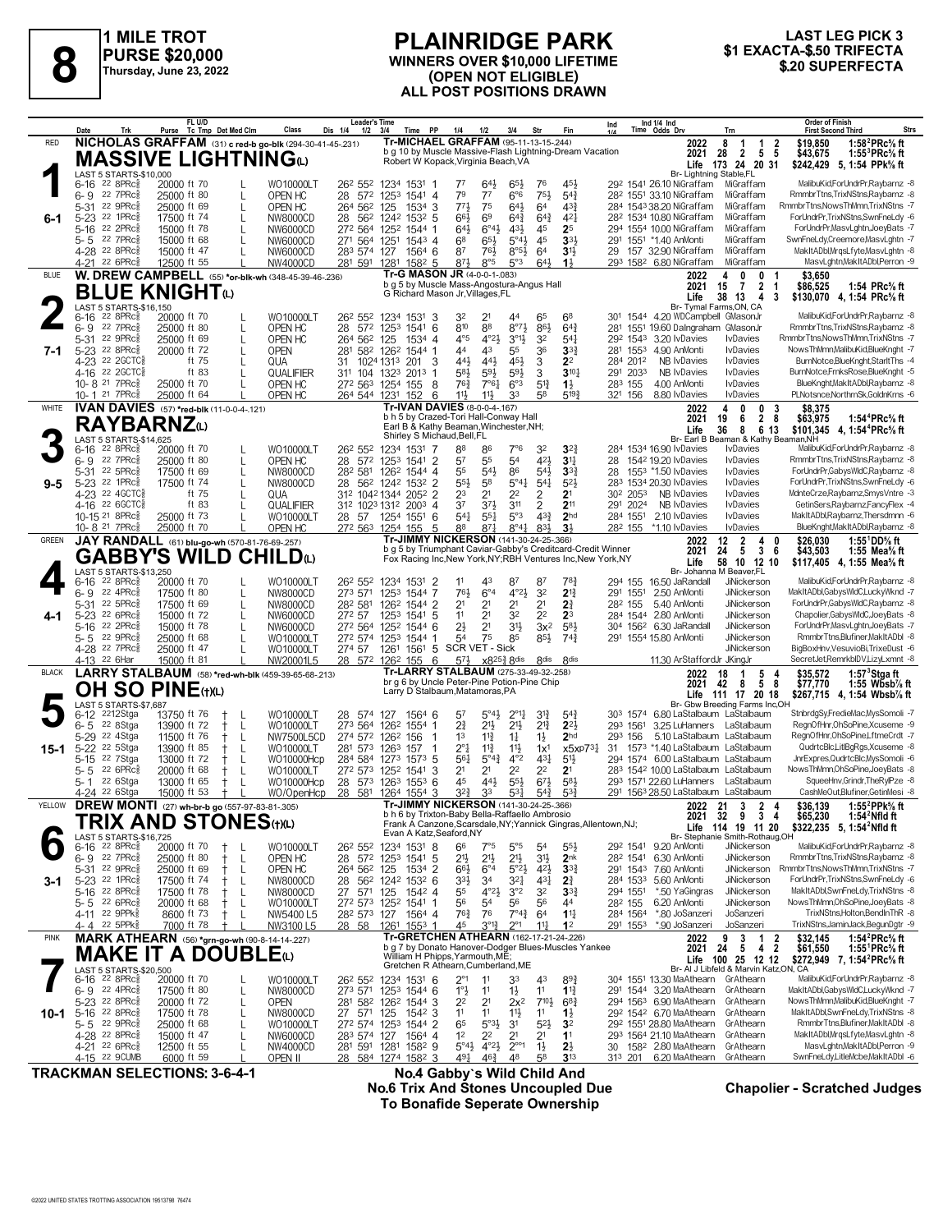# 8

**1 MILE TROT**
**PURSE $20,000**
**Thursday, June 23, 2022**

## PLAINRIDGE PARK
**WINNERS OVER $10,000 LIFETIME (OPEN NOT ELIGIBLE) ALL POST POSITIONS DRAWN**

**LAST LEG PICK 3**
**$1 EXACTA-$.50 TRIFECTA**
**$.20 SUPERFECTA**

---

### 1 — RED — 6-1
**NICHOLAS GRAFFAM** (31) c red-b go-blk (294-30-41-45-.231)
**MASSIVE LIGHTNING(L)**
Tr-MICHAEL GRAFFAM (95-11-13-15-.244)
b g 10 by Muscle Massive-Flash Lightning-Dream Vacation
Robert W Kopack,Virginia Beach,VA
Br- Lightning Stable,FL
2022: 8 1 1 2 $19,850 1:58²PRc⅝ ft
2021: 28 2 5 5 $43,675 1:55³PRc⅝ ft
Life: 173 24 20 31 $242,429 5, 1:54 PPk⅝ ft
LAST 5 STARTS-$10,000

| Date | Trk | Purse | Cond | Class | Leader's Time | PP | 1/4 | 1/2 | 3/4 | Str | Fin | Ind Time | Odds | Drv | Trn | Order of Finish |
|---|---|---|---|---|---|---|---|---|---|---|---|---|---|---|---|---|
| 6-16 22 | 8PRc⅝ | 20000 | ft 70 L | WO10000LT | 26² 55² 1234 1531 | 1 | 7⁷ | 6⁴½ | 6⁵½ | 7⁶ | 4⁵½ | 29² 1541 | 26.10 | NiGraffam | MiGraffam | MalibuKid,ForUndrPr,Raybarnz -8 |
| 6-9 22 | 7PRc⅝ | 25000 | ft 80 L | OPEN HC | 28 57² 1253 1541 | 4 | 7⁹ | 7⁷ | 6°⁶ | 7⁵½ | 5⁴¾ | 28² 1551 | 33.10 | NiGraffam | MiGraffam | RmmbrTtns,TrixNStns,Raybarnz -8 |
| 5-31 22 | 9PRc⅝ | 25000 | ft 69 L | OPEN HC | 26⁴ 56² 125 1534 | 3 | 7⁷½ | 7⁵ | 6⁴½ | 6⁴ | 4³¾ | 28⁴ 1543 | 38.20 | NiGraffam | MiGraffam | RmmbrTtns,NowsThMmn,TrixNStns -7 |
| 5-23 22 | 1PRc⅝ | 17500 | ft 74 L | NW8000CD | 28 56² 1242 1532 | 5 | 6⁶½ | 6⁹ | 6⁴¾ | 6⁴¾ | 4²½ | 28² 1534 | 10.80 | NiGraffam | MiGraffam | ForUndrPr,TrixNStns,SwnFneLdy -6 |
| 5-16 22 | 2PRc⅝ | 15000 | ft 78 L | NW6000CD | 27² 56⁴ 125² 1544 | 1 | 6⁴¾ | 6°⁴½ | 4³¾ | 4⁵ | 2⁵ | 29⁴ 1554 | 10.00 | NiGraffam | MiGraffam | ForUndrPr,MasvLghtn,JoeyBats -7 |
| 5-5 22 | 7PRc⅝ | 15000 | ft 68 L | NW6000CD | 27¹ 56⁴ 125¹ 1543 | 4 | 6⁸ | 6⁵½ | 5°⁴½ | 4⁵ | 3³½ | 29¹ 1551 | *1.40 | AnMonti | MiGraffam | SwnFneLdy,Creemore,MasvLghtn -7 |
| 4-28 22 | 8PRc⅝ | 15000 | ft 47 L | NW6000CD | 28³ 57⁴ 127 1564 | 6 | 8⁷ | 7⁶½ | 8°⁵½ | 6⁴ | 3¹½ | 29 157 | 32.90 | NiGraffam | MiGraffam | MakItADbl,MrqsLfyte,MasvLghtn -8 |
| 4-21 22 | 6PRc⅝ | 12500 | ft 55 L | NW4000CD | 28¹ 59¹ 128¹ 1582 | 5 | 8⁷½ | 8°⁵ | 5°³ | 6⁴½ | 1½ | 29³ 1582 | 6.80 | NiGraffam | MiGraffam | MasvLghtn,MakItADbl,Perron -9 |

---

### 2 — BLUE — 7-1
**W. DREW CAMPBELL** (55) *or-blk-wh (348-45-39-46-.236)
**BLUE KNIGHT(L)**
Tr-G MASON JR (4-0-0-1-.083)
b g 5 by Muscle Mass-Angostura-Angus Hall
G Richard Mason Jr,Villages,FL
Br- Tymal Farms,ON, CA
2022: 4 0 0 1 $3,650
2021: 15 7 2 1 $86,525 1:54 PRc⅝ ft
Life: 38 13 4 3 $130,070 4, 1:54 PRc⅝ ft
LAST 5 STARTS-$16,150

| Date | Trk | Purse | Cond | Class | Leader's Time | PP | 1/4 | 1/2 | 3/4 | Str | Fin | Ind Time | Odds | Drv | Trn | Order of Finish |
|---|---|---|---|---|---|---|---|---|---|---|---|---|---|---|---|---|
| 6-16 22 | 8PRc⅝ | 20000 | ft 70 L | WO10000LT | 26² 55² 1234 1531 | 3 | 3² | 2¹ | 4⁴ | 6⁵ | 6⁸ | 30¹ 1544 | 4.20 | WDCampbell | GMasonJr | MalibuKid,ForUndrPr,Raybarnz -8 |
| 6-9 22 | 7PRc⅝ | 25000 | ft 80 L | OPEN HC | 28 57² 1253 1541 | 6 | 8¹⁰ | 8⁸ | 8°⁷½ | 8⁶½ | 6⁴¾ | 28¹ 1551 | 19.60 | DaIngraham | GMasonJr | RmmbrTtns,TrixNStns,Raybarnz -8 |
| 5-31 22 | 9PRc⅝ | 25000 | ft 69 L | OPEN HC | 26⁴ 56² 125 1534 | 4 | 4°⁵ | 4°²½ | 3°¹½ | 3² | 5⁴¼ | 29² 1543 | 3.20 | IvDavies | IvDavies | RmmbrTtns,NowsThMmn,TrixNStns -7 |
| 5-23 22 | 8PRc⅝ | 20000 | ft 72 L | OPEN | 28¹ 58² 126² 1544 | 1 | 4⁴ | 4³ | 5⁵ | 3⁶ | 3³¾ | 28¹ 1553 | 4.90 | AnMonti | IvDavies | NowsThMmn,MalibuKid,BlueKnght -7 |
| 4-23 22 | 2GCTC⅝ | | ft 75 L | QUA | 31 1024 1313 201 | 3 | 4⁴½ | 4⁴½ | 4⁵½ | 3 | 2² | 28⁴ 2012 | NB | IvDavies | IvDavies | BurnNotce,BlueKnght,StarltThs -4 |
| 4-16 22 | 2GCTC⅝ | | ft 83 L | QUALIFIER | 31¹ 104 1323 2013 | 2 | 5⁸½ | 5⁹½ | 5⁹½ | 3 | 3¹⁰¼ | 29¹ 2033 | NB | IvDavies | IvDavies | BurnNotce,FrnksRose,BlueKnght -5 |
| 10-8 21 | 7PRc⅝ | 25000 | ft 70 L | OPEN HC | 27² 56³ 1254 155 | 8 | 7⁶¾ | 7°⁶¼ | 6°³ | 5¹¾ | 1½ | 28³ 155 | 4.00 | AnMonti | IvDavies | BlueKnght,MakItADbl,Raybarnz -8 |
| 10-1 21 | 7PRc⅝ | 25000 | ft 64 L | OPEN HC | 26⁴ 54⁴ 1231 152 | 6 | 11½ | 11½ | 3³ | 5⁸ | 5¹⁹¾ | 32¹ 156 | 8.80 | IvDavies | IvDavies | PLNotsnce,NorthrnSk,GoldnKrns -6 |

---

### 3 — WHITE — 9-5
**IVAN DAVIES** (57) *red-blk (11-0-0-4-.121)
**RAYBARNZ(L)**
Tr-IVAN DAVIES (8-0-0-4-.167)
b h 5 by Crazed-Tori Hall-Conway Hall
Earl B & Kathy Beaman,Winchester,NH;
Shirley S Michaud,Bell,FL
Br- Earl B Beaman & Kathy Beaman,NH
2022: 4 0 0 3 $8,375
2021: 19 6 2 8 $63,975 1:54⁴PRc⅝ ft
Life: 36 8 6 13 $101,345 4, 1:54⁴PRc⅝ ft
LAST 5 STARTS-$14,625

| Date | Trk | Purse | Cond | Class | Leader's Time | PP | 1/4 | 1/2 | 3/4 | Str | Fin | Ind Time | Odds | Drv | Trn | Order of Finish |
|---|---|---|---|---|---|---|---|---|---|---|---|---|---|---|---|---|
| 6-16 22 | 8PRc⅝ | 20000 | ft 70 L | WO10000LT | 26² 55² 1234 1531 | 7 | 8⁸ | 8⁶ | 7°⁶ | 3² | 3²¾ | 28⁴ 1534 | 16.90 | IvDavies | IvDavies | MalibuKid,ForUndrPr,Raybarnz -8 |
| 6-9 22 | 7PRc⅝ | 25000 | ft 80 L | OPEN HC | 28 57² 1253 1541 | 2 | 5⁷ | 5⁵ | 5⁴ | 4²½ | 3¹¾ | 28 1542 | 19.20 | IvDavies | IvDavies | RmmbrTtns,TrixNStns,Raybarnz -8 |
| 5-31 22 | 5PRc⅝ | 17500 | ft 69 L | NW8000CD | 28² 58¹ 126² 1544 | 4 | 5⁵ | 5⁴½ | 8⁶ | 5⁴¾ | 3³¾ | 28 1553 | *1.50 | IvDavies | IvDavies | ForUndrPr,GabysWldC,Raybarnz -8 |
| 5-23 22 | 1PRc⅝ | 17500 | ft 74 L | NW8000CD | 28 56² 1242 1532 | 2 | 5⁵½ | 5⁸ | 5°⁴¼ | 5⁴½ | 5²½ | 28³ 1534 | 20.30 | IvDavies | IvDavies | ForUndrPr,TrixNStns,SwnFneLdy -6 |
| 4-23 22 | 4GCTC⅝ | | ft 75 L | QUA | 31² 1042 1344 2052 | 2 | 2³ | 2¹ | 2² | 2 | 2¹ | 30² 2053 | NB | IvDavies | IvDavies | MdnteCrze,Raybarnz,SmysVntre -3 |
| 4-16 22 | 6GCTC⅝ | | ft 83 L | QUALIFIER | 31² 1023 1312 2003 | 4 | 3⁷ | 3⁷½ | 3¹¹ | 2 | 2¹¹ | 29¹ 2024 | NB | IvDavies | IvDavies | GetinSers,Raybarnz,FancyFlex -4 |
| 10-15 21 | 8PRc⅝ | 25000 | ft 73 L | WO10000LT | 28 57 1254 1551 | 6 | 5⁴¾ | 5⁵½ | 5°³ | 4³¾ | 2ʰᵈ | 28⁴ 1551 | 2.10 | IvDavies | IvDavies | MakItADbl,Raybarnz,Thersdmnn -6 |
| 10-8 21 | 7PRc⅝ | 25000 | ft 70 L | OPEN HC | 27² 56³ 1254 155 | 5 | 8⁸ | 8⁷½ | 8°⁴½ | 8³½ | 3½ | 28² 155 | *1.10 | IvDavies | IvDavies | BlueKnght,MakItADbl,Raybarnz -8 |

---

### 4 — GREEN — 4-1
**JAY RANDALL** (61) blu-go-wh (570-81-76-69-.257)
**GABBY'S WILD CHILD(L)**
Tr-JIMMY NICKERSON (141-30-24-25-.366)
b g 5 by Triumphant Caviar-Gabby's Creditcard-Credit Winner
Fox Racing Inc,New York,NY;RBH Ventures Inc,New York,NY
Br- Johanna M Beaver,FL
2022: 12 2 4 0 $26,030 1:55¹DD⅝ ft
2021: 24 5 3 6 $43,503 1:55 Mea⅝ ft
Life: 58 10 12 10 $117,405 4, 1:55 Mea⅝ ft
LAST 5 STARTS-$13,250

| Date | Trk | Purse | Cond | Class | Leader's Time | PP | 1/4 | 1/2 | 3/4 | Str | Fin | Ind Time | Odds | Drv | Trn | Order of Finish |
|---|---|---|---|---|---|---|---|---|---|---|---|---|---|---|---|---|
| 6-16 22 | 8PRc⅝ | 20000 | ft 70 L | WO10000LT | 26² 55² 1234 1531 | 2 | 1¹ | 4³ | 8⁷ | 8⁷ | 7⁸¾ | 29⁴ 155 | 16.50 | JaRandall | JiNickerson | MalibuKid,ForUndrPr,Raybarnz -8 |
| 6-9 22 | 4PRc⅝ | 17500 | ft 80 L | NW8000CD | 27³ 57¹ 1253 1544 | 7 | 7⁶½ | 6°⁴ | 4°²½ | 3² | 2¹¾ | 29¹ 1551 | 2.50 | AnMonti | JiNickerson | MakItADbl,GabysWldC,LuckyWknd -7 |
| 5-31 22 | 5PRc⅝ | 17500 | ft 69 L | NW8000CD | 28² 58¹ 126² 1544 | 2 | 2¹ | 2¹ | 2¹ | 2¹ | 2¾ | 28² 155 | 5.40 | AnMonti | JiNickerson | ForUndrPr,GabysWldC,Raybarnz -8 |
| 5-23 22 | 6PRc⅝ | 15000 | ft 72 L | NW6000CD | 27² 57 1253 1541 | 5 | 1¹ | 2¹ | 3² | 2² | 2³ | 28⁴ 1544 | 2.80 | AnMonti | JiNickerson | Chapolier,GabysWldC,JoeyBats -8 |
| 5-16 22 | 2PRc⅝ | 15000 | ft 78 L | NW6000CD | 27² 56⁴ 125² 1544 | 6 | 2½ | 2¹ | 3¹½ | 3x² | 5⁸½ | 30⁴ 1562 | 6.30 | JaRandall | JiNickerson | ForUndrPr,MasvLghtn,JoeyBats -7 |
| 5-5 22 | 9PRc⅝ | 25000 | ft 68 L | WO10000LT | 27² 57⁴ 1253 1544 | 1 | 5⁴ | 7⁵ | 8⁵ | 8⁵½ | 7⁴¾ | 29¹ 1554 | 18.00 | AnMonti | JiNickerson | RmmbrTtns,Blufiner,MakItADbl -8 |
| 4-28 22 | 7PRc⅝ | 25000 | ft 47 L | WO10000LT | 27⁴ 57 1261 1561 | 5 | SCR VET - Sick | | | | | | | | JiNickerson | BigBoxHnv,VesuvioBi,TrixeDust -6 |
| 4-13 22 | 6Har | 15000 | ft 81 | NW20001L5 | 28 57² 126² 155 | 6 | 5⁷½ | x8²⁵¾ | 8ᵈⁱˢ | 8ᵈⁱˢ | 8ᵈⁱˢ | | 11.30 | ArStaffordJr | JKingJr | SecretJet,RemrkblDV,LizyLxmnt -8 |

---

### 5 — BLACK — 15-1
**LARRY STALBAUM** (58) *red-wh-blk (459-39-65-68-.213)
**OH SO PINE(†)(L)**
Tr-LARRY STALBAUM (275-33-49-32-.258)
br g 6 by Uncle Peter-Pine Potion-Pine Chip
Larry D Stalbaum,Matamoras,PA
Br- Gbw Breeding Farms Inc,OH
2022: 18 1 5 4 $35,572 1:57³Stga fl
2021: 42 8 5 8 $77,770 1:55 Wbsb⅞ ft
Life: 111 17 20 18 $267,715 4, 1:54 Wbsb⅞ ft
LAST 5 STARTS-$7,687

| Date | Trk | Purse | Cond | Class | Leader's Time | PP | 1/4 | 1/2 | 3/4 | Str | Fin | Ind Time | Odds | Drv | Trn | Order of Finish |
|---|---|---|---|---|---|---|---|---|---|---|---|---|---|---|---|---|
| 6-12 22 | 12Stga | 13750 | ft 76 † L | WO10000LT | 28 57⁴ 127 1564 | 6 | 5⁷ | 5°⁴½ | 2°¹¼ | 3¹¾ | 5⁴¾ | 30³ 1574 | 6.80 | LaStalbaum | LaStalbaum | StnbrdgSy,FredieMac,MysSomoli -7 |
| 6-5 22 | 8Stga | 13900 | ft 72 † L | WO10000LT | 27³ 56⁴ 126² 1554 | 1 | 2¾ | 2¹½ | 2¹½ | 2¹¾ | 2²½ | 29³ 1561 | 3.25 | LuHanners | LaStalbaum | RegnOfHnr,OhSoPine,Xcuseme -9 |
| 5-29 22 | 4Stga | 11500 | ft 76 † L | NW7500L5CD | 27⁴ 57² 126² 156 | 1 | 1³ | 1¹¾ | 1¾ | 1½ | 2ʰᵈ | 29³ 156 | 5.10 | LaStalbaum | LaStalbaum | RegnOfHnr,OhSoPine,LftmeCrdt -7 |
| 5-22 22 | 5Stga | 13900 | ft 85 † L | WO10000LT | 28¹ 57³ 126³ 157 | 1 | 2°¾ | 1¹¾ | 1¹½ | 1x¹ | x5xp7³¹ | 31 1573 | *1.40 | LaStalbaum | LaStalbaum | QudrtcBlc,LitlBgRgs,Xcuseme -8 |
| 5-15 22 | 7Stga | 13000 | ft 72 † L | WO10000Hcp | 28⁴ 58⁴ 127³ 1573 | 5 | 5⁶½ | 5°⁴¾ | 4°² | 4³¼ | 5¹½ | 29⁴ 1574 | 6.00 | LaStalbaum | LaStalbaum | JnrExpres,QudrtcBlc,MysSomoli -6 |
| 5-5 22 | 6PRc⅝ | 20000 | ft 68 † L | WO10000LT | 27² 57³ 125² 1541 | 3 | 2¹ | 2¹ | 2² | 2² | 2¹ | 28³ 1542 | 10.00 | LaStalbaum | LaStalbaum | NowsThMmn,OhSoPine,JoeyBats -8 |
| 5-1 22 | 6Stga | 13000 | ft 65 † L | WO10000Hcp | 28 57³ 126³ 1553 | 6 | 4⁵ | 4⁴½ | 5⁵½ | 6⁷½ | 5⁸½ | 29³ 1571 | 22.60 | LuHanners | LaStalbaum | SqueeHnv,Grindr,TheRylPze -8 |
| 4-24 22 | 6Stga | 15000 | ft 53 † | WO/OpenHcp | 28 58¹ 126⁴ 1554 | 3 | 3²¾ | 3³ | 5³¾ | 5⁴¾ | 5³¾ | 29¹ 1563 | 28.50 | LaStalbaum | LaStalbaum | CashMeOut,Blufiner,GetinMesi -8 |

---

### 6 — YELLOW — 3-1
**DREW MONTI** (27) wh-br-b go (557-97-83-81-.305)
**TRIX AND STONES(†)(L)**
Tr-JIMMY NICKERSON (141-30-24-25-.366)
b h 6 by Trixton-Baby Bella-Raffaello Ambrosio
Frank A Canzone,Scarsdale,NY;Yannick Gingras,Allentown,NJ;
Evan A Katz,Seaford,NY
Br- Stephanie Smith-Rothaug,OH
2022: 21 3 2 4 $36,139 1:55²PPk⅝ ft
2021: 32 9 3 4 $65,230 1:54²Nfld ft
Life: 114 19 11 20 $322,235 5, 1:54²Nfld ft
LAST 5 STARTS-$16,725

| Date | Trk | Purse | Cond | Class | Leader's Time | PP | 1/4 | 1/2 | 3/4 | Str | Fin | Ind Time | Odds | Drv | Trn | Order of Finish |
|---|---|---|---|---|---|---|---|---|---|---|---|---|---|---|---|---|
| 6-16 22 | 8PRc⅝ | 20000 | ft 70 † L | WO10000LT | 26² 55² 1234 1531 | 8 | 6⁶ | 7°⁵ | 5°⁵ | 5⁴ | 5⁵½ | 29² 1541 | 9.20 | AnMonti | JiNickerson | MalibuKid,ForUndrPr,Raybarnz -8 |
| 6-9 22 | 7PRc⅝ | 25000 | ft 80 † L | OPEN HC | 28 57² 1253 1541 | 5 | 2¹½ | 2¹½ | 2¹½ | 3¹½ | 2ⁿᵏ | 28² 1541 | 6.30 | AnMonti | JiNickerson | RmmbrTtns,TrixNStns,Raybarnz -8 |
| 5-31 22 | 9PRc⅝ | 25000 | ft 69 † L | OPEN HC | 26⁴ 56² 125 1534 | 2 | 6⁶½ | 6°⁴ | 5°²½ | 4²½ | 3³¾ | 29¹ 1543 | 7.60 | AnMonti | JiNickerson | RmmbrTtns,NowsThMmn,TrixNStns -7 |
| 5-23 22 | 1PRc⅝ | 17500 | ft 74 † L | NW8000CD | 28 56² 1242 1532 | 6 | 3³½ | 3⁴ | 3²¼ | 4³½ | 2¾ | 28⁴ 1533 | 5.60 | AnMonti | JiNickerson | ForUndrPr,TrixNStns,SwnFneLdy -6 |
| 5-16 22 | 8PRc⅝ | 17500 | ft 78 † L | NW8000CD | 27 57¹ 125 1542 | 4 | 5⁵ | 4°²½ | 3°² | 3² | 3³¾ | 29⁴ 1551 | *.50 | YaGingras | JiNickerson | MakItADbl,SwnFneLdy,TrixNStns -8 |
| 5-5 22 | 6PRc⅝ | 20000 | ft 68 † L | WO10000LT | 27² 57³ 125² 1541 | 2 | 5⁶ | 5⁴ | 5⁶ | 5⁶ | 4⁴ | 28² 155 | 6.20 | AnMonti | JiNickerson | NowsThMmn,OhSoPine,JoeyBats -8 |
| 4-11 22 | 9PPk⅝ | 8600 | ft 73 † L | NW5400 L5 | 28² 57³ 127 1564 | 4 | 7⁶¾ | 7⁶ | 7°⁴¾ | 6⁴ | 1¹½ | 28⁴ 1564 | *.80 | JoSanzeri | JoSanzeri | TrixNStns,Holton,BendInThR -8 |
| 4-4 22 | 5PPk⅝ | 7000 | ft 78 † L | NW3100 L5 | 28 58 1261 1553 | 1 | 4⁵ | 3°¹½ | 2°¹ | 1¹½ | 1² | 29¹ 1553 | *.90 | JoSanzeri | JoSanzeri | TrixNStns,JaminJack,BegunDgtr -9 |

---

### 7 — PINK — 10-1
**MARK ATHEARN** (56) *grn-go-wh (90-8-14-14-.227)
**MAKE IT A DOUBLE(L)**
Tr-GRETCHEN ATHEARN (162-17-21-24-.226)
b g 7 by Donato Hanover-Dodger Blues-Muscles Yankee
William H Phipps,Yarmouth,ME;
Gretchen R Athearn,Cumberland,ME
Br- Al J Libfeld & Marvin Katz,ON, CA
2022: 9 3 1 2 $32,145 1:54²PRc⅝ ft
2021: 24 5 4 2 $61,550 1:55¹PRc⅝ ft
Life: 100 25 12 12 $272,949 7, 1:54²PRc⅝ ft
LAST 5 STARTS-$20,500

| Date | Trk | Purse | Cond | Class | Leader's Time | PP | 1/4 | 1/2 | 3/4 | Str | Fin | Ind Time | Odds | Drv | Trn | Order of Finish |
|---|---|---|---|---|---|---|---|---|---|---|---|---|---|---|---|---|
| 6-16 22 | 8PRc⅝ | 20000 | ft 70 L | WO10000LT | 26² 55² 1234 1531 | 6 | 2°¹ | 1¹ | 3³ | 4³ | 8⁹¾ | 30⁴ 1551 | 13.30 | MaAthearn | GrAthearn | MalibuKid,ForUndrPr,Raybarnz -8 |
| 6-9 22 | 4PRc⅝ | 17500 | ft 80 L | NW8000CD | 27³ 57¹ 1253 1544 | 6 | 1°¾ | 1¹ | 1½ | 1¹ | 1¹¾ | 29¹ 1544 | 3.20 | MaAthearn | GrAthearn | MakItADbl,GabysWldC,LuckyWknd -7 |
| 5-23 22 | 8PRc⅝ | 20000 | ft 72 L | OPEN | 28¹ 58² 126² 1544 | 3 | 2² | 2¹ | 2x² | 7¹⁰½ | 6⁸¾ | 29⁴ 1563 | 6.90 | MaAthearn | GrAthearn | NowsThMmn,MalibuKid,BlueKnght -7 |
| 5-16 22 | 8PRc⅝ | 17500 | ft 78 L | NW8000CD | 27 57¹ 125 1542 | 3 | 1¹ | 1¹ | 1¹½ | 1¹ | 1½ | 29² 1542 | 6.70 | MaAthearn | GrAthearn | MakItADbl,SwnFneLdy,TrixNStns -8 |
| 5-5 22 | 9PRc⅝ | 25000 | ft 68 L | WO10000LT | 27² 57⁴ 1253 1544 | 2 | 6⁵ | 5°³½ | 3¹ | 5²½ | 3² | 29² 1551 | 28.80 | MaAthearn | GrAthearn | RmmbrTtns,Blufiner,MakItADbl -8 |
| 4-28 22 | 8PRc⅝ | 15000 | ft 47 L | NW6000CD | 28³ 57⁴ 127 1564 | 2 | 1² | 2² | 2¹ | 2¹ | 1¹ | 29³ 1564 | 21.10 | MaAthearn | GrAthearn | MakItADbl,MrqsLfyte,MasvLghtn -8 |
| 4-21 22 | 6PRc⅝ | 12500 | ft 55 L | NW4000CD | 28¹ 59¹ 128¹ 1582 | 9 | 5°⁴½ | 4°²½ | 2°ᵉ¹ | 1½ | 2½ | 30 1582 | 2.80 | MaAthearn | GrAthearn | MasvLghtn,MakItADbl,Perron -9 |
| 4-15 22 | 9CUMB | 6000 | ft 59 | OPEN II | 28 58⁴ 1274 1582 | 3 | 4⁹½ | 4⁶½ | 4⁸ | 5⁸ | 3¹³ | 31³ 201 | 6.20 | MaAthearn | GrAthearn | SwnFneLdy,LitleMcbe,MakItADbl -6 |

---

**TRACKMAN SELECTIONS: 3-6-4-1**

**No.4 Gabby's Wild Child And No.6 Trix And Stones Uncoupled Due To Bonafide Seperate Ownership**

**Chapolier - Scratched Judges**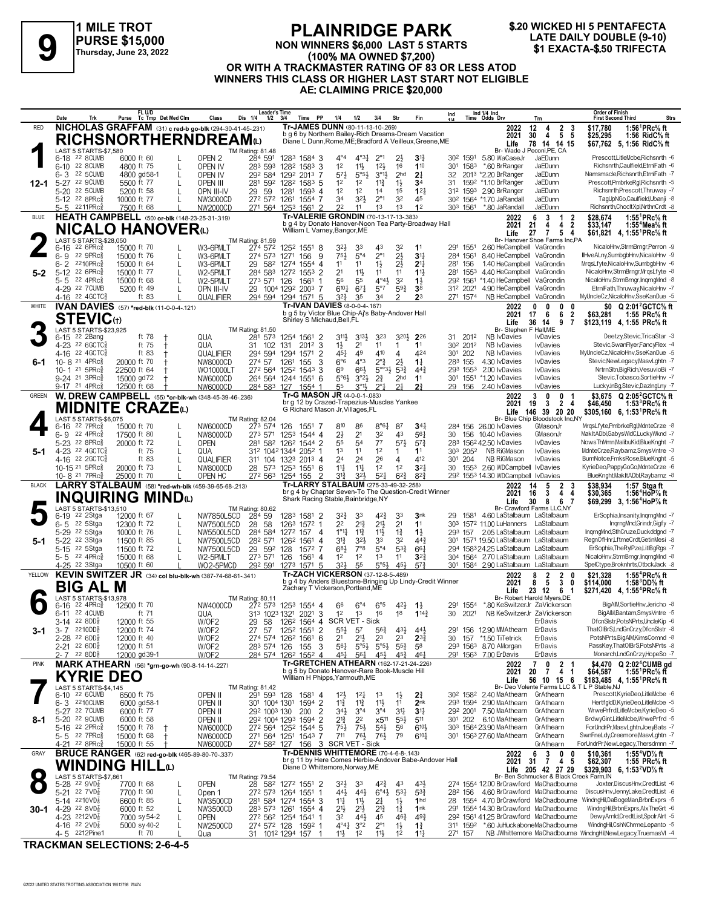# 9 — 1 MILE TROT — PURSE $15,000 — Thursday, June 23, 2022

## PLAINRIDGE PARK

**NON WINNERS $6,000 LAST 5 STARTS (100% MA OWNED $7,200) OR WITH A TRACKMASTER RATING OF 83 OR LESS ATOD WINNERS THIS CLASS OR HIGHER LAST START NOT ELIGIBLE AE: CLAIMING PRICE $20,000**

$.20 WICKED HI 5 PENTAFECTA — LATE DAILY DOUBLE (9-10) — $1 EXACTA-$.50 TRIFECTA

---

### 1 — RED — RICHSNORTHERNDREAM(L) — 12-1
NICHOLAS GRAFFAM (31) c red-b go-blk (294-30-41-45-.231)
Tr-JAMES DUNN (80-11-13-10-.269)
b g 6 by Northern Bailey-Rich Dreams-Dream Vacation
Diane L Dunn,Rome,ME;Bradford A Veilleux,Greene,ME
Br- Wade J Peconi,PE, CA
LAST 5 STARTS-$7,580 — TM Rating: 81.48
2022: 12 4 2 3 $17,780 1:56¹PRc⅝ ft | 2021: 30 4 5 5 $25,295 1:56 RidC⅝ ft | Life: 78 14 14 15 $67,762 5, 1:56 RidC⅝ ft

| Date | Trk | Purse | Cond | Class | Times | PP | 1/4 | 1/2 | 3/4 | Str | Fin | Ind | Odds Drv | Trn | Order of Finish |
|---|---|---|---|---|---|---|---|---|---|---|---|---|---|---|---|
| 6-18 22 8CUMB | | 6000 | ft 60 | OPEN 2 | 28⁴ 59¹ 128³ 158⁴ | 3 | 4°⁴ | 4°³¼ | 2°¹ | 2½ | 3¹¾ | 30² 159¹ | 5.80 WaCaseJr | JaEDunn | Prescott,LitleMcbe,Richsnrth -6 |
| 6-10 22 8CUMB | | 4800 | ft 75 | OPEN IV | 28³ 59³ 128² 158³ | 3 | 1² | 1½ | 1²½ | 1⁶ | 1¹⁰ | 30¹ 158³ | *.60 BrRanger | JaEDunn | Richsnrth,Caulfield,EtrnlFath -6 |
| 6-3 22 5CUMB | | 4800 | gd58-1 | OPEN IV | 29² 58⁴ 129² 201³ | 7 | 5⁷½ | 5°⁵½ | 3°¹½ | 2hd | 2½ | 32 201³ | *2.20 BrRanger | JaEDunn | Namsmscle,Richsnrth,EtrnlFath -7 |
| 5-27 22 9CUMB | | 5500 | ft 77 | OPEN III | 28¹ 59² 128² 158³ | 5 | 1² | 1² | 1¹¾ | 1½ | 3⁴ | 31 159² | *1.10 BrRanger | JaEDunn | Prescott,PmbrkeRgl,Richsnrth -5 |
| 5-20 22 5CUMB | | 5200 | ft 58 | OPN III-IV | 29 59 128¹ 159³ | 4 | 1² | 1² | 1⁴ | 1⁵ | 1²½ | 31² 159³ | 2.90 BrRanger | JaEDunn | Richsnrth,Prescott,Thruway -7 |
| 5-12 22 8PRc⅝ | | 10000 | ft 77 | NW3000CD | 27² 57² 126¹ 155⁴ | 7 | 3⁴ | 3²½ | 2°¹ | 3² | 4⁵ | 30² 156⁴ | *1.70 JaRandall | JaEDunn | TagUpNGo,Caulfield,Ubanji -8 |
| 5-5 22 11PRc⅝ | | 7500 | ft 68 | NW2000CD | 27¹ 56⁴ 125³ 156¹ | 2 | 2² | 1¹ | 1³ | 1³ | 1² | 30³ 156¹ | *.80 JaRandall | JaEDunn | Richsnrth,ChocltXpl,NrthnCrdt -8 |

### 2 — BLUE — NICALO HANOVER(L) — 5-2
HEATH CAMPBELL (50) or-blk (148-23-25-31-.319)
Tr-VALERIE GRONDIN (70-13-17-13-.383)
b g 4 by Donato Hanover-Noon Tea Party-Broadway Hall
William L Varney,Bangor,ME
Br- Hanover Shoe Farms Inc,PA
LAST 5 STARTS-$28,050 — TM Rating: 81.59
2022: 6 3 1 2 $28,674 1:55¹PRc⅝ ft | 2021: 21 4 4 2 $33,147 1:55⁴Mea⅝ ft | Life: 27 7 5 4 $61,821 4, 1:55¹PRc⅝ ft

| Date | Trk | Purse | Cond | Class | Times | PP | 1/4 | 1/2 | 3/4 | Str | Fin | Ind | Odds Drv | Trn | Order of Finish |
|---|---|---|---|---|---|---|---|---|---|---|---|---|---|---|---|
| 6-16 22 6PRc⅝ | | 15000 | ft 70 | W3-6PMLT | 27⁴ 57² 125² 155¹ | 8 | 3²½ | 3³ | 4³ | 3² | 1¹ | 29¹ 155¹ | 2.60 HeCampbell | VaGrondin | NicaloHnv,StrmBrngr,Perron -9 |
| 6-9 22 9PRc⅝ | | 15000 | ft 76 | W3-6PMLT | 27⁴ 57³ 127¹ 156 | 9 | 7⁵½ | 5°⁴ | 2°¹ | 2½ | 3¹½ | 28⁴ 156¹ | 8.40 HeCampbell | VaGrondin | IllveALny,SumbgbHnv,NicaloHnv -9 |
| 6-2 22 10PRc⅝ | | 15000 | ft 64 | W3-6PMLT | 29 58² 127⁴ 155⁴ | 4 | 1¹ | 1¹ | 1½ | 2½ | 2¹¾ | 28¹ 156 | 1.40 HeCampbell | VaGrondin | MrqsLfyte,NicaloHnv,SumbgbHnv -6 |
| 5-12 22 6PRc⅝ | | 15000 | ft 77 | W2-5PMLT | 28⁴ 58³ 127² 155³ | 2 | 2¹ | 1¹½ | 1¹ | 1¹ | 1¹½ | 28¹ 155³ | 4.40 HeCampbell | VaGrondin | NicaloHnv,StrmBrngr,MrqsLfyte -8 |
| 5-5 22 4PRc⅝ | | 15000 | ft 68 | W2-5PMLT | 27³ 57¹ 126 156¹ | 1 | 5⁶ | 5⁵ | 4°⁴¼ | 3² | 1¾ | 29² 156¹ | *1.40 HeCampbell | VaGrondin | NicaloHnv,StrmBrngr,InqrngMnd -8 |
| 4-29 22 7CUMB | | 5200 | ft 49 | OPN III-IV | 29 100⁴ 129² 200³ | 7 | 6¹⁰¼ | 6⁷½ | 5°⁷ | 5⁹¾ | 3⁸ | 31² 202¹ | 4.90 HeCampbell | VaGrondin | EtrnlFath,Thruway,NicaloHnv -7 |
| 4-16 22 4GCTC⅝ | | | ft 83 | QUALIFIER | 29⁴ 59⁴ 129⁴ 157¹ | 5 | 3²¾ | 3⁵ | 3⁴ | 2 | 2³ | 27¹ 157⁴ | NB HeCampbell | VaGrondin | MyUncleCz,NicaloHnv,SseKanDue -5 |

### 3 — WHITE — STEVIC(†) — 6-1
IVAN DAVIES (57) *red-blk (11-0-0-4-.121)
Tr-IVAN DAVIES (8-0-0-4-.167)
b g 5 by Victor Blue Chip-Aj's Baby-Andover Hall
Shirley S Michaud,Bell,FL
Br- Stephen F Hall,ME
LAST 5 STARTS-$23,925 — TM Rating: 81.50
2022: 0 0 0 0 $0 Q 2:01²GCTC⅝ ft | 2021: 17 6 6 2 $63,281 1:55 PRc⅝ ft | Life: 36 14 9 7 $123,119 4, 1:55 PRc⅝ ft

| Date | Trk | Purse | Cond | Class | Times | PP | 1/4 | 1/2 | 3/4 | Str | Fin | Ind | Odds Drv | Trn | Order of Finish |
|---|---|---|---|---|---|---|---|---|---|---|---|---|---|---|---|
| 6-15 22 2Bang | | | ft 78 † | QUA | 28¹ 57³ 125⁴ 156¹ | 2 | 3¹¹½ | 3¹³½ | 3²³ | 3²⁰½ | 2²⁶ | 31 201² | NB IvDavies | IvDavies | Deetzy,Stevic,TricaStar -3 |
| 4-23 22 6GCTC⅝ | | | ft 75 † | QUA | 31 102 131 201² | 3 | 1½ | 2¹ | 1¹ | 1 | 1¹ | 30² 201² | NB IvDavies | IvDavies | Stevic,SwanFlyer,FancyFlex -4 |
| 4-16 22 4GCTC⅝ | | | ft 83 † | QUALIFIER | 29⁴ 59⁴ 129⁴ 157¹ | 2 | 4⁵¼ | 4⁹ | 4¹⁰ | 4 | 4²⁴ | 30¹ 202 | NB IvDavies | IvDavies | MyUncleCz,NicaloHnv,SseKanDue -5 |
| 10-8 21 4PRc⅝ | | 20000 | ft 70 † | NW8000CD | 27⁴ 57 126¹ 155 | 3 | 6°⁶ | 4°³ | 2°¾ | 2½ | 1¾ | 28³ 155 | 4.30 IvDavies | IvDavies | Stevic,NewLegacy,MasvLghtn -7 |
| 10-1 21 5PRc⅝ | | 22500 | ft 64 † | WO10000LT | 27² 56⁴ 125² 154³ | 3 | 6⁹ | 6⁶½ | 5°°³½ | 5³¾ | 4⁴¾ | 29³ 155³ | 2.00 IvDavies | IvDavies | NrtrnSltn,BigRich,VesuvioBi -7 |
| 9-24 21 3PRc⅝ | | 15000 | gd72 † | NW6000CD | 26⁴ 56⁴ 124⁴ 155¹ | 6 | 5°⁶½ | 3°²½ | 2¾ | 2¾ | 2hd | 30¹ 155¹ | *1.20 IvDavies | IvDavies | Stevic,Tobasco,SortieHnv -7 |
| 9-17 21 4PRc⅝ | | 12500 | ft 68 † | NW6000CD | 28⁴ 58³ 127 155⁴ | 1 | 5⁵ | 3°¹½ | 2°½ | 2¾ | 2¾ | 29 156 | 2.40 IvDavies | IvDavies | LuckyJnBg,Stevic,DazlngLny -7 |

### 4 — GREEN — MIDNITE CRAZE(L) — 5-1
W. DREW CAMPBELL (55) *or-blk-wh (348-45-39-46-.236)
Tr-G MASON JR (4-0-0-1-.083)
br g 12 by Crazed-Trapezius-Muscles Yankee
G Richard Mason Jr,Villages,FL
Br- Blue Chip Bloodstock Inc,NY
LAST 5 STARTS-$6,075 — TM Rating: 82.04
2022: 3 0 0 1 $3,675 Q 2:05²GCTC⅝ ft | 2021: 19 3 2 4 $46,450 1:53³PRc⅝ ft | Life: 146 39 20 20 $305,160 6, 1:53¹PRc⅝ ft

| Date | Trk | Purse | Cond | Class | Times | PP | 1/4 | 1/2 | 3/4 | Str | Fin | Ind | Odds Drv | Trn | Order of Finish |
|---|---|---|---|---|---|---|---|---|---|---|---|---|---|---|---|
| 6-16 22 7PRc⅝ | | 15000 | ft 70 | NW6000CD | 27³ 57⁴ 126 155¹ | 7 | 8¹⁰ | 8⁶ | 8°⁶¼ | 8⁷ | 3⁴¼ | 28⁴ 156 | 26.00 IvDavies | GMasonJr | MrqsLfyte,PmbrkeRgl,MdnteCrze -8 |
| 6-9 22 4PRc⅝ | | 17500 | ft 80 | NW8000CD | 27³ 57¹ 125³ 154⁴ | 4 | 2½ | 2¹ | 3² | 4³ | 5⁶¼ | 30 156 | 10.40 IvDavies | GMasonJr | MakItADbl,GabysWldC,LuckyWknd -7 |
| 5-23 22 8PRc⅝ | | 20000 | ft 72 | OPEN | 28¹ 58² 126² 154⁴ | 2 | 5⁵ | 5⁴ | 7⁷ | 5⁷½ | 5⁷¾ | 28³ 156² | 42.50 IvDavies | IvDavies | NowsThMmn,MalibuKid,BlueKnght -7 |
| 4-23 22 4GCTC⅝ | | | ft 75 | QUA | 31² 104² 134⁴ 205² | 1 | 1³ | 1¹ | 1² | 1 | 1¹ | 30³ 205² | NB RiGMason | IvDavies | MdnteCrze,Raybarnz,SmysVntre -3 |
| 4-16 22 2GCTC⅝ | | | ft 83 | QUALIFIER | 31¹ 104 132³ 201³ | 4 | 2⁴ | 2⁴ | 2⁶ | 4 | 4¹² | 30¹ 204 | NB RiGMason | IvDavies | BurnNotce,FrnksRose,BlueKnght -5 |
| 10-15 21 5PRc⅝ | | 20000 | ft 73 | NW8000CD | 28 57³ 125³ 155¹ | 6 | 1¹½ | 1¹½ | 1² | 1² | 3²½ | 30 155³ | 2.60 WDCampbell | IvDavies | KyrieDeo,PappyGoGo,MdnteCrze -6 |
| 10-8 21 7PRc⅝ | | 25000 | ft 70 | OPEN HC | 27² 56³ 125⁴ 155 | 2 | 3¹¾ | 3²½ | 5²¼ | 6²¾ | 8²¾ | 29² 155³ | 14.30 WDCampbell | IvDavies | BlueKnght,MakItADbl,Raybarnz -8 |

### 5 — BLACK — INQUIRING MIND(L) — 5-1
LARRY STALBAUM (58) *red-wh-blk (459-39-65-68-.213)
Tr-LARRY STALBAUM (275-33-49-32-.258)
br g 4 by Chapter Seven-To The Question-Credit Winner
Shark Racing Stable,Bainbridge,NY
Br- Crawford Farms LLC,NY
LAST 5 STARTS-$13,510 — TM Rating: 80.62
2022: 14 5 2 3 $38,934 1:57 Stga ft | 2021: 16 3 4 4 $30,365 1:56⁴HoP⅞ ft | Life: 30 8 6 7 $69,299 3, 1:56⁴HoP⅞ ft

| Date | Trk | Purse | Cond | Class | Times | PP | 1/4 | 1/2 | 3/4 | Str | Fin | Ind | Odds Drv | Trn | Order of Finish |
|---|---|---|---|---|---|---|---|---|---|---|---|---|---|---|---|
| 6-19 22 2Stga | | 12000 | ft 67 | NW7850L5CD | 28⁴ 59 128³ 158¹ | 2 | 3²¾ | 3³ | 4²¾ | 3³ | 3nk | 29 158¹ | 4.60 LaStalbaum | LaStalbaum | ErSophia,Insanity,InqrngMnd -7 |
| 6-5 22 5Stga | | 12300 | ft 72 | NW7500L5CD | 28 58 126³ 157² | 1 | 2² | 2¹¾ | 2¹½ | 2¹ | 1¹ | 30³ 157² | 11.00 LuHanners | LaStalbaum | InqrngMnd,Grindr,Gigfy -7 |
| 5-29 22 5Stga | | 10000 | ft 76 | NW5500L5CD | 28⁴ 58⁴ 127² 157 | 4 | 1°¹¾ | 1¹¾ | 1¹½ | 1¾ | 1½ | 29³ 157 | 2.05 LaStalbaum | LaStalbaum | InqrngMnd,SthCruze,Duckddgnd -7 |
| 5-22 22 3Stga | | 11500 | ft 85 | NW7500L5CD | 28² 57¹ 126² 156¹ | 4 | 3¹¾ | 3²½ | 3³ | 3² | 4⁴¾ | 30¹ 157¹ | 19.50 LaStalbaum | LaStalbaum | RegnOfHnr,LftmeCrdt,GetinMesi -8 |
| 5-15 22 5Stga | | 11500 | ft 72 | NW7500L5CD | 29 59² 128 157² | 4 | 6⁸¼ | 7⁸ | 5°⁴ | 5³¾ | 6⁶¼ | 29⁴ 158³ | 24.25 LaStalbaum | LaStalbaum | ErSophia,TheRylPze,LitlBgRgs -7 |
| 5-5 22 4PRc⅝ | | 15000 | ft 68 | W2-5PMLT | 27³ 57¹ 126 156¹ | 4 | 1² | 1² | 1³ | 1¹ | 3²¾ | 30⁴ 156⁴ | 2.70 LaStalbaum | LaStalbaum | NicaloHnv,StrmBrngr,InqrngMnd -8 |
| 4-25 22 3Stga | | 10500 | ft 60 | WO2-5PMCD | 29² 59¹ 127³ 157¹ | 5 | 3²½ | 5⁵ | 5°⁵¼ | 4⁵½ | 5⁷¾ | 30¹ 158⁴ | 2.90 LaStalbaum | LaStalbaum | SpelCtype,Broknhrts,OtbckJack -8 |

### 6 — YELLOW — BIG AL M — 3-1
KEVIN SWITZER JR (34) col blu-blk-wh (387-74-68-61-.341)
Tr-ZACH VICKERSON (37-12-8-5-.489)
b g 4 by Anders Bluestone-Bringing Up Lindy-Credit Winner
Zachary T Vickerson,Portland,ME
Br- Robert Harold Myers,DE
LAST 5 STARTS-$13,978 — TM Rating: 80.11
2022: 8 2 2 0 $21,328 1:55⁴PRc⅝ ft | 2021: 8 5 3 0 $114,000 1:58³DD⅝ ft | Life: 23 12 6 1 $271,420 4, 1:55⁴PRc⅝ ft

| Date | Trk | Purse | Cond | Class | Times | PP | 1/4 | 1/2 | 3/4 | Str | Fin | Ind | Odds Drv | Trn | Order of Finish |
|---|---|---|---|---|---|---|---|---|---|---|---|---|---|---|---|
| 6-16 22 4PRc⅝ | | 12500 | ft 70 | NW4000CD | 27² 57³ 125³ 155⁴ | 4 | 6⁶ | 6°⁴ | 6°⁵ | 4²½ | 1½ | 29¹ 155⁴ | *.80 KeSwitzerJr | ZaVickerson | BigAlM,SortieHnv,Jericho -8 |
| 6-11 22 4CUMB | | | ft 71 | QUA | 31³ 102³ 132¹ 202¹ | 3 | 1² | 1³ | 1⁶ | 1⁸ | 1¹⁴¾ | 30 202¹ | NB KeSwitzerJr | ZaVickerson | BigAlM,Bantam,SmysVntre -5 |
| 3-14 22 8DD⅝ | | 12000 | ft 55 | W/OF2 | 29 58 126² 156⁴ | 4 | SCR VET - Sick | | | | | | | ErDavis | DfcnSlstr,PotsNPrts,UncleKip -6 |
| 3-7 22 10DD⅝ | | 12000 | ft 74 | W/OF2 | 27 57 125² 155¹ | 2 | 5⁵½ | 5⁷ | 5⁶¾ | 4³½ | 4⁴½ | 29¹ 156 | 12.90 MMAthearn | ErDavis | ThatOlBrS,LndGnCrzy,DfcnSlstr -8 |
| 2-28 22 6DD⅝ | | 12000 | ft 40 | W/OF2 | 27⁴ 57⁴ 126² 156¹ | 6 | 2¹ | 2¹½ | 2³ | 2³ | 2³¾ | 30 157 | *1.50 TiTetrick | ErDavis | PotsNPrts,BigAlM,KimsCommd -8 |
| 2-21 22 6DD⅝ | | 12000 | ft 51 | W/OF2 | 28³ 57⁴ 126 155 | 3 | 5⁶½ | 5⁷ | 5°⁵½ | 5⁵¾ | 5⁸ | 29³ 156³ | 8.70 AMorgan | ErDavis | PassKey,ThatOlBrS,PotsNPrts -8 |
| 2-7 22 8DD⅝ | | 12000 | gd39-1 | W/OF2 | 28⁴ 57⁴ 126² 155² | 4 | 4⁵½ | 5⁶½ | 4⁵½ | 4⁵¾ | 4⁶½ | 29¹ 156³ | 7.00 ErDavis | ErDavis | Monarch,LndGnCrzy,HopeSo -7 |

### 7 — PINK — KYRIE DEO — 8-1
MARK ATHEARN (56) *grn-go-wh (90-8-14-14-.227)
Tr-GRETCHEN ATHEARN (162-17-21-24-.226)
b g 5 by Donato Hanover-Rare Book-Muscle Hill
William H Phipps,Yarmouth,ME
Br- Deo Volente Farms LLC & T L P Stable,NJ
LAST 5 STARTS-$4,145 — TM Rating: 81.42
2022: 7 0 2 1 $4,470 Q 2:02⁴CUMB gd | 2021: 20 7 4 1 $64,587 1:55¹PRc⅝ ft | Life: 56 10 15 6 $183,485 4, 1:55¹PRc⅝ ft

| Date | Trk | Purse | Cond | Class | Times | PP | 1/4 | 1/2 | 3/4 | Str | Fin | Ind | Odds Drv | Trn | Order of Finish |
|---|---|---|---|---|---|---|---|---|---|---|---|---|---|---|---|
| 6-10 22 6CUMB | | 6500 | ft 75 | OPEN II | 29¹ 59³ 128 158¹ | 4 | 1²½ | 1²½ | 1³ | 1½ | 2¾ | 30² 158² | 2.40 MaAthearn | GrAthearn | Prescott,KyrieDeo,LitleMcbe -6 |
| 6-3 22 10CUMB | | 6000 | gd58-1 | OPEN II | 30¹ 100⁴ 130¹ 159⁴ | 2 | 1¹¾ | 1¹¾ | 1¹½ | 1¹ | 2nk | 29³ 159⁴ | 2.90 MaAthearn | GrAthearn | HertfgldD,KyrieDeo,LitleMcbe -5 |
| 5-27 22 7CUMB | | 6000 | ft 77 | OPEN II | 29² 100³ 130 200 | 2 | 3⁴½ | 3°⁴ | 3°⁴ | 3¹¾ | 3¹½ | 29² 200¹ | 7.50 MaAthearn | GrAthearn | WrwePrfrd,LitleMcbe,KyrieDeo -5 |
| 5-20 22 9CUMB | | 6000 | ft 58 | OPEN II | 29² 100⁴ 129³ 159⁴ | 2 | 2¹¾ | 2² | x5¹¹ | 5⁵½ | 5¹¹ | 30¹ 202 | 6.10 MaAthearn | GrAthearn | BrdwyGint,LitleMcbe,WrwePrfrd -5 |
| 5-16 22 2PRc⅝ | | 15000 | ft 78 † | NW6000CD | 27² 56⁴ 125² 154⁴ | 5 | 7⁵½ | 7⁵½ | 5⁴½ | 5⁶ | 6¹⁰½ | 30³ 156⁴ | 23.90 MaAthearn | GrAthearn | ForUndrPr,MasvLghtn,JoeyBats -7 |
| 5-5 22 7PRc⅝ | | 15000 | ft 68 † | NW6000CD | 27¹ 56⁴ 125¹ 154³ | 7 | 7¹¹ | 7⁶½ | 7⁶½ | 7⁹ | 6¹⁰½ | 30¹ 156³ | 27.60 MaAthearn | GrAthearn | SwnFnelLdy,Creemore,MasvLghtn -7 |
| 4-21 22 8PRc⅝ | | 15000 | ft 55 † | NW6000CD | 27⁴ 58² 127 156 | 3 | SCR VET - Sick | | | | | | | GrAthearn | ForUndrPr,NewLegacy,Thersdmnn -7 |

### 8 — GRAY — WINDING HILL(L) — 30-1
BRUCE RANGER (62) red-go-blk (465-89-80-70-.337)
Tr-DENNIS WHITTEMORE (70-4-6-8-.143)
br g 11 by Here Comes Herbie-Andover Babe-Andover Hall
Diane D Whittemore,Norway,ME
Br- Ben Schmucker & Black Creek Farm,IN
LAST 5 STARTS-$7,861 — TM Rating: 79.54
2022: 6 3 0 0 $10,361 1:55⁴VD⅞ ft | 2021: 31 7 4 5 $62,307 1:55 PRc⅝ ft | Life: 205 42 27 29 $329,903 6, 1:53²VD⅞ ft

| Date | Trk | Purse | Cond | Class | Times | PP | 1/4 | 1/2 | 3/4 | Str | Fin | Ind | Odds Drv | Trn | Order of Finish |
|---|---|---|---|---|---|---|---|---|---|---|---|---|---|---|---|
| 5-28 22 9VD⅞ | | 7700 | ft 68 | OPEN | 28 58² 127² 155¹ | 2 | 3²½ | 3³ | 4²¾ | 4³ | 4³½ | 27⁴ 155⁴ | 12.00 BrCrawford | MaChadbourne | Joxter,DiscusHnv,CreditList -6 |
| 5-21 22 7VD⅞ | | 7700 | ft 50 | Open 1 | 27² 57³ 126⁴ 155¹ | 1 | 4⁴½ | 4⁴½ | 6°⁴¼ | 5³¼ | 5³¾ | 28² 156 | 4.60 BrCrawford | MaChadbourne | DiscusHnv,JennyLake,CreditList -6 |
| 5-14 22 10VD⅞ | | 6600 | ft 85 | NW3500CD | 28¹ 58⁴ 127⁴ 155⁴ | 3 | 1¹½ | 1¹½ | 2½ | 1½ | 1hd | 28 155⁴ | 4.70 BrCrawford | MaChadbourne | WindngHil,DaGogeMan,BrbnExprs -5 |
| 4-29 22 8VD⅞ | | 6000 | ft 52 | NW3500CD | 28³ 57³ 126¹ 155⁴ | 4 | 2¹½ | 2¹½ | 2¹¾ | 1¾ | 1nk | 29¹ 155⁴ | 14.30 BrCrawford | MaChadbourne | WindngHil,BrbnExprs,AlxTheGrt -6 |
| 4-23 22 12VD⅞ | | 7000 | sy54-2 | OPEN | 27² 56² 125⁴ 154¹ | 4 | 3² | 4⁴½ | 4⁵ | 4⁶¾ | 4⁹¾ | 29² 156¹ | 41.25 BrCrawford | MaChadbourne | DewyArnld,CreditList,SpolrAlrt -5 |
| 4-16 22 2VD⅞ | | 5000 | sy40-2 | NW2500CD | 27⁴ 57² 128 159² | 1 | 4°⁴¼ | 3°² | 2°¹ | 1½ | 1¾ | 31¹ 159² | *.60 JuHuckabone | MaChadbourne | WindngHil,CshNChrme,Lepanto -5 |
| 4-5 22 12Pine1 | | | ft 70 | Qua | 31 101² 129⁴ 157 | 1 | 1¹½ | 1² | 1¹½ | 1² | 1¹¼ | 27¹ 157 | NB JWhittemore | MaChadbourne | WindngHil,NewLegacy,TruemasVl -4 |

**TRACKMAN SELECTIONS: 2-6-4-5**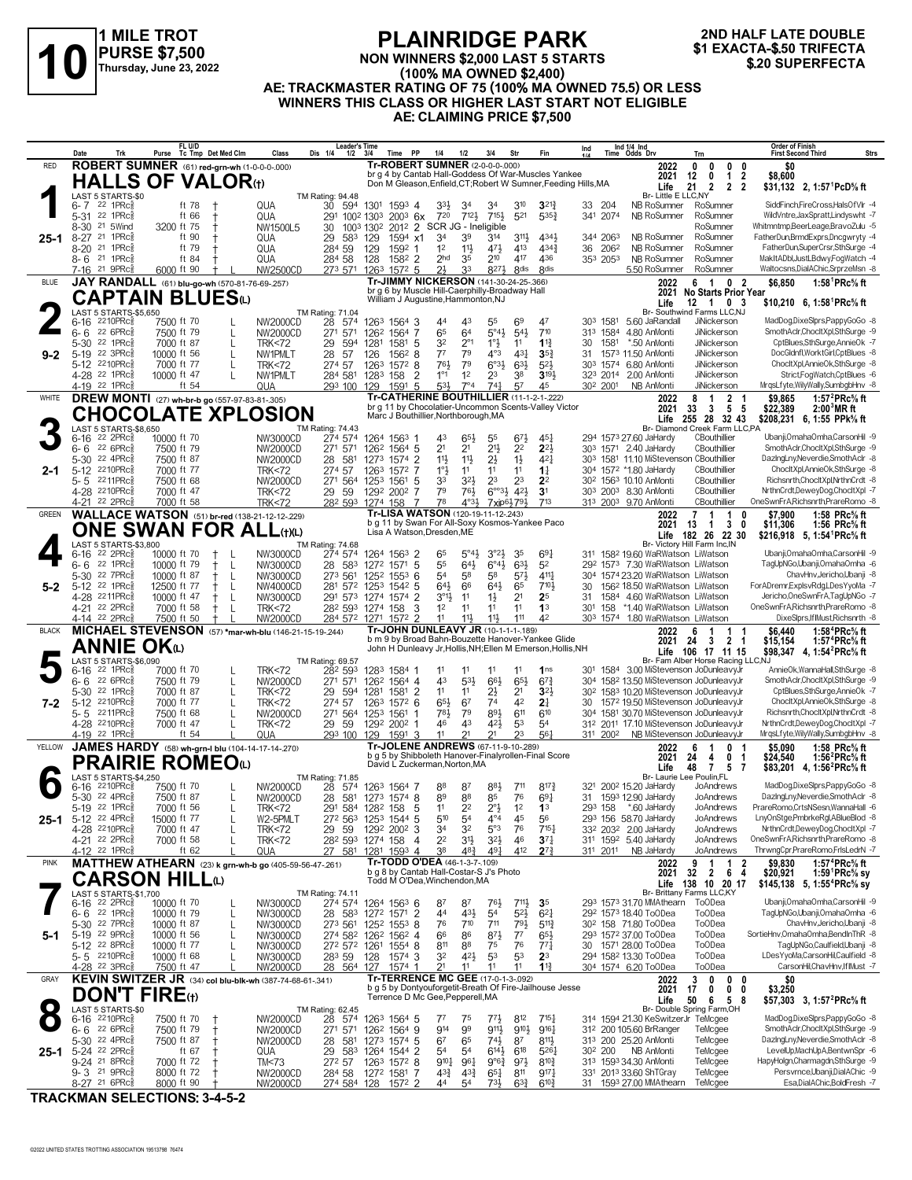# 10

**1 MILE TROT**
**PURSE $7,500**
**Thursday, June 23, 2022**

## PLAINRIDGE PARK

**NON WINNERS $2,000 LAST 5 STARTS**
**(100% MA OWNED $2,400)**
**AE: TRACKMASTER RATING OF 75 (100% MA OWNED 75.5) OR LESS**
**WINNERS THIS CLASS OR HIGHER LAST START NOT ELIGIBLE**
**AE: CLAIMING PRICE $7,500**

**2ND HALF LATE DOUBLE**
**$1 EXACTA-$.50 TRIFECTA**
**$.20 SUPERFECTA**

---

### 1 — RED — HALLS OF VALOR(t) — 25-1

**ROBERT SUMNER** (61) red-grn-wht (1-0-0-0-.000)
Tr-ROBERT SUMNER (2-0-0-0-.000)
br g 4 by Cantab Hall-Goddess Of War-Muscles Yankee
Don M Gleason,Enfield,CT;Robert W Sumner,Feeding Hills,MA
Br- Little E LLC,NY

2022: 0 0 0 0 $0
2021: 12 0 1 2 $8,600
Life: 21 2 2 2 $31,132 2, 1:57¹PcD⅝ ft

LAST 5 STARTS-$0 — TM Rating: 94.48

| Date | Trk | Purse | Cond | Class | 1/4 | 1/2 | 3/4 | Time | PP | 1/4 | 1/2 | 3/4 | Str | Fin | Ind 1/4 | Ind Time | Odds | Drv | Trn | Order of Finish | Strs |
|---|---|---|---|---|---|---|---|---|---|---|---|---|---|---|---|---|---|---|---|---|---|
| 6-7 22 | 1PRc⅝ | | ft 78 † | QUA | 30 | 594 | 1301 | 1593 | 4 | 3³½ | 3⁴ | 3⁴ | 3¹⁰ | 3²¹¾ | 33 | 204 | NB | RoSumner | RoSumner | SiddFinch,FireCross,HalsOfVlr | 4 |
| 5-31 22 | 1PRc⅝ | | ft 66 † | QUA | 291 | 1002 | 1303 | 2003 | 6x | 7²⁰ | 7¹²½ | 7¹⁵½ | 5²¹ | 5³⁵¾ | 341 | 2074 | NB | RoSumner | RoSumner | WildVntre,JaxSpratt,Lindyswht | 7 |
| 8-30 21 | 5Wind | 3200 | ft 75 † | NW1500L5 | 30 | 1003 | 1302 | 2012 | 2 | SCR JG - Ineligible | | | | | | | | | RoSumner | Whitmntmp,BeerLeage,BravoZulu | 5 |
| 8-27 21 | 1PRc⅝ | | ft 90 † | QUA | 29 | 583 | 129 | 1594 | x1 | 3⁴ | 3⁹ | 3¹⁴ | 3¹¹½ | 4³⁴¼ | 344 | 2063 | NB | RoSumner | RoSumner | FatherDun,BrmdExprs,Dncgwryty | 4 |
| 8-20 21 | 1PRc⅝ | | ft 79 † | QUA | 284 | 59 | 129 | 1592 | 1 | 1² | 1¹½ | 4⁷½ | 4¹³ | 4³⁴¾ | 36 | 2062 | NB | RoSumner | RoSumner | FatherDun,SuperCrsr,SthSurge | 4 |
| 8-6 21 | 1PRc⅝ | | ft 84 † | QUA | 284 | 58 | 128 | 1582 | 2 | 2hd | 3⁵ | 2¹⁰ | 4¹⁷ | 4³⁶ | 353 | 2053 | NB | RoSumner | RoSumner | MakItADbl,JustLBdwy,FogWatch | 4 |
| 7-16 21 | 9PRc⅝ | 6000 | ft 90 † | NW2500CD | 273 | 571 | 1263 | 1572 | 5 | 2½ | 3³ | 8²⁷½ | 8dis | 8dis | | | 5.50 | RoSumner | RoSumner | Waltocsns,DialAChic,SrprzeMsn | 8 |

---

### 2 — BLUE — CAPTAIN BLUES(L) — 9-2

**JAY RANDALL** (61) blu-go-wh (570-81-76-69-.257)
Tr-JIMMY NICKERSON (141-30-24-25-.366)
br g 6 by Muscle Hill-Caerphilly-Broadway Hall
William J Augustine,Hammonton,NJ
Br- Southwind Farms LLC,NJ

2022: 6 1 0 2 $6,850 1:58¹PRc⅝ ft
2021: No Starts Prior Year
Life: 12 1 0 3 $10,210 6, 1:58¹PRc⅝ ft

LAST 5 STARTS-$5,650 — TM Rating: 71.04

| Date | Trk | Purse | Cond | Class | 1/4 | 1/2 | 3/4 | Time | PP | 1/4 | 1/2 | 3/4 | Str | Fin | Ind 1/4 | Ind Time | Odds | Drv | Trn | Order of Finish | Strs |
|---|---|---|---|---|---|---|---|---|---|---|---|---|---|---|---|---|---|---|---|---|---|
| 6-16 22 | 10PRc⅝ | 7500 | ft 70 L | NW2000CD | 28 | 574 | 1263 | 1564 | 3 | 4⁴ | 4³ | 5⁵ | 6⁹ | 4⁷ | 303 | 1581 | 5.60 | JaRandall | JiNickerson | MadDog,DixeSlprs,PappyGoGo | 8 |
| 6-6 22 | 6PRc⅝ | 7500 | ft 79 L | NW2000CD | 271 | 571 | 1262 | 1564 | 7 | 6⁵ | 6⁴ | 5°⁴¼ | 5⁴½ | 7¹⁰ | 313 | 1584 | 4.80 | AnMonti | JiNickerson | SmothAclr,ChocltXpl,SthSurge | 9 |
| 5-30 22 | 1PRc⅝ | 7000 | ft 87 L | TRK<72 | 29 | 594 | 1281 | 1581 | 5 | 3² | 2°¹ | 1°½ | 1¹ | 1¹¾ | 30 | 1581 | *.50 | AnMonti | JiNickerson | CptBlues,SthSurge,AnnieOk | 7 |
| 5-19 22 | 3PRc⅝ | 10000 | ft 56 L | NW1PMLT | 28 | 57 | 126 | 1562 | 8 | 7⁷ | 7⁹ | 4°³ | 4³½ | 3⁵¾ | 31 | 1573 | 11.50 | AnMonti | JiNickerson | DocGldnfl,WorktGirl,CptBlues | 8 |
| 5-12 22 | 10PRc⅝ | 7000 | ft 77 L | TRK<72 | 274 | 57 | 1263 | 1572 | 8 | 7⁶½ | 7⁹ | 6°³½ | 6³½ | 5²½ | 303 | 1574 | 6.80 | AnMonti | JiNickerson | ChocltXpl,AnnieOk,SthSurge | 8 |
| 4-28 22 | 1PRc⅝ | 10000 | ft 47 L | NW1PMLT | 284 | 581 | 1283 | 158 | 2 | 1°¹ | 1² | 2³ | 3⁸ | 3¹⁹½ | 323 | 2014 | 2.00 | AnMonti | JiNickerson | Strict,FogWatch,CptBlues | 6 |
| 4-19 22 | 1PRc⅝ | | ft 54 | QUA | 293 | 100 | 129 | 1591 | 5 | 5³½ | 7°⁴ | 7⁴¼ | 5⁷ | 4⁵ | 302 | 2001 | NB | AnMonti | JiNickerson | MrqsLfyte,WilyWally,SumbgbHnv | 8 |

---

### 3 — WHITE — CHOCOLATE XPLOSION — 2-1

**DREW MONTI** (27) wh-br-b go (557-97-83-81-.305)
Tr-CATHERINE BOUTHILLIER (11-1-2-1-.222)
br g 11 by Chocolatier-Uncommon Scents-Valley Victor
Marc J Bouthillier,Northborough,MA
Br- Diamond Creek Farm LLC,PA

2022: 8 1 2 1 $9,865 1:57²PRc⅝ ft
2021: 33 3 5 5 $22,389 2:00³MR ft
Life: 255 28 32 43 $208,231 6, 1:55 PPk⅝ ft

LAST 5 STARTS-$8,650 — TM Rating: 74.43

| Date | Trk | Purse | Cond | Class | 1/4 | 1/2 | 3/4 | Time | PP | 1/4 | 1/2 | 3/4 | Str | Fin | Ind 1/4 | Ind Time | Odds | Drv | Trn | Order of Finish | Strs |
|---|---|---|---|---|---|---|---|---|---|---|---|---|---|---|---|---|---|---|---|---|---|
| 6-16 22 | 2PRc⅝ | 10000 | ft 70 | NW3000CD | 274 | 574 | 1264 | 1563 | 1 | 4³ | 6⁵½ | 5⁵ | 6⁷½ | 4⁵½ | 294 | 1573 | 27.60 | JaHardy | CBouthillier | Ubanji,OmahaOmha,CarsonHil | 9 |
| 6-6 22 | 6PRc⅝ | 7500 | ft 79 | NW2000CD | 271 | 571 | 1262 | 1564 | 5 | 2¹ | 2¹ | 2¹½ | 2² | 2²½ | 303 | 1571 | 2.40 | JaHardy | CBouthillier | SmothAclr,ChocltXpl,SthSurge | 9 |
| 5-30 22 | 4PRc⅝ | 7500 | ft 87 | NW2000CD | 28 | 581 | 1273 | 1574 | 2 | 1¹½ | 1¹½ | 2½ | 1½ | 4²¼ | 303 | 1581 | 11.10 | MiStevenson | CBouthillier | DazlngLny,Neverdie,SmothAclr | 8 |
| 5-12 22 | 10PRc⅝ | 7000 | ft 77 | TRK<72 | 274 | 57 | 1263 | 1572 | 7 | 1°½ | 1¹ | 1¹ | 1¹ | 1¾ | 304 | 1572 | *1.80 | JaHardy | CBouthillier | ChocltXpl,AnnieOk,SthSurge | 8 |
| 5-5 22 | 11PRc⅝ | 7500 | ft 68 | NW2000CD | 271 | 564 | 1253 | 1561 | 5 | 3³ | 3²½ | 2³ | 2³ | 2² | 302 | 1563 | 10.10 | AnMonti | CBouthillier | Richsnrth,ChocltXpl,NrthnCrdt | 8 |
| 4-28 22 | 10PRc⅝ | 7000 | ft 47 | TRK<72 | 29 | 59 | 1292 | 2002 | 7 | 7⁹ | 7⁶½ | 6°°³½ | 4²½ | 3¹ | 303 | 2003 | 8.30 | AnMonti | CBouthillier | NrthnCrdt,DeweyDog,ChocltXpl | 7 |
| 4-21 22 | 2PRc⅝ | 7000 | ft 58 | TRK<72 | 282 | 593 | 1274 | 158 | 7 | 7⁸ | 4°³½ | 7xip⁶½ | 7⁹½ | 7¹³ | 313 | 2003 | 9.70 | AnMonti | CBouthillier | OneSwnFrA,Richsnrth,PrareRomo | 8 |

---

### 4 — GREEN — ONE SWAN FOR ALL(t)(L) — 5-2

**WALLACE WATSON** (51) br-red (138-21-12-12-.229)
Tr-LISA WATSON (120-19-11-12-.243)
b g 11 by Swan For All-Foxy Kosmos-Yankee Paco
Lisa A Watson,Dresden,ME
Br- Victory Hill Farm Inc,IN

2022: 7 1 1 0 $7,900 1:58 PRc⅝ ft
2021: 13 1 3 0 $11,306 1:56 PRc⅝ ft
Life: 182 26 22 30 $216,918 5, 1:54¹PRc⅝ ft

LAST 5 STARTS-$3,800 — TM Rating: 74.68

| Date | Trk | Purse | Cond | Class | 1/4 | 1/2 | 3/4 | Time | PP | 1/4 | 1/2 | 3/4 | Str | Fin | Ind 1/4 | Ind Time | Odds | Drv | Trn | Order of Finish | Strs |
|---|---|---|---|---|---|---|---|---|---|---|---|---|---|---|---|---|---|---|---|---|---|
| 6-16 22 | 2PRc⅝ | 10000 | ft 70 † L | NW3000CD | 274 | 574 | 1264 | 1563 | 2 | 6⁵ | 5°⁴¼ | 3°²½ | 3⁵ | 6⁹¼ | 311 | 1582 | 19.60 | WaRWatson | LiWatson | Ubanji,OmahaOmha,CarsonHil | 9 |
| 6-6 22 | 1PRc⅝ | 10000 | ft 79 † L | NW3000CD | 28 | 583 | 1272 | 1571 | 5 | 5⁵ | 6⁴½ | 6°⁴¼ | 6³½ | 5² | 292 | 1573 | 7.30 | WaRWatson | LiWatson | TagUpNGo,Ubanji,OmahaOmha | 6 |
| 5-30 22 | 7PRc⅝ | 10000 | ft 87 † L | NW3000CD | 273 | 561 | 1252 | 1553 | 6 | 5⁴ | 5⁸ | 5⁸ | 5⁷½ | 4¹¹½ | 304 | 1574 | 23.20 | WaRWatson | LiWatson | ChavHnv,Jericho,Ubanji | 8 |
| 5-12 22 | 1PRc⅝ | 12500 | ft 77 † L | NW4000CD | 281 | 572 | 1253 | 1542 | 5 | 6⁴½ | 6⁶ | 6⁴½ | 6⁵ | 7¹⁰½ | 30 | 1562 | 18.50 | WaRWatson | LiWatson | ForADremr,ExplsvRdg,LDesYyoMa | 7 |
| 4-28 22 | 11PRc⅝ | 10000 | ft 47 † L | NW3000CD | 291 | 573 | 1274 | 1574 | 2 | 3°¹½ | 1¹ | 1½ | 2¹ | 2⁵ | 31 | 1584 | 4.60 | WaRWatson | LiWatson | Jericho,OneSwnFrA,TagUpNGo | 7 |
| 4-21 22 | 2PRc⅝ | 7000 | ft 58 † L | TRK<72 | 282 | 593 | 1274 | 158 | 3 | 1² | 1¹ | 1¹ | 1¹ | 1³ | 301 | 158 | *1.40 | WaRWatson | LiWatson | OneSwnFrA,Richsnrth,PrareRomo | 8 |
| 4-14 22 | 2PRc⅝ | 7500 | ft 50 † L | NW2000CD | 284 | 572 | 1271 | 1572 | 2 | 1¹ | 1¹½ | 1¹½ | 1¹ | 4² | 303 | 1574 | 1.80 | WaRWatson | LiWatson | DixeSlprs,IflMust,Richsnrth | 8 |

---

### 5 — BLACK — ANNIE OK(L) — 7-2

**MICHAEL STEVENSON** (57) *mar-wh-blu (146-21-15-19-.244)
Tr-JOHN DUNLEAVY JR (10-1-1-1-.189)
b m 9 by Broad Bahn-Bouzette Hanover-Yankee Glide
John H Dunleavy Jr,Hollis,NH;Ellen M Emerson,Hollis,NH
Br- Fam Alber Horse Racing LLC,NJ

2022: 6 1 1 1 $6,440 1:58⁴PRc⅝ ft
2021: 24 3 2 1 $15,154 1:57⁴PRc⅝ ft
Life: 106 17 11 15 $98,347 4, 1:54²PRc⅝ ft

LAST 5 STARTS-$6,090 — TM Rating: 69.57

| Date | Trk | Purse | Cond | Class | 1/4 | 1/2 | 3/4 | Time | PP | 1/4 | 1/2 | 3/4 | Str | Fin | Ind 1/4 | Ind Time | Odds | Drv | Trn | Order of Finish | Strs |
|---|---|---|---|---|---|---|---|---|---|---|---|---|---|---|---|---|---|---|---|---|---|
| 6-16 22 | 1PRc⅝ | 7000 | ft 70 L | TRK<72 | 282 | 593 | 1283 | 1584 | 1 | 1¹ | 1¹ | 1¹ | 1¹ | 1ns | 301 | 1584 | 3.00 | MiStevenson | JoDunleavyJr | AnnieOk,WannaHall,SthSurge | 8 |
| 6-6 22 | 6PRc⅝ | 7500 | ft 79 L | NW2000CD | 271 | 571 | 1262 | 1564 | 4 | 4³ | 5³½ | 6⁶½ | 6⁵½ | 6⁷¾ | 304 | 1582 | 13.50 | MiStevenson | JoDunleavyJr | SmothAclr,ChocltXpl,SthSurge | 9 |
| 5-30 22 | 1PRc⅝ | 7000 | ft 87 L | TRK<72 | 29 | 594 | 1281 | 1581 | 2 | 1¹ | 1¹ | 2½ | 2¹ | 3²½ | 302 | 1583 | 10.20 | MiStevenson | JoDunleavyJr | CptBlues,SthSurge,AnnieOk | 7 |
| 5-12 22 | 10PRc⅝ | 7000 | ft 77 L | TRK<72 | 274 | 57 | 1263 | 1572 | 6 | 6⁵½ | 6⁷ | 7⁴ | 4² | 2¾ | 30 | 1572 | 19.50 | MiStevenson | JoDunleavyJr | ChocltXpl,AnnieOk,SthSurge | 8 |
| 5-5 22 | 11PRc⅝ | 7500 | ft 68 L | NW2000CD | 271 | 564 | 1253 | 1561 | 1 | 7⁸½ | 7⁹ | 8⁹½ | 6¹¹ | 6¹⁰ | 304 | 1581 | 30.70 | MiStevenson | JoDunleavyJr | Richsnrth,ChocltXpl,NrthnCrdt | 8 |
| 4-28 22 | 10PRc⅝ | 7000 | ft 47 L | TRK<72 | 29 | 59 | 1292 | 2002 | 1 | 4⁶ | 4³ | 4²½ | 5³ | 5⁴ | 312 | 2011 | 17.10 | MiStevenson | JoDunleavyJr | NrthnCrdt,DeweyDog,ChocltXpl | 7 |
| 4-19 22 | 1PRc⅝ | | ft 54 | QUA | 293 | 100 | 129 | 1591 | 3 | 1¹ | 2¹ | 2¹ | 2³ | 5⁶¼ | 311 | 2002 | NB | MiStevenson | JoDunleavyJr | MrqsLfyte,WilyWally,SumbgbHnv | 8 |

---

### 6 — YELLOW — PRAIRIE ROMEO(L) — 25-1

**JAMES HARDY** (58) wh-grn-l blu (104-14-17-14-.270)
Tr-JOLENE ANDREWS (67-11-9-10-.289)
b g 5 by Shibboleth Hanover-Finalyrollen-Final Score
David L Zuckerman,Norton,MA
Br- Laurie Lee Poulin,FL

2022: 6 1 0 1 $5,090 1:58 PRc⅝ ft
2021: 24 4 0 1 $24,540 1:56²PRc⅝ ft
Life: 48 7 5 7 $83,201 4, 1:56²PRc⅝ ft

LAST 5 STARTS-$4,250 — TM Rating: 71.85

| Date | Trk | Purse | Cond | Class | 1/4 | 1/2 | 3/4 | Time | PP | 1/4 | 1/2 | 3/4 | Str | Fin | Ind 1/4 | Ind Time | Odds | Drv | Trn | Order of Finish | Strs |
|---|---|---|---|---|---|---|---|---|---|---|---|---|---|---|---|---|---|---|---|---|---|
| 6-16 22 | 10PRc⅝ | 7500 | ft 70 L | NW2000CD | 28 | 574 | 1263 | 1564 | 7 | 8⁸ | 8⁷ | 8⁸½ | 7¹¹ | 8¹⁷¾ | 321 | 2002 | 15.20 | JaHardy | JoAndrews | MadDog,DixeSlprs,PappyGoGo | 8 |
| 5-30 22 | 4PRc⅝ | 7500 | ft 87 L | NW2000CD | 28 | 581 | 1273 | 1574 | 8 | 8⁹ | 8⁶ | 8⁵ | 7⁶ | 6⁹¼ | 31 | 1593 | 12.90 | JaHardy | JoAndrews | DazlngLny,Neverdie,SmothAclr | 8 |
| 5-19 22 | 1PRc⅝ | 7000 | ft 56 L | TRK<72 | 291 | 584 | 1282 | 158 | 5 | 1¹ | 2² | 2°½ | 1² | 1³ | 293 | 158 | *.60 | JaHardy | JoAndrews | PrareRomo,CrtsNSesn,WannaHall | 6 |
| 5-12 22 | 4PRc⅝ | 15000 | ft 77 L | W2-5PMLT | 272 | 563 | 1253 | 1544 | 5 | 5¹⁰ | 5⁴ | 4°⁴ | 4⁵ | 5⁶ | 293 | 156 | 58.70 | JaHardy | JoAndrews | LnyOnStge,PmbrkeRgl,ABlueBlod | 8 |
| 4-28 22 | 10PRc⅝ | 7000 | ft 47 L | TRK<72 | 29 | 59 | 1292 | 2002 | 3 | 3⁴ | 3² | 5°³ | 7⁶ | 7¹⁵¼ | 332 | 2032 | 2.00 | JaHardy | JoAndrews | NrthnCrdt,DeweyDog,ChocltXpl | 7 |
| 4-21 22 | 2PRc⅝ | 7000 | ft 58 L | TRK<72 | 282 | 593 | 1274 | 158 | 4 | 2² | 3¹½ | 3²½ | 4⁶ | 3⁷¼ | 311 | 1592 | 5.40 | JaHardy | JoAndrews | OneSwnFrA,Richsnrth,PrareRomo | 8 |
| 4-12 22 | 1PRc⅝ | | ft 62 | QUA | 27 | 581 | 1281 | 1593 | 4 | 3⁸ | 4⁸¾ | 4⁹½ | 4¹² | 2⁷¾ | 311 | 2011 | NB | JaHardy | JoAndrews | ThrwngCpr,PrareRomo,FrlsLedrN | 7 |

---

### 7 — PINK — CARSON HILL(L) — 5-1

**MATTHEW ATHEARN** (23) k grn-wh-b go (405-59-56-47-.261)
Tr-TODD O'DEA (46-1-3-7-.109)
b g 8 by Cantab Hall-Costar-S J's Photo
Todd M O'Dea,Winchendon,MA
Br- Brittany Farms LLC,KY

2022: 9 1 1 2 $9,830 1:57⁴PRc⅝ ft
2021: 32 2 6 4 $20,921 1:59¹PRc⅝ sy
Life: 138 10 20 17 $145,138 5, 1:55⁴PRc⅝ sy

LAST 5 STARTS-$1,700 — TM Rating: 74.11

| Date | Trk | Purse | Cond | Class | 1/4 | 1/2 | 3/4 | Time | PP | 1/4 | 1/2 | 3/4 | Str | Fin | Ind 1/4 | Ind Time | Odds | Drv | Trn | Order of Finish | Strs |
|---|---|---|---|---|---|---|---|---|---|---|---|---|---|---|---|---|---|---|---|---|---|
| 6-16 22 | 2PRc⅝ | 10000 | ft 70 L | NW3000CD | 274 | 574 | 1264 | 1563 | 6 | 8⁷ | 8⁷ | 7⁶½ | 7¹¹½ | 3⁵ | 293 | 1573 | 31.70 | MMAthearn | ToODea | Ubanji,OmahaOmha,CarsonHil | 9 |
| 6-6 22 | 1PRc⅝ | 10000 | ft 79 L | NW3000CD | 28 | 583 | 1272 | 1571 | 2 | 4⁴ | 4³½ | 5⁴ | 5²½ | 6²¼ | 292 | 1573 | 18.40 | ToODea | ToODea | TagUpNGo,Ubanji,OmahaOmha | 6 |
| 5-30 22 | 7PRc⅝ | 10000 | ft 87 L | NW3000CD | 273 | 561 | 1252 | 1553 | 8 | 7⁶ | 7¹⁰ | 7¹¹ | 7⁹½ | 5¹¹¾ | 302 | 158 | 71.80 | ToODea | ToODea | ChavHnv,Jericho,Ubanji | 8 |
| 5-19 22 | 9PRc⅝ | 10000 | ft 56 L | NW3000CD | 274 | 582 | 1262 | 1562 | 4 | 6⁶ | 8⁶ | 8⁷½ | 7⁷ | 6⁵½ | 293 | 1572 | 37.00 | ToODea | ToODea | SortieHnv,OmahaOmha,BendInThR | 8 |
| 5-12 22 | 8PRc⅝ | 10000 | ft 77 L | NW3000CD | 272 | 572 | 1261 | 1554 | 8 | 8¹¹ | 8⁸ | 7⁵ | 7⁶ | 7⁷¾ | 30 | 1571 | 28.00 | ToODea | ToODea | TagUpNGo,Caulfield,Ubanji | 8 |
| 5-5 22 | 10PRc⅝ | 10000 | ft 68 L | NW3000CD | 283 | 59 | 128 | 1574 | 3 | 3² | 4²½ | 5³ | 5³ | 2³ | 294 | 1582 | 13.30 | ToODea | ToODea | LDesYyoMa,CarsonHil,Caulfield | 8 |
| 4-28 22 | 3PRc⅝ | 7500 | ft 47 L | NW2000CD | 28 | 564 | 127 | 1574 | 1 | 2¹ | 1¹ | 1¹ | 1¹ | 1¹¾ | 304 | 1574 | 6.20 | ToODea | ToODea | CarsonHil,ChavHnv,IflMust | 7 |

---

### 8 — GRAY — DON'T FIRE(t) — 25-1

**KEVIN SWITZER JR** (34) col blu-blk-wh (387-74-68-61-.341)
Tr-TERRENCE MC GEE (17-0-1-3-.092)
b g 5 by Dontyoufogetit-Breath Of Fire-Jailhouse Jesse
Terrence D Mc Gee,Pepperell,MA
Br- Double Spring Farm,OH

2022: 3 0 0 0 $0
2021: 17 0 0 0 $3,250
Life: 50 6 5 8 $57,303 3, 1:57²PRc⅝ ft

LAST 5 STARTS-$0 — TM Rating: 62.45

| Date | Trk | Purse | Cond | Class | 1/4 | 1/2 | 3/4 | Time | PP | 1/4 | 1/2 | 3/4 | Str | Fin | Ind 1/4 | Ind Time | Odds | Drv | Trn | Order of Finish | Strs |
|---|---|---|---|---|---|---|---|---|---|---|---|---|---|---|---|---|---|---|---|---|---|
| 6-16 22 | 10PRc⅝ | 7500 | ft 70 † | NW2000CD | 28 | 574 | 1263 | 1564 | 5 | 7⁷ | 7⁵ | 7⁷½ | 8¹² | 7¹⁵¼ | 314 | 1594 | 21.30 | KeSwitzerJr | TeMcgee | MadDog,DixeSlprs,PappyGoGo | 8 |
| 6-6 22 | 6PRc⅝ | 7500 | ft 79 † | NW2000CD | 271 | 571 | 1262 | 1564 | 9 | 9¹⁴ | 9⁹ | 9¹¹½ | 9¹⁰½ | 9¹⁶¼ | 312 | 200 | 105.60 | BrRanger | TeMcgee | SmothAclr,ChocltXpl,SthSurge | 9 |
| 5-30 22 | 4PRc⅝ | 7500 | ft 87 † | NW2000CD | 28 | 581 | 1273 | 1574 | 5 | 6⁷ | 6⁵ | 7⁴½ | 8⁷ | 8¹¹½ | 313 | 200 | 25.20 | AnMonti | TeMcgee | DazlngLny,Neverdie,SmothAclr | 8 |
| 5-24 22 | 2PRc⅝ | | ft 67 † | QUA | 29 | 583 | 1264 | 1544 | 2 | 5⁴ | 5⁴ | 6¹⁴½ | 6¹⁸ | 5²⁶¼ | 302 | 200 | NB | AnMonti | TeMcgee | LevelUp,MachUpA,BentwnSpr | 6 |
| 9-24 21 | 8PRc⅝ | 7000 | ft 72 † | TM<73 | 272 | 57 | 1263 | 1572 | 6 | 9¹⁰½ | 9⁶½ | 9°⁶¾ | 9⁷½ | 8¹⁰¾ | 313 | 1593 | 34.30 | AnMonti | TeMcgee | HappyHolgn,Charmagdn,SthSurge | 9 |
| 9-3 21 | 9PRc⅝ | 8000 | ft 72 † | NW2000CD | 284 | 58 | 1272 | 1581 | 7 | 4³½ | 4³¾ | 6⁵¼ | 8¹¹ | 9¹⁷¼ | 331 | 2013 | 33.60 | ShTGray | TeMcgee | Persvrnce,Ubanji,DialAChic | 9 |
| 8-27 21 | 6PRc⅝ | 8000 | ft 90 † | NW2000CD | 274 | 584 | 128 | 1572 | 2 | 4⁴ | 5⁴ | 7³½ | 6³¾ | 6¹⁰¾ | 31 | 1593 | 27.00 | MMAthearn | TeMcgee | Esa,DialAChic,BoldFresh | 7 |

---

**TRACKMAN SELECTIONS: 3-4-5-2**